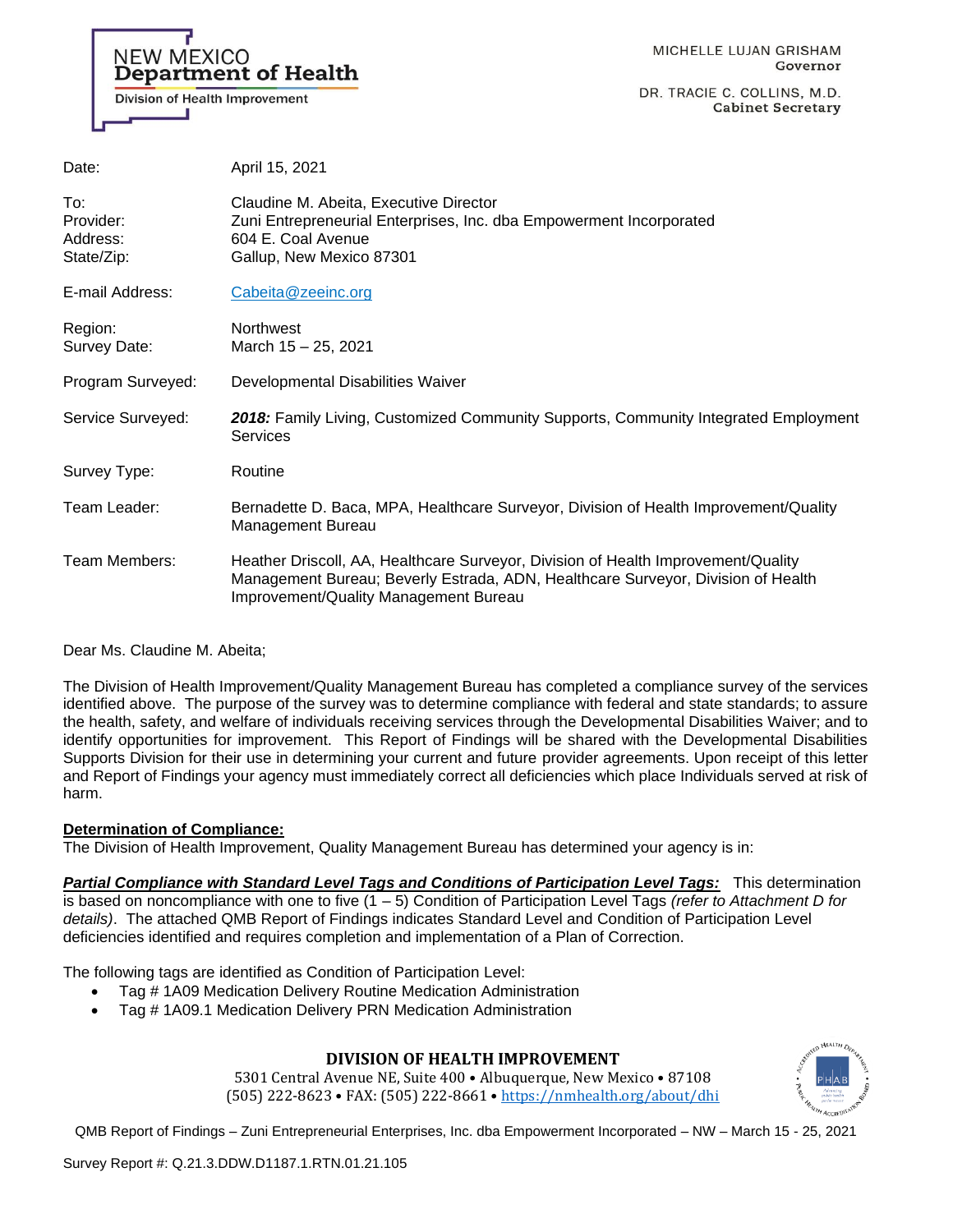NEW MEXICO
**Department of Health**
Division of Health Improvement

MICHELLE LUJAN GRISHAM
**Governor**

DR. TRACIE C. COLLINS, M.D.
**Cabinet Secretary**

| | |
|---|---|
| Date: | April 15, 2021 |
| To: | Claudine M. Abeita, Executive Director |
| Provider: | Zuni Entrepreneurial Enterprises, Inc. dba Empowerment Incorporated |
| Address: | 604 E. Coal Avenue |
| State/Zip: | Gallup, New Mexico 87301 |
| E-mail Address: | Cabeita@zeeinc.org |
| Region: | Northwest |
| Survey Date: | March 15 – 25, 2021 |
| Program Surveyed: | Developmental Disabilities Waiver |
| Service Surveyed: | ***2018:*** Family Living, Customized Community Supports, Community Integrated Employment Services |
| Survey Type: | Routine |
| Team Leader: | Bernadette D. Baca, MPA, Healthcare Surveyor, Division of Health Improvement/Quality Management Bureau |
| Team Members: | Heather Driscoll, AA, Healthcare Surveyor, Division of Health Improvement/Quality Management Bureau; Beverly Estrada, ADN, Healthcare Surveyor, Division of Health Improvement/Quality Management Bureau |

Dear Ms. Claudine M. Abeita;

The Division of Health Improvement/Quality Management Bureau has completed a compliance survey of the services identified above. The purpose of the survey was to determine compliance with federal and state standards; to assure the health, safety, and welfare of individuals receiving services through the Developmental Disabilities Waiver; and to identify opportunities for improvement. This Report of Findings will be shared with the Developmental Disabilities Supports Division for their use in determining your current and future provider agreements. Upon receipt of this letter and Report of Findings your agency must immediately correct all deficiencies which place Individuals served at risk of harm.

**Determination of Compliance:**

The Division of Health Improvement, Quality Management Bureau has determined your agency is in:

***Partial Compliance with Standard Level Tags and Conditions of Participation Level Tags:*** This determination is based on noncompliance with one to five (1 – 5) Condition of Participation Level Tags *(refer to Attachment D for details)*. The attached QMB Report of Findings indicates Standard Level and Condition of Participation Level deficiencies identified and requires completion and implementation of a Plan of Correction.

The following tags are identified as Condition of Participation Level:

- Tag # 1A09 Medication Delivery Routine Medication Administration
- Tag # 1A09.1 Medication Delivery PRN Medication Administration

**DIVISION OF HEALTH IMPROVEMENT**
5301 Central Avenue NE, Suite 400 • Albuquerque, New Mexico • 87108
(505) 222-8623 • FAX: (505) 222-8661 • https://nmhealth.org/about/dhi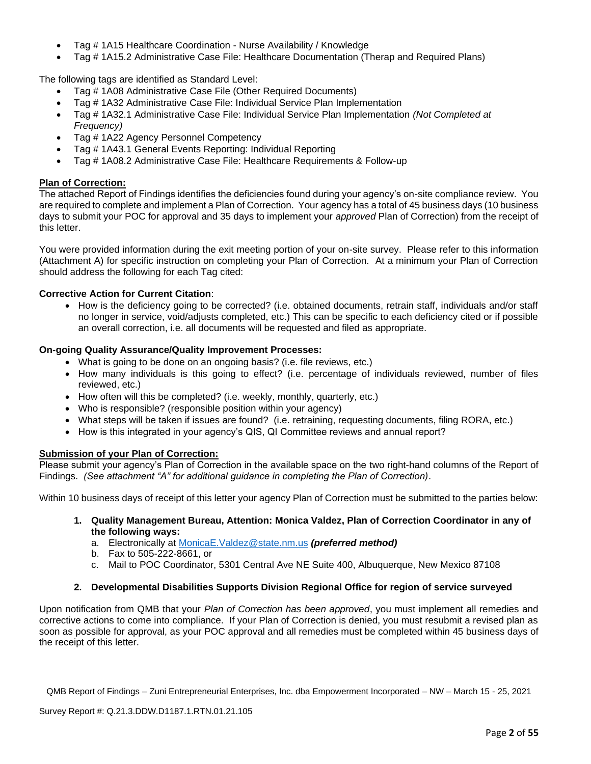- Tag # 1A15 Healthcare Coordination - Nurse Availability / Knowledge
- Tag # 1A15.2 Administrative Case File: Healthcare Documentation (Therap and Required Plans)

The following tags are identified as Standard Level:

- Tag # 1A08 Administrative Case File (Other Required Documents)
- Tag # 1A32 Administrative Case File: Individual Service Plan Implementation
- Tag # 1A32.1 Administrative Case File: Individual Service Plan Implementation *(Not Completed at Frequency)*
- Tag # 1A22 Agency Personnel Competency
- Tag # 1A43.1 General Events Reporting: Individual Reporting
- Tag # 1A08.2 Administrative Case File: Healthcare Requirements & Follow-up

**Plan of Correction:**

The attached Report of Findings identifies the deficiencies found during your agency's on-site compliance review. You are required to complete and implement a Plan of Correction. Your agency has a total of 45 business days (10 business days to submit your POC for approval and 35 days to implement your *approved* Plan of Correction) from the receipt of this letter.

You were provided information during the exit meeting portion of your on-site survey. Please refer to this information (Attachment A) for specific instruction on completing your Plan of Correction. At a minimum your Plan of Correction should address the following for each Tag cited:

**Corrective Action for Current Citation**:

- How is the deficiency going to be corrected? (i.e. obtained documents, retrain staff, individuals and/or staff no longer in service, void/adjusts completed, etc.) This can be specific to each deficiency cited or if possible an overall correction, i.e. all documents will be requested and filed as appropriate.

**On-going Quality Assurance/Quality Improvement Processes:**

- What is going to be done on an ongoing basis? (i.e. file reviews, etc.)
- How many individuals is this going to effect? (i.e. percentage of individuals reviewed, number of files reviewed, etc.)
- How often will this be completed? (i.e. weekly, monthly, quarterly, etc.)
- Who is responsible? (responsible position within your agency)
- What steps will be taken if issues are found? (i.e. retraining, requesting documents, filing RORA, etc.)
- How is this integrated in your agency's QIS, QI Committee reviews and annual report?

**Submission of your Plan of Correction:**

Please submit your agency's Plan of Correction in the available space on the two right-hand columns of the Report of Findings. *(See attachment "A" for additional guidance in completing the Plan of Correction)*.

Within 10 business days of receipt of this letter your agency Plan of Correction must be submitted to the parties below:

1. **Quality Management Bureau, Attention: Monica Valdez, Plan of Correction Coordinator in any of the following ways:**
   a. Electronically at MonicaE.Valdez@state.nm.us ***(preferred method)***
   b. Fax to 505-222-8661, or
   c. Mail to POC Coordinator, 5301 Central Ave NE Suite 400, Albuquerque, New Mexico 87108

2. **Developmental Disabilities Supports Division Regional Office for region of service surveyed**

Upon notification from QMB that your *Plan of Correction has been approved*, you must implement all remedies and corrective actions to come into compliance. If your Plan of Correction is denied, you must resubmit a revised plan as soon as possible for approval, as your POC approval and all remedies must be completed within 45 business days of the receipt of this letter.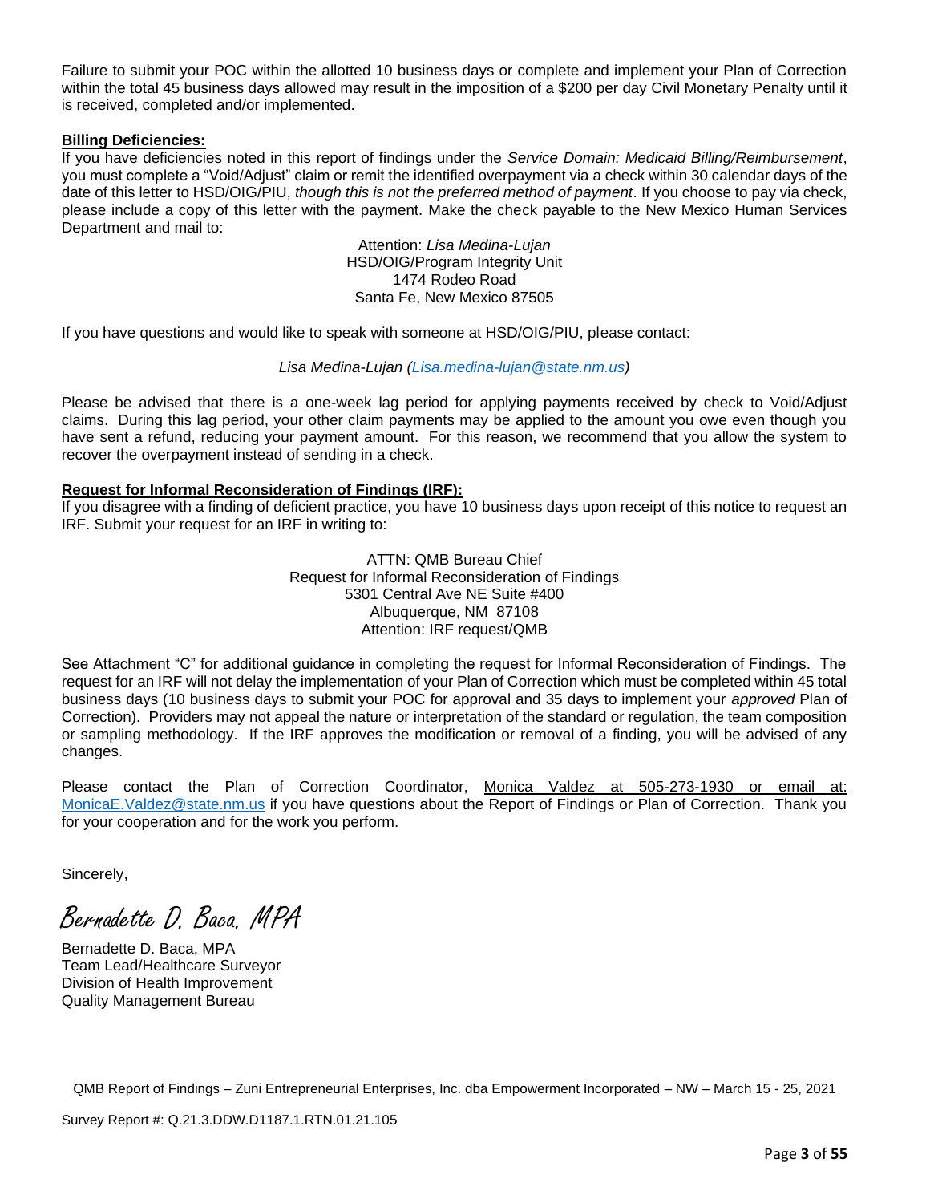Failure to submit your POC within the allotted 10 business days or complete and implement your Plan of Correction within the total 45 business days allowed may result in the imposition of a $200 per day Civil Monetary Penalty until it is received, completed and/or implemented.

**Billing Deficiencies:**

If you have deficiencies noted in this report of findings under the *Service Domain: Medicaid Billing/Reimbursement*, you must complete a "Void/Adjust" claim or remit the identified overpayment via a check within 30 calendar days of the date of this letter to HSD/OIG/PIU, *though this is not the preferred method of payment*. If you choose to pay via check, please include a copy of this letter with the payment. Make the check payable to the New Mexico Human Services Department and mail to:

Attention: *Lisa Medina-Lujan*
HSD/OIG/Program Integrity Unit
1474 Rodeo Road
Santa Fe, New Mexico 87505

If you have questions and would like to speak with someone at HSD/OIG/PIU, please contact:

*Lisa Medina-Lujan (Lisa.medina-lujan@state.nm.us)*

Please be advised that there is a one-week lag period for applying payments received by check to Void/Adjust claims. During this lag period, your other claim payments may be applied to the amount you owe even though you have sent a refund, reducing your payment amount. For this reason, we recommend that you allow the system to recover the overpayment instead of sending in a check.

**Request for Informal Reconsideration of Findings (IRF):**

If you disagree with a finding of deficient practice, you have 10 business days upon receipt of this notice to request an IRF. Submit your request for an IRF in writing to:

ATTN: QMB Bureau Chief
Request for Informal Reconsideration of Findings
5301 Central Ave NE Suite #400
Albuquerque, NM 87108
Attention: IRF request/QMB

See Attachment "C" for additional guidance in completing the request for Informal Reconsideration of Findings. The request for an IRF will not delay the implementation of your Plan of Correction which must be completed within 45 total business days (10 business days to submit your POC for approval and 35 days to implement your *approved* Plan of Correction). Providers may not appeal the nature or interpretation of the standard or regulation, the team composition or sampling methodology. If the IRF approves the modification or removal of a finding, you will be advised of any changes.

Please contact the Plan of Correction Coordinator, Monica Valdez at 505-273-1930 or email at: MonicaE.Valdez@state.nm.us if you have questions about the Report of Findings or Plan of Correction. Thank you for your cooperation and for the work you perform.

Sincerely,

*Bernadette D. Baca, MPA*

Bernadette D. Baca, MPA
Team Lead/Healthcare Surveyor
Division of Health Improvement
Quality Management Bureau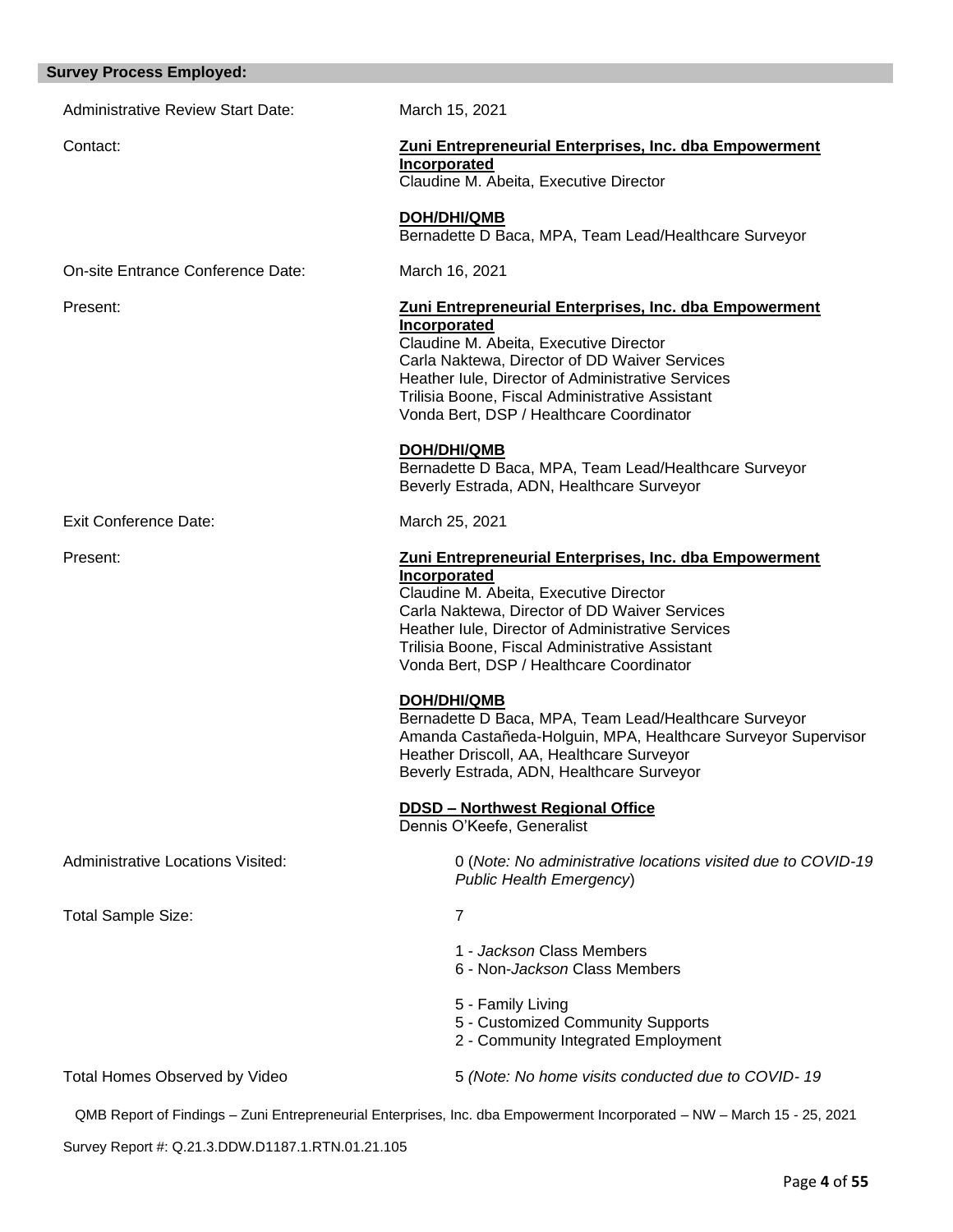## Survey Process Employed:

Administrative Review Start Date: March 15, 2021

Contact:

**Zuni Entrepreneurial Enterprises, Inc. dba Empowerment Incorporated**
Claudine M. Abeita, Executive Director

**DOH/DHI/QMB**
Bernadette D Baca, MPA, Team Lead/Healthcare Surveyor

On-site Entrance Conference Date: March 16, 2021

Present:

**Zuni Entrepreneurial Enterprises, Inc. dba Empowerment Incorporated**
Claudine M. Abeita, Executive Director
Carla Naktewa, Director of DD Waiver Services
Heather Iule, Director of Administrative Services
Trilisia Boone, Fiscal Administrative Assistant
Vonda Bert, DSP / Healthcare Coordinator

**DOH/DHI/QMB**
Bernadette D Baca, MPA, Team Lead/Healthcare Surveyor
Beverly Estrada, ADN, Healthcare Surveyor

Exit Conference Date: March 25, 2021

Present:

**Zuni Entrepreneurial Enterprises, Inc. dba Empowerment Incorporated**
Claudine M. Abeita, Executive Director
Carla Naktewa, Director of DD Waiver Services
Heather Iule, Director of Administrative Services
Trilisia Boone, Fiscal Administrative Assistant
Vonda Bert, DSP / Healthcare Coordinator

**DOH/DHI/QMB**
Bernadette D Baca, MPA, Team Lead/Healthcare Surveyor
Amanda Castañeda-Holguin, MPA, Healthcare Surveyor Supervisor
Heather Driscoll, AA, Healthcare Surveyor
Beverly Estrada, ADN, Healthcare Surveyor

**DDSD – Northwest Regional Office**
Dennis O'Keefe, Generalist

Administrative Locations Visited: 0 (*Note: No administrative locations visited due to COVID-19 Public Health Emergency*)

Total Sample Size: 7

- 1 - *Jackson* Class Members
- 6 - Non-*Jackson* Class Members

- 5 - Family Living
- 5 - Customized Community Supports
- 2 - Community Integrated Employment

Total Homes Observed by Video: 5 *(Note: No home visits conducted due to COVID- 19*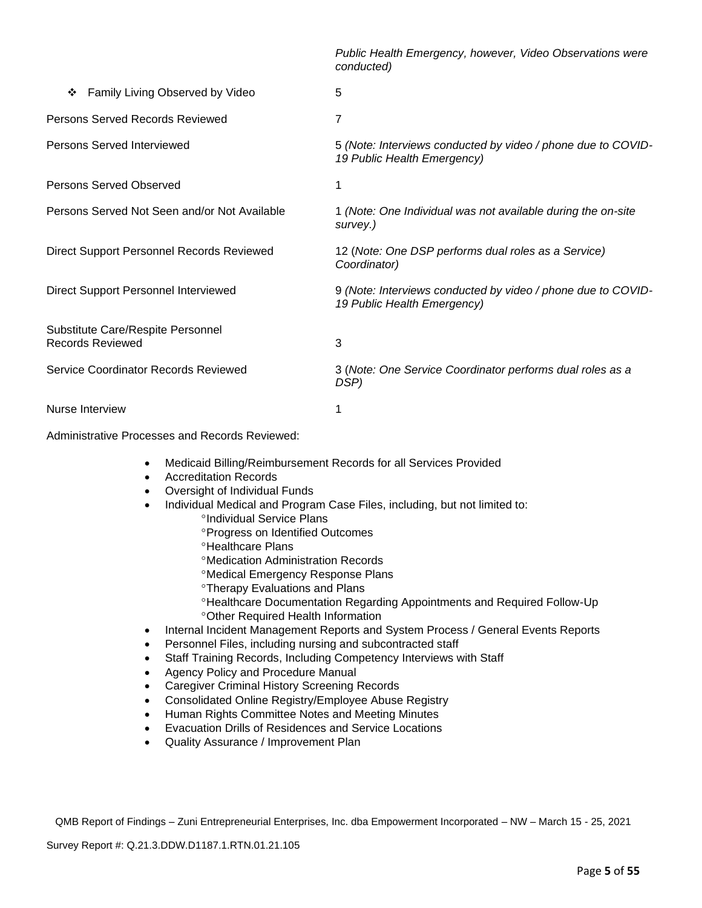| | |
|---|---|
| | *Public Health Emergency, however, Video Observations were conducted)* |
| ❖ Family Living Observed by Video | 5 |
| Persons Served Records Reviewed | 7 |
| Persons Served Interviewed | 5 *(Note: Interviews conducted by video / phone due to COVID-19 Public Health Emergency)* |
| Persons Served Observed | 1 |
| Persons Served Not Seen and/or Not Available | 1 *(Note: One Individual was not available during the on-site survey.)* |
| Direct Support Personnel Records Reviewed | 12 (*Note: One DSP performs dual roles as a Service) Coordinator)* |
| Direct Support Personnel Interviewed | 9 *(Note: Interviews conducted by video / phone due to COVID-19 Public Health Emergency)* |
| Substitute Care/Respite Personnel Records Reviewed | 3 |
| Service Coordinator Records Reviewed | 3 (*Note: One Service Coordinator performs dual roles as a DSP)* |
| Nurse Interview | 1 |

Administrative Processes and Records Reviewed:

- Medicaid Billing/Reimbursement Records for all Services Provided
- Accreditation Records
- Oversight of Individual Funds
- Individual Medical and Program Case Files, including, but not limited to:
  - °Individual Service Plans
  - °Progress on Identified Outcomes
  - °Healthcare Plans
  - °Medication Administration Records
  - °Medical Emergency Response Plans
  - °Therapy Evaluations and Plans
  - °Healthcare Documentation Regarding Appointments and Required Follow-Up
  - °Other Required Health Information
- Internal Incident Management Reports and System Process / General Events Reports
- Personnel Files, including nursing and subcontracted staff
- Staff Training Records, Including Competency Interviews with Staff
- Agency Policy and Procedure Manual
- Caregiver Criminal History Screening Records
- Consolidated Online Registry/Employee Abuse Registry
- Human Rights Committee Notes and Meeting Minutes
- Evacuation Drills of Residences and Service Locations
- Quality Assurance / Improvement Plan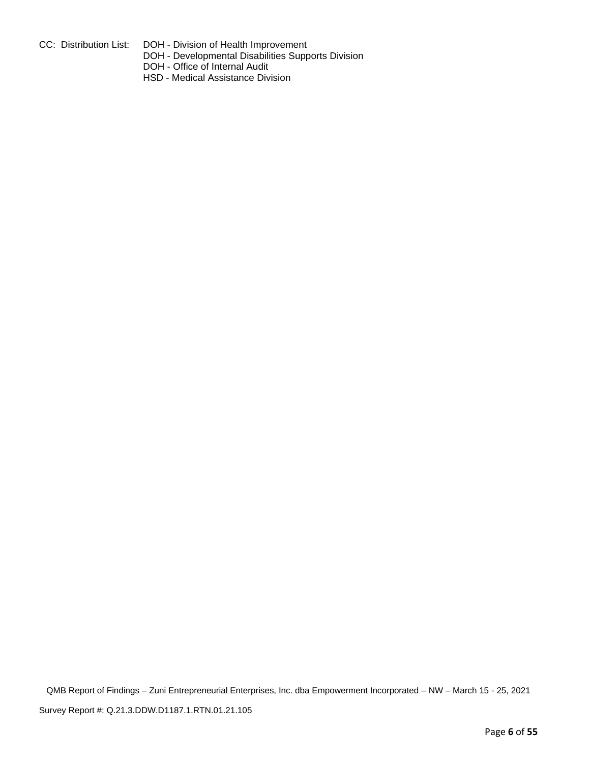CC: Distribution List: DOH - Division of Health Improvement
DOH - Developmental Disabilities Supports Division
DOH - Office of Internal Audit
HSD - Medical Assistance Division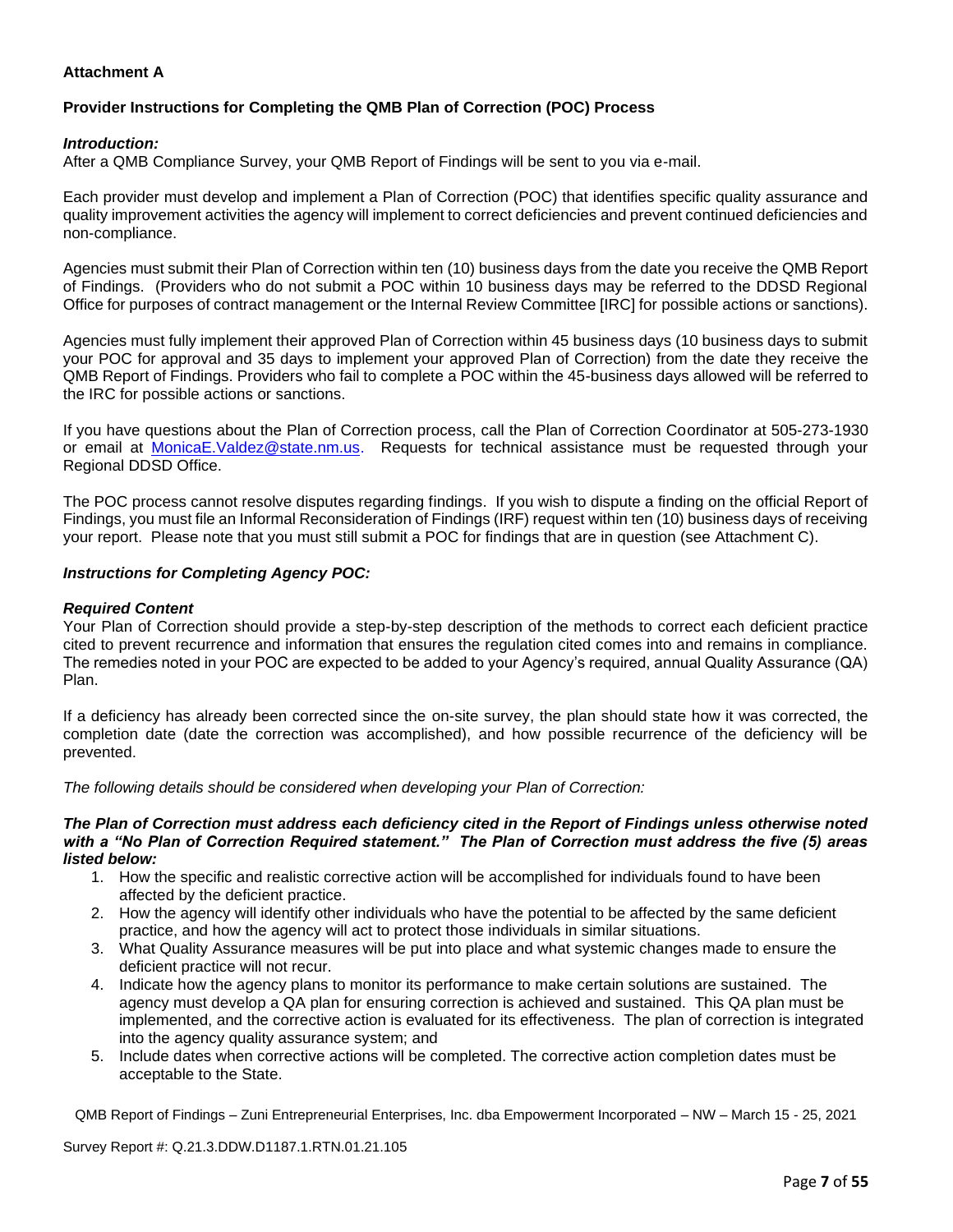**Attachment A**

**Provider Instructions for Completing the QMB Plan of Correction (POC) Process**

***Introduction:***
After a QMB Compliance Survey, your QMB Report of Findings will be sent to you via e-mail.

Each provider must develop and implement a Plan of Correction (POC) that identifies specific quality assurance and quality improvement activities the agency will implement to correct deficiencies and prevent continued deficiencies and non-compliance.

Agencies must submit their Plan of Correction within ten (10) business days from the date you receive the QMB Report of Findings. (Providers who do not submit a POC within 10 business days may be referred to the DDSD Regional Office for purposes of contract management or the Internal Review Committee [IRC] for possible actions or sanctions).

Agencies must fully implement their approved Plan of Correction within 45 business days (10 business days to submit your POC for approval and 35 days to implement your approved Plan of Correction) from the date they receive the QMB Report of Findings. Providers who fail to complete a POC within the 45-business days allowed will be referred to the IRC for possible actions or sanctions.

If you have questions about the Plan of Correction process, call the Plan of Correction Coordinator at 505-273-1930 or email at MonicaE.Valdez@state.nm.us. Requests for technical assistance must be requested through your Regional DDSD Office.

The POC process cannot resolve disputes regarding findings. If you wish to dispute a finding on the official Report of Findings, you must file an Informal Reconsideration of Findings (IRF) request within ten (10) business days of receiving your report. Please note that you must still submit a POC for findings that are in question (see Attachment C).

***Instructions for Completing Agency POC:***

***Required Content***
Your Plan of Correction should provide a step-by-step description of the methods to correct each deficient practice cited to prevent recurrence and information that ensures the regulation cited comes into and remains in compliance. The remedies noted in your POC are expected to be added to your Agency's required, annual Quality Assurance (QA) Plan.

If a deficiency has already been corrected since the on-site survey, the plan should state how it was corrected, the completion date (date the correction was accomplished), and how possible recurrence of the deficiency will be prevented.

*The following details should be considered when developing your Plan of Correction:*

***The Plan of Correction must address each deficiency cited in the Report of Findings unless otherwise noted with a "No Plan of Correction Required statement." The Plan of Correction must address the five (5) areas listed below:***

1. How the specific and realistic corrective action will be accomplished for individuals found to have been affected by the deficient practice.
2. How the agency will identify other individuals who have the potential to be affected by the same deficient practice, and how the agency will act to protect those individuals in similar situations.
3. What Quality Assurance measures will be put into place and what systemic changes made to ensure the deficient practice will not recur.
4. Indicate how the agency plans to monitor its performance to make certain solutions are sustained. The agency must develop a QA plan for ensuring correction is achieved and sustained. This QA plan must be implemented, and the corrective action is evaluated for its effectiveness. The plan of correction is integrated into the agency quality assurance system; and
5. Include dates when corrective actions will be completed. The corrective action completion dates must be acceptable to the State.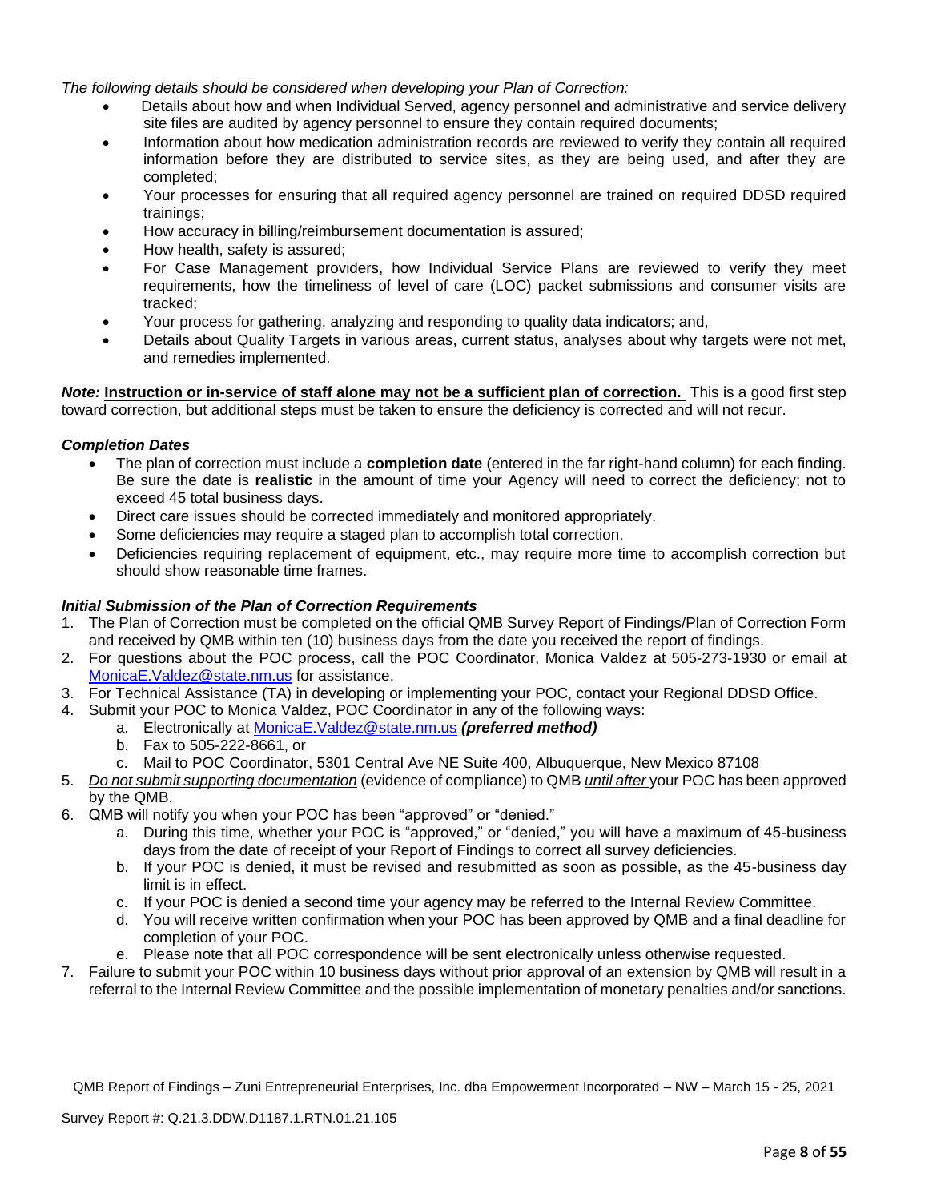*The following details should be considered when developing your Plan of Correction:*

- Details about how and when Individual Served, agency personnel and administrative and service delivery site files are audited by agency personnel to ensure they contain required documents;
- Information about how medication administration records are reviewed to verify they contain all required information before they are distributed to service sites, as they are being used, and after they are completed;
- Your processes for ensuring that all required agency personnel are trained on required DDSD required trainings;
- How accuracy in billing/reimbursement documentation is assured;
- How health, safety is assured;
- For Case Management providers, how Individual Service Plans are reviewed to verify they meet requirements, how the timeliness of level of care (LOC) packet submissions and consumer visits are tracked;
- Your process for gathering, analyzing and responding to quality data indicators; and,
- Details about Quality Targets in various areas, current status, analyses about why targets were not met, and remedies implemented.

***Note:*** **<u>Instruction or in-service of staff alone may not be a sufficient plan of correction.</u>** This is a good first step toward correction, but additional steps must be taken to ensure the deficiency is corrected and will not recur.

***Completion Dates***

- The plan of correction must include a **completion date** (entered in the far right-hand column) for each finding. Be sure the date is **realistic** in the amount of time your Agency will need to correct the deficiency; not to exceed 45 total business days.
- Direct care issues should be corrected immediately and monitored appropriately.
- Some deficiencies may require a staged plan to accomplish total correction.
- Deficiencies requiring replacement of equipment, etc., may require more time to accomplish correction but should show reasonable time frames.

***Initial Submission of the Plan of Correction Requirements***

1. The Plan of Correction must be completed on the official QMB Survey Report of Findings/Plan of Correction Form and received by QMB within ten (10) business days from the date you received the report of findings.
2. For questions about the POC process, call the POC Coordinator, Monica Valdez at 505-273-1930 or email at MonicaE.Valdez@state.nm.us for assistance.
3. For Technical Assistance (TA) in developing or implementing your POC, contact your Regional DDSD Office.
4. Submit your POC to Monica Valdez, POC Coordinator in any of the following ways:
   a. Electronically at MonicaE.Valdez@state.nm.us ***(preferred method)***
   b. Fax to 505-222-8661, or
   c. Mail to POC Coordinator, 5301 Central Ave NE Suite 400, Albuquerque, New Mexico 87108
5. *<u>Do not submit supporting documentation</u>* (evidence of compliance) to QMB *<u>until after</u>* your POC has been approved by the QMB.
6. QMB will notify you when your POC has been "approved" or "denied."
   a. During this time, whether your POC is "approved," or "denied," you will have a maximum of 45-business days from the date of receipt of your Report of Findings to correct all survey deficiencies.
   b. If your POC is denied, it must be revised and resubmitted as soon as possible, as the 45-business day limit is in effect.
   c. If your POC is denied a second time your agency may be referred to the Internal Review Committee.
   d. You will receive written confirmation when your POC has been approved by QMB and a final deadline for completion of your POC.
   e. Please note that all POC correspondence will be sent electronically unless otherwise requested.
7. Failure to submit your POC within 10 business days without prior approval of an extension by QMB will result in a referral to the Internal Review Committee and the possible implementation of monetary penalties and/or sanctions.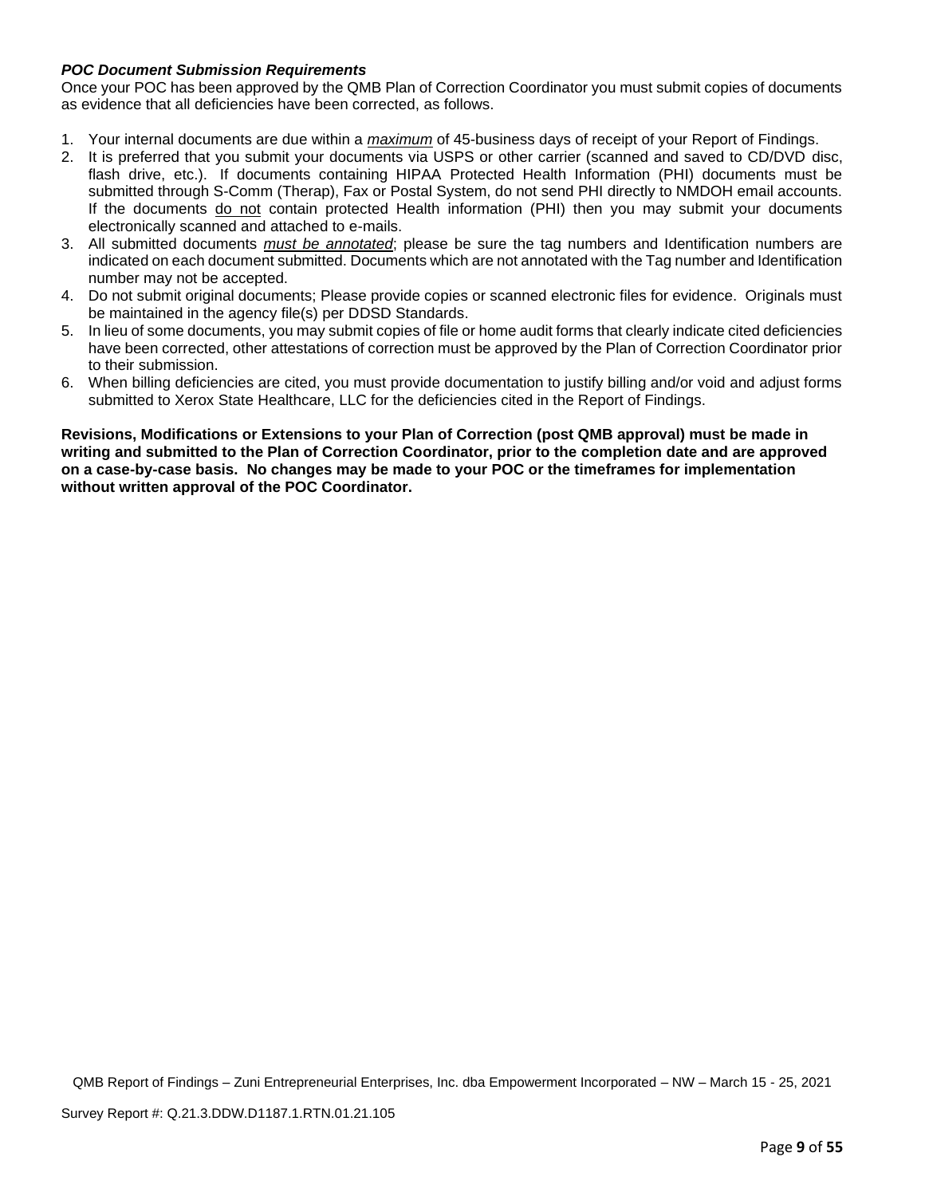***POC Document Submission Requirements***

Once your POC has been approved by the QMB Plan of Correction Coordinator you must submit copies of documents as evidence that all deficiencies have been corrected, as follows.

1. Your internal documents are due within a ***maximum*** of 45-business days of receipt of your Report of Findings.
2. It is preferred that you submit your documents via USPS or other carrier (scanned and saved to CD/DVD disc, flash drive, etc.). If documents containing HIPAA Protected Health Information (PHI) documents must be submitted through S-Comm (Therap), Fax or Postal System, do not send PHI directly to NMDOH email accounts. If the documents do not contain protected Health information (PHI) then you may submit your documents electronically scanned and attached to e-mails.
3. All submitted documents ***must be annotated***; please be sure the tag numbers and Identification numbers are indicated on each document submitted. Documents which are not annotated with the Tag number and Identification number may not be accepted.
4. Do not submit original documents; Please provide copies or scanned electronic files for evidence. Originals must be maintained in the agency file(s) per DDSD Standards.
5. In lieu of some documents, you may submit copies of file or home audit forms that clearly indicate cited deficiencies have been corrected, other attestations of correction must be approved by the Plan of Correction Coordinator prior to their submission.
6. When billing deficiencies are cited, you must provide documentation to justify billing and/or void and adjust forms submitted to Xerox State Healthcare, LLC for the deficiencies cited in the Report of Findings.

**Revisions, Modifications or Extensions to your Plan of Correction (post QMB approval) must be made in writing and submitted to the Plan of Correction Coordinator, prior to the completion date and are approved on a case-by-case basis. No changes may be made to your POC or the timeframes for implementation without written approval of the POC Coordinator.**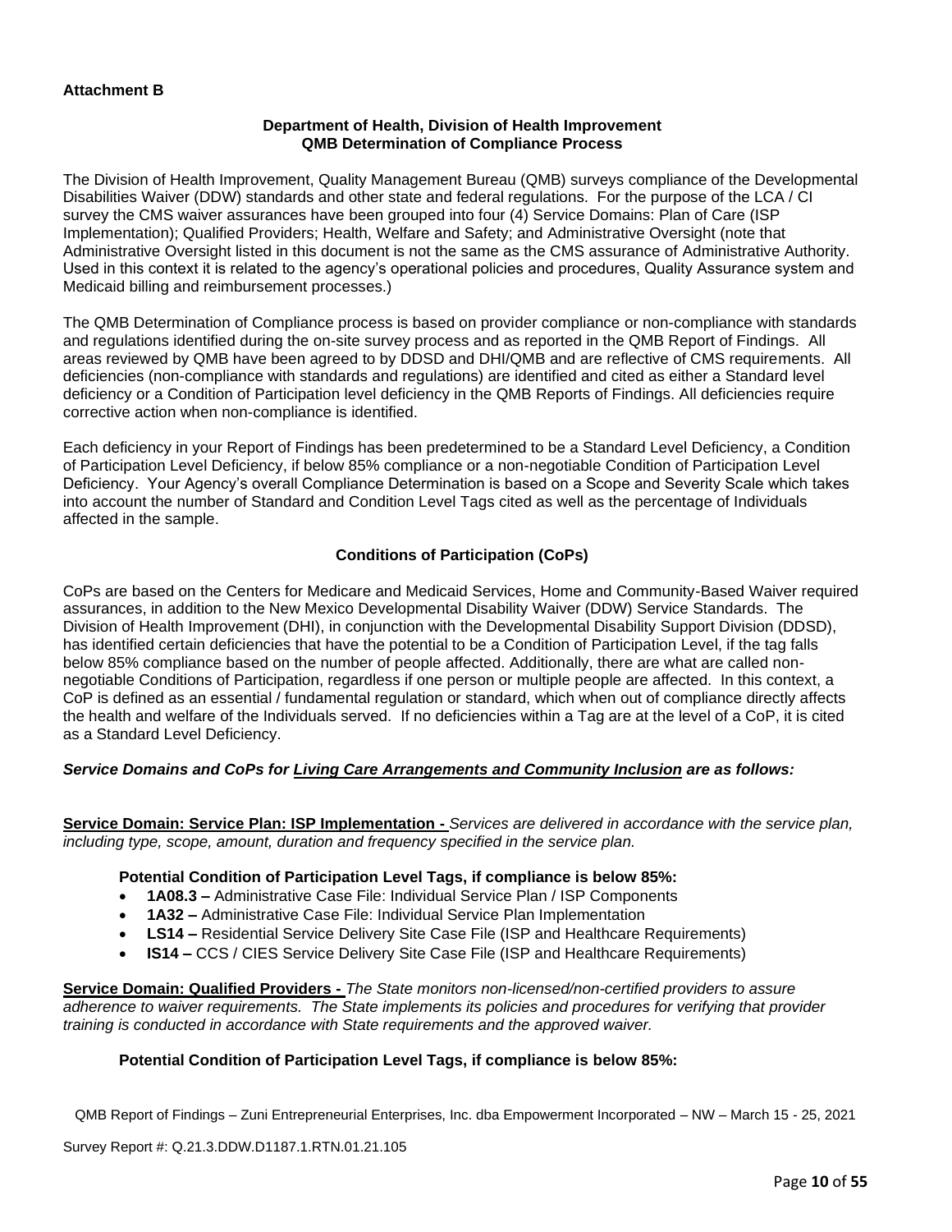**Attachment B**

**Department of Health, Division of Health Improvement**
**QMB Determination of Compliance Process**

The Division of Health Improvement, Quality Management Bureau (QMB) surveys compliance of the Developmental Disabilities Waiver (DDW) standards and other state and federal regulations. For the purpose of the LCA / CI survey the CMS waiver assurances have been grouped into four (4) Service Domains: Plan of Care (ISP Implementation); Qualified Providers; Health, Welfare and Safety; and Administrative Oversight (note that Administrative Oversight listed in this document is not the same as the CMS assurance of Administrative Authority. Used in this context it is related to the agency's operational policies and procedures, Quality Assurance system and Medicaid billing and reimbursement processes.)

The QMB Determination of Compliance process is based on provider compliance or non-compliance with standards and regulations identified during the on-site survey process and as reported in the QMB Report of Findings. All areas reviewed by QMB have been agreed to by DDSD and DHI/QMB and are reflective of CMS requirements. All deficiencies (non-compliance with standards and regulations) are identified and cited as either a Standard level deficiency or a Condition of Participation level deficiency in the QMB Reports of Findings. All deficiencies require corrective action when non-compliance is identified.

Each deficiency in your Report of Findings has been predetermined to be a Standard Level Deficiency, a Condition of Participation Level Deficiency, if below 85% compliance or a non-negotiable Condition of Participation Level Deficiency. Your Agency's overall Compliance Determination is based on a Scope and Severity Scale which takes into account the number of Standard and Condition Level Tags cited as well as the percentage of Individuals affected in the sample.

**Conditions of Participation (CoPs)**

CoPs are based on the Centers for Medicare and Medicaid Services, Home and Community-Based Waiver required assurances, in addition to the New Mexico Developmental Disability Waiver (DDW) Service Standards. The Division of Health Improvement (DHI), in conjunction with the Developmental Disability Support Division (DDSD), has identified certain deficiencies that have the potential to be a Condition of Participation Level, if the tag falls below 85% compliance based on the number of people affected. Additionally, there are what are called non-negotiable Conditions of Participation, regardless if one person or multiple people are affected. In this context, a CoP is defined as an essential / fundamental regulation or standard, which when out of compliance directly affects the health and welfare of the Individuals served. If no deficiencies within a Tag are at the level of a CoP, it is cited as a Standard Level Deficiency.

***Service Domains and CoPs for Living Care Arrangements and Community Inclusion are as follows:***

**Service Domain: Service Plan: ISP Implementation -** *Services are delivered in accordance with the service plan, including type, scope, amount, duration and frequency specified in the service plan.*

**Potential Condition of Participation Level Tags, if compliance is below 85%:**

- **1A08.3 –** Administrative Case File: Individual Service Plan / ISP Components
- **1A32 –** Administrative Case File: Individual Service Plan Implementation
- **LS14 –** Residential Service Delivery Site Case File (ISP and Healthcare Requirements)
- **IS14 –** CCS / CIES Service Delivery Site Case File (ISP and Healthcare Requirements)

**Service Domain: Qualified Providers -** *The State monitors non-licensed/non-certified providers to assure adherence to waiver requirements. The State implements its policies and procedures for verifying that provider training is conducted in accordance with State requirements and the approved waiver.*

**Potential Condition of Participation Level Tags, if compliance is below 85%:**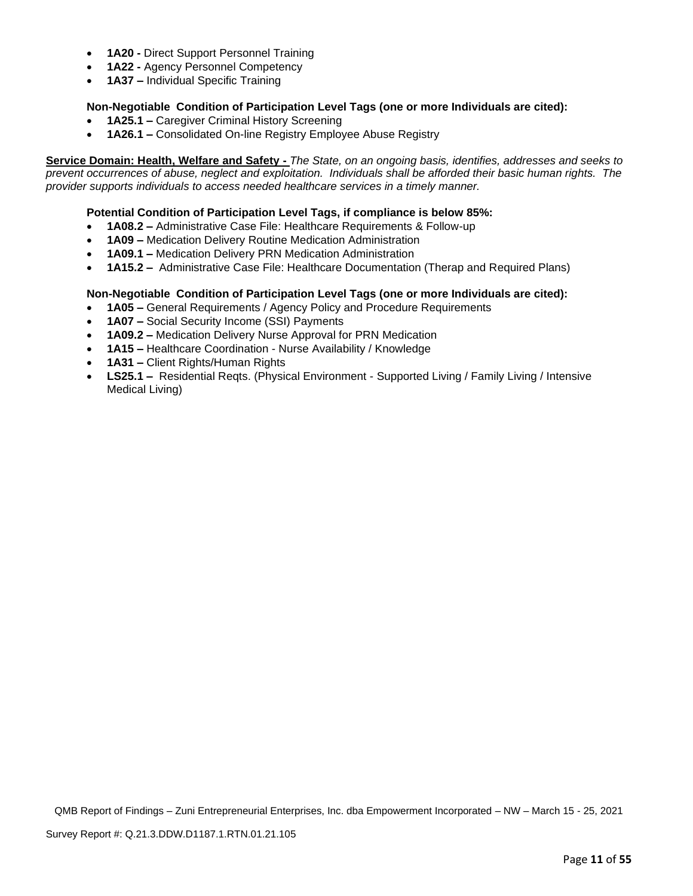- **1A20 -** Direct Support Personnel Training
- **1A22 -** Agency Personnel Competency
- **1A37 –** Individual Specific Training

**Non-Negotiable Condition of Participation Level Tags (one or more Individuals are cited):**

- **1A25.1 –** Caregiver Criminal History Screening
- **1A26.1 –** Consolidated On-line Registry Employee Abuse Registry

**Service Domain: Health, Welfare and Safety -** *The State, on an ongoing basis, identifies, addresses and seeks to prevent occurrences of abuse, neglect and exploitation. Individuals shall be afforded their basic human rights. The provider supports individuals to access needed healthcare services in a timely manner.*

**Potential Condition of Participation Level Tags, if compliance is below 85%:**

- **1A08.2 –** Administrative Case File: Healthcare Requirements & Follow-up
- **1A09 –** Medication Delivery Routine Medication Administration
- **1A09.1 –** Medication Delivery PRN Medication Administration
- **1A15.2 –** Administrative Case File: Healthcare Documentation (Therap and Required Plans)

**Non-Negotiable Condition of Participation Level Tags (one or more Individuals are cited):**

- **1A05 –** General Requirements / Agency Policy and Procedure Requirements
- **1A07 –** Social Security Income (SSI) Payments
- **1A09.2 –** Medication Delivery Nurse Approval for PRN Medication
- **1A15 –** Healthcare Coordination - Nurse Availability / Knowledge
- **1A31 –** Client Rights/Human Rights
- **LS25.1 –** Residential Reqts. (Physical Environment - Supported Living / Family Living / Intensive Medical Living)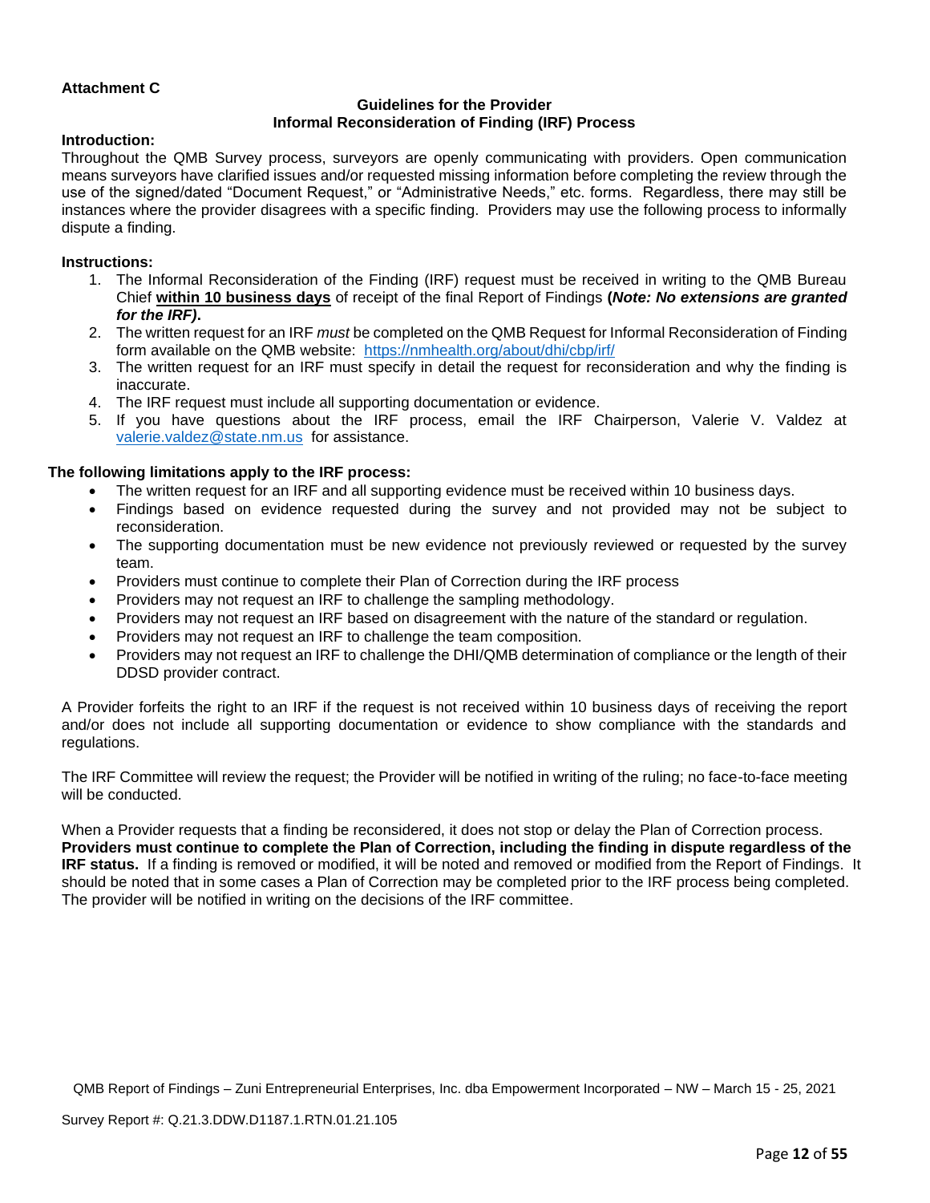**Attachment C**

**Guidelines for the Provider**
**Informal Reconsideration of Finding (IRF) Process**

**Introduction:**
Throughout the QMB Survey process, surveyors are openly communicating with providers. Open communication means surveyors have clarified issues and/or requested missing information before completing the review through the use of the signed/dated "Document Request," or "Administrative Needs," etc. forms. Regardless, there may still be instances where the provider disagrees with a specific finding. Providers may use the following process to informally dispute a finding.

**Instructions:**

1. The Informal Reconsideration of the Finding (IRF) request must be received in writing to the QMB Bureau Chief **within 10 business days** of receipt of the final Report of Findings **(*Note: No extensions are granted for the IRF)*.**
2. The written request for an IRF *must* be completed on the QMB Request for Informal Reconsideration of Finding form available on the QMB website: https://nmhealth.org/about/dhi/cbp/irf/
3. The written request for an IRF must specify in detail the request for reconsideration and why the finding is inaccurate.
4. The IRF request must include all supporting documentation or evidence.
5. If you have questions about the IRF process, email the IRF Chairperson, Valerie V. Valdez at valerie.valdez@state.nm.us for assistance.

**The following limitations apply to the IRF process:**

- The written request for an IRF and all supporting evidence must be received within 10 business days.
- Findings based on evidence requested during the survey and not provided may not be subject to reconsideration.
- The supporting documentation must be new evidence not previously reviewed or requested by the survey team.
- Providers must continue to complete their Plan of Correction during the IRF process
- Providers may not request an IRF to challenge the sampling methodology.
- Providers may not request an IRF based on disagreement with the nature of the standard or regulation.
- Providers may not request an IRF to challenge the team composition.
- Providers may not request an IRF to challenge the DHI/QMB determination of compliance or the length of their DDSD provider contract.

A Provider forfeits the right to an IRF if the request is not received within 10 business days of receiving the report and/or does not include all supporting documentation or evidence to show compliance with the standards and regulations.

The IRF Committee will review the request; the Provider will be notified in writing of the ruling; no face-to-face meeting will be conducted.

When a Provider requests that a finding be reconsidered, it does not stop or delay the Plan of Correction process. **Providers must continue to complete the Plan of Correction, including the finding in dispute regardless of the IRF status.** If a finding is removed or modified, it will be noted and removed or modified from the Report of Findings. It should be noted that in some cases a Plan of Correction may be completed prior to the IRF process being completed. The provider will be notified in writing on the decisions of the IRF committee.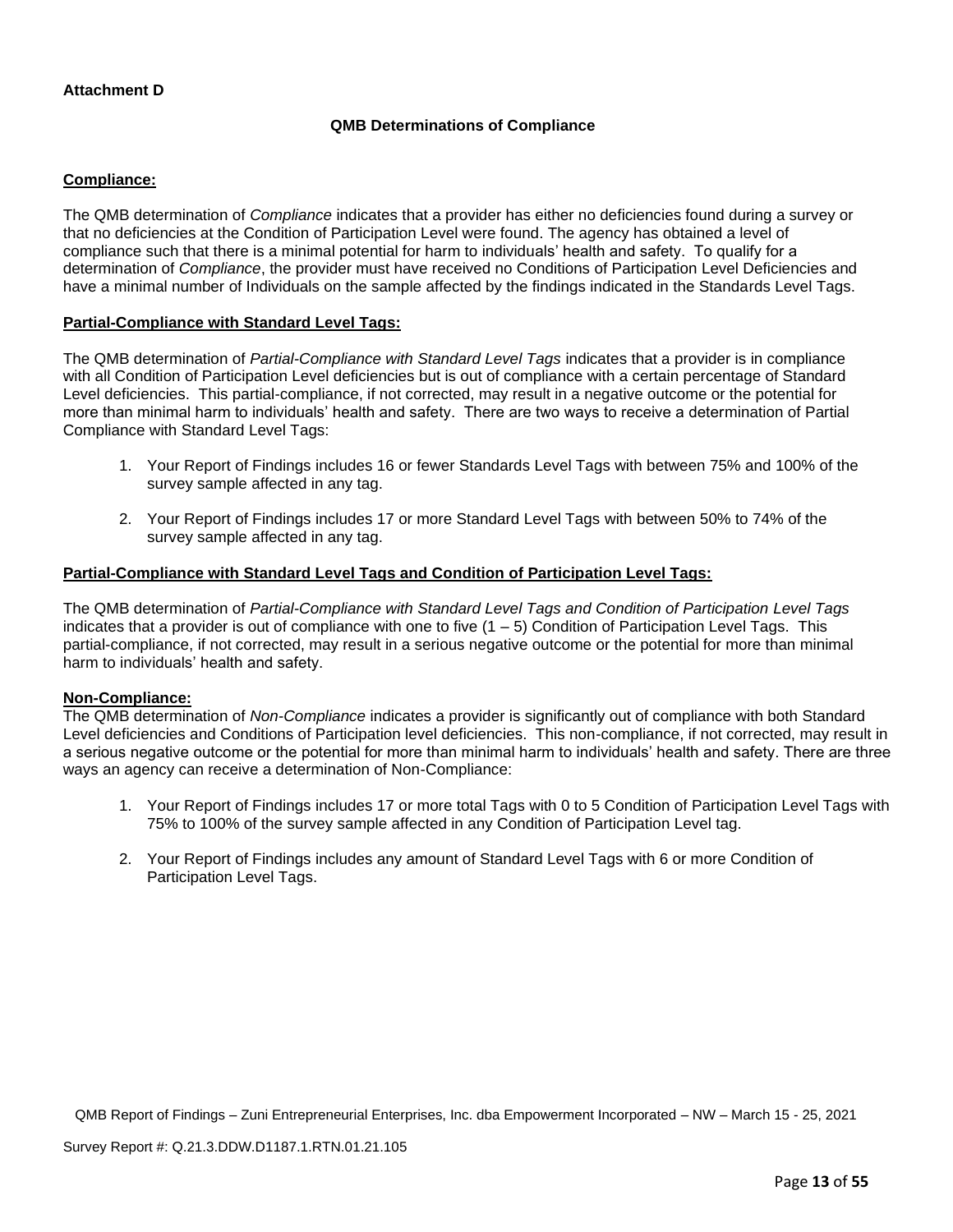**Attachment D**

### QMB Determinations of Compliance

**Compliance:**

The QMB determination of *Compliance* indicates that a provider has either no deficiencies found during a survey or that no deficiencies at the Condition of Participation Level were found. The agency has obtained a level of compliance such that there is a minimal potential for harm to individuals' health and safety. To qualify for a determination of *Compliance*, the provider must have received no Conditions of Participation Level Deficiencies and have a minimal number of Individuals on the sample affected by the findings indicated in the Standards Level Tags.

**Partial-Compliance with Standard Level Tags:**

The QMB determination of *Partial-Compliance with Standard Level Tags* indicates that a provider is in compliance with all Condition of Participation Level deficiencies but is out of compliance with a certain percentage of Standard Level deficiencies. This partial-compliance, if not corrected, may result in a negative outcome or the potential for more than minimal harm to individuals' health and safety. There are two ways to receive a determination of Partial Compliance with Standard Level Tags:

1. Your Report of Findings includes 16 or fewer Standards Level Tags with between 75% and 100% of the survey sample affected in any tag.
2. Your Report of Findings includes 17 or more Standard Level Tags with between 50% to 74% of the survey sample affected in any tag.

**Partial-Compliance with Standard Level Tags and Condition of Participation Level Tags:**

The QMB determination of *Partial-Compliance with Standard Level Tags and Condition of Participation Level Tags* indicates that a provider is out of compliance with one to five (1 – 5) Condition of Participation Level Tags. This partial-compliance, if not corrected, may result in a serious negative outcome or the potential for more than minimal harm to individuals' health and safety.

**Non-Compliance:**

The QMB determination of *Non-Compliance* indicates a provider is significantly out of compliance with both Standard Level deficiencies and Conditions of Participation level deficiencies. This non-compliance, if not corrected, may result in a serious negative outcome or the potential for more than minimal harm to individuals' health and safety. There are three ways an agency can receive a determination of Non-Compliance:

1. Your Report of Findings includes 17 or more total Tags with 0 to 5 Condition of Participation Level Tags with 75% to 100% of the survey sample affected in any Condition of Participation Level tag.
2. Your Report of Findings includes any amount of Standard Level Tags with 6 or more Condition of Participation Level Tags.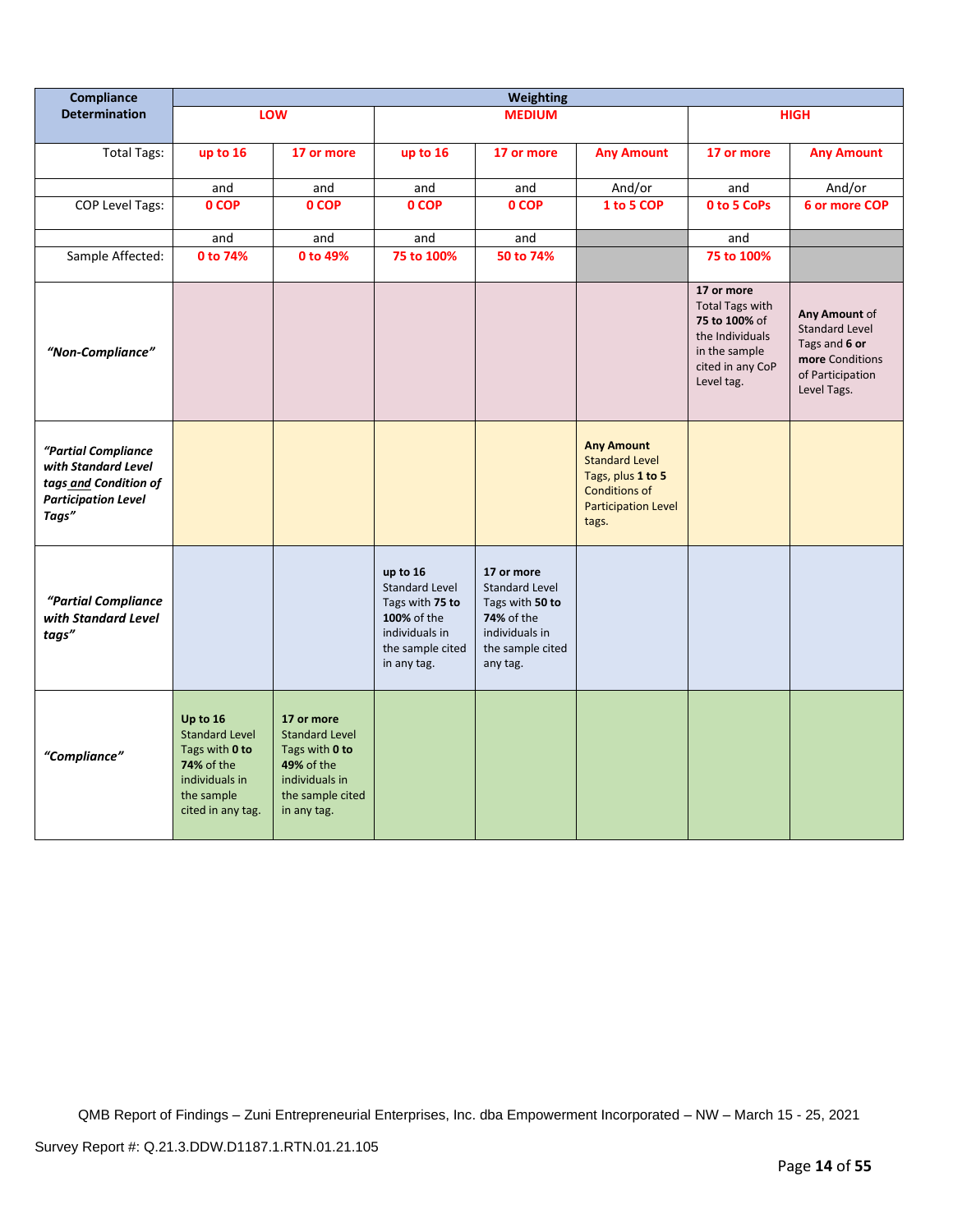| Compliance Determination | Weighting | | | | | | |
|---|---|---|---|---|---|---|---|
| | LOW | | MEDIUM | | | HIGH | |
| Total Tags: | up to 16 | 17 or more | up to 16 | 17 or more | Any Amount | 17 or more | Any Amount |
| | and | and | and | and | And/or | and | And/or |
| COP Level Tags: | 0 COP | 0 COP | 0 COP | 0 COP | 1 to 5 COP | 0 to 5 CoPs | 6 or more COP |
| | and | and | and | and | | and | |
| Sample Affected: | 0 to 74% | 0 to 49% | 75 to 100% | 50 to 74% | | 75 to 100% | |
| *"Non-Compliance"* | | | | | | **17 or more** Total Tags with **75 to 100%** of the Individuals in the sample cited in any CoP Level tag. | **Any Amount** of Standard Level Tags and **6 or more** Conditions of Participation Level Tags. |
| *"Partial Compliance with Standard Level tags and Condition of Participation Level Tags"* | | | | | **Any Amount** Standard Level Tags, plus **1 to 5** Conditions of Participation Level tags. | | |
| *"Partial Compliance with Standard Level tags"* | | | **up to 16** Standard Level Tags with **75 to 100%** of the individuals in the sample cited in any tag. | **17 or more** Standard Level Tags with **50 to 74%** of the individuals in the sample cited any tag. | | | |
| *"Compliance"* | **Up to 16** Standard Level Tags with **0 to 74%** of the individuals in the sample cited in any tag. | **17 or more** Standard Level Tags with **0 to 49%** of the individuals in the sample cited in any tag. | | | | | |

QMB Report of Findings – Zuni Entrepreneurial Enterprises, Inc. dba Empowerment Incorporated – NW – March 15 - 25, 2021

Survey Report #: Q.21.3.DDW.D1187.1.RTN.01.21.105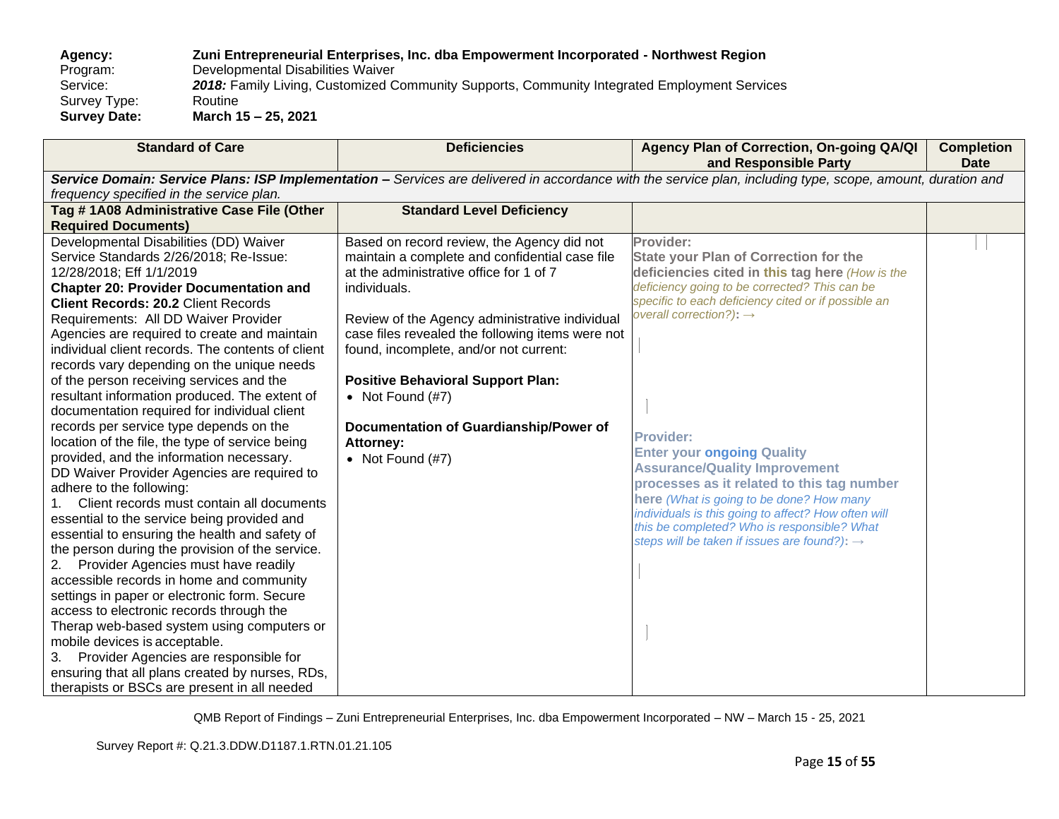**Agency:** **Zuni Entrepreneurial Enterprises, Inc. dba Empowerment Incorporated - Northwest Region**
Program: Developmental Disabilities Waiver
Service: ***2018:*** Family Living, Customized Community Supports, Community Integrated Employment Services
Survey Type: Routine
**Survey Date:** **March 15 – 25, 2021**

| Standard of Care | Deficiencies | Agency Plan of Correction, On-going QA/QI and Responsible Party | Completion Date |
|---|---|---|---|
| ***Service Domain: Service Plans: ISP Implementation –*** *Services are delivered in accordance with the service plan, including type, scope, amount, duration and frequency specified in the service plan.* | | | |
| **Tag # 1A08 Administrative Case File (Other Required Documents)** | **Standard Level Deficiency** | | |
| Developmental Disabilities (DD) Waiver Service Standards 2/26/2018; Re-Issue: 12/28/2018; Eff 1/1/2019<br>**Chapter 20: Provider Documentation and Client Records: 20.2** Client Records Requirements: All DD Waiver Provider Agencies are required to create and maintain individual client records. The contents of client records vary depending on the unique needs of the person receiving services and the resultant information produced. The extent of documentation required for individual client records per service type depends on the location of the file, the type of service being provided, and the information necessary.<br>DD Waiver Provider Agencies are required to adhere to the following:<br>1. Client records must contain all documents essential to the service being provided and essential to ensuring the health and safety of the person during the provision of the service.<br>2. Provider Agencies must have readily accessible records in home and community settings in paper or electronic form. Secure access to electronic records through the Therap web-based system using computers or mobile devices is acceptable.<br>3. Provider Agencies are responsible for ensuring that all plans created by nurses, RDs, therapists or BSCs are present in all needed | Based on record review, the Agency did not maintain a complete and confidential case file at the administrative office for 1 of 7 individuals.<br><br>Review of the Agency administrative individual case files revealed the following items were not found, incomplete, and/or not current:<br><br>**Positive Behavioral Support Plan:**<br>• Not Found (#7)<br><br>**Documentation of Guardianship/Power of Attorney:**<br>• Not Found (#7) | **Provider:**<br>**State your Plan of Correction for the deficiencies cited in this tag here** *(How is the deficiency going to be corrected? This can be specific to each deficiency cited or if possible an overall correction?):* →<br><br>**Provider:**<br>**Enter your ongoing Quality Assurance/Quality Improvement processes as it related to this tag number here** *(What is going to be done? How many individuals is this going to affect? How often will this be completed? Who is responsible? What steps will be taken if issues are found?):* → | |

QMB Report of Findings – Zuni Entrepreneurial Enterprises, Inc. dba Empowerment Incorporated – NW – March 15 - 25, 2021

Survey Report #: Q.21.3.DDW.D1187.1.RTN.01.21.105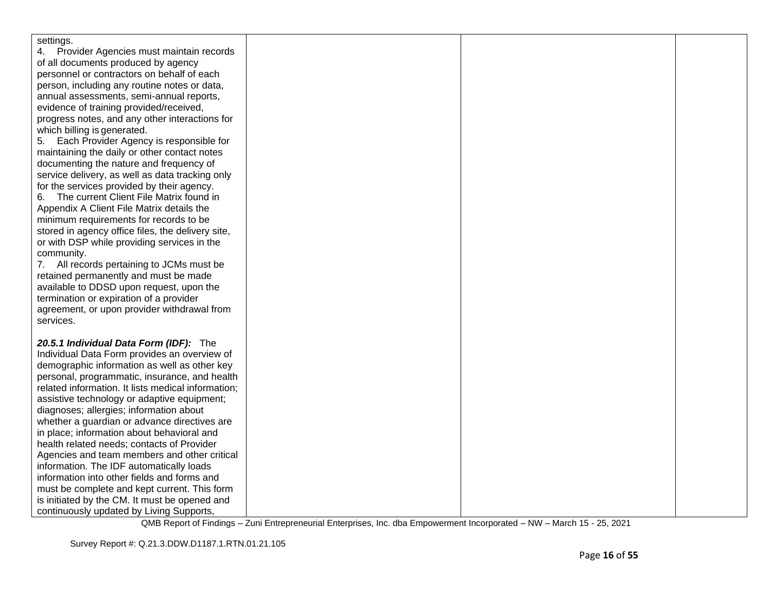| | | | |
|---|---|---|---|
| settings.<br>4. Provider Agencies must maintain records of all documents produced by agency personnel or contractors on behalf of each person, including any routine notes or data, annual assessments, semi-annual reports, evidence of training provided/received, progress notes, and any other interactions for which billing is generated.<br>5. Each Provider Agency is responsible for maintaining the daily or other contact notes documenting the nature and frequency of service delivery, as well as data tracking only for the services provided by their agency.<br>6. The current Client File Matrix found in Appendix A Client File Matrix details the minimum requirements for records to be stored in agency office files, the delivery site, or with DSP while providing services in the community.<br>7. All records pertaining to JCMs must be retained permanently and must be made available to DDSD upon request, upon the termination or expiration of a provider agreement, or upon provider withdrawal from services.<br><br>***20.5.1 Individual Data Form (IDF):*** The Individual Data Form provides an overview of demographic information as well as other key personal, programmatic, insurance, and health related information. It lists medical information; assistive technology or adaptive equipment; diagnoses; allergies; information about whether a guardian or advance directives are in place; information about behavioral and health related needs; contacts of Provider Agencies and team members and other critical information. The IDF automatically loads information into other fields and forms and must be complete and kept current. This form is initiated by the CM. It must be opened and continuously updated by Living Supports, | | | |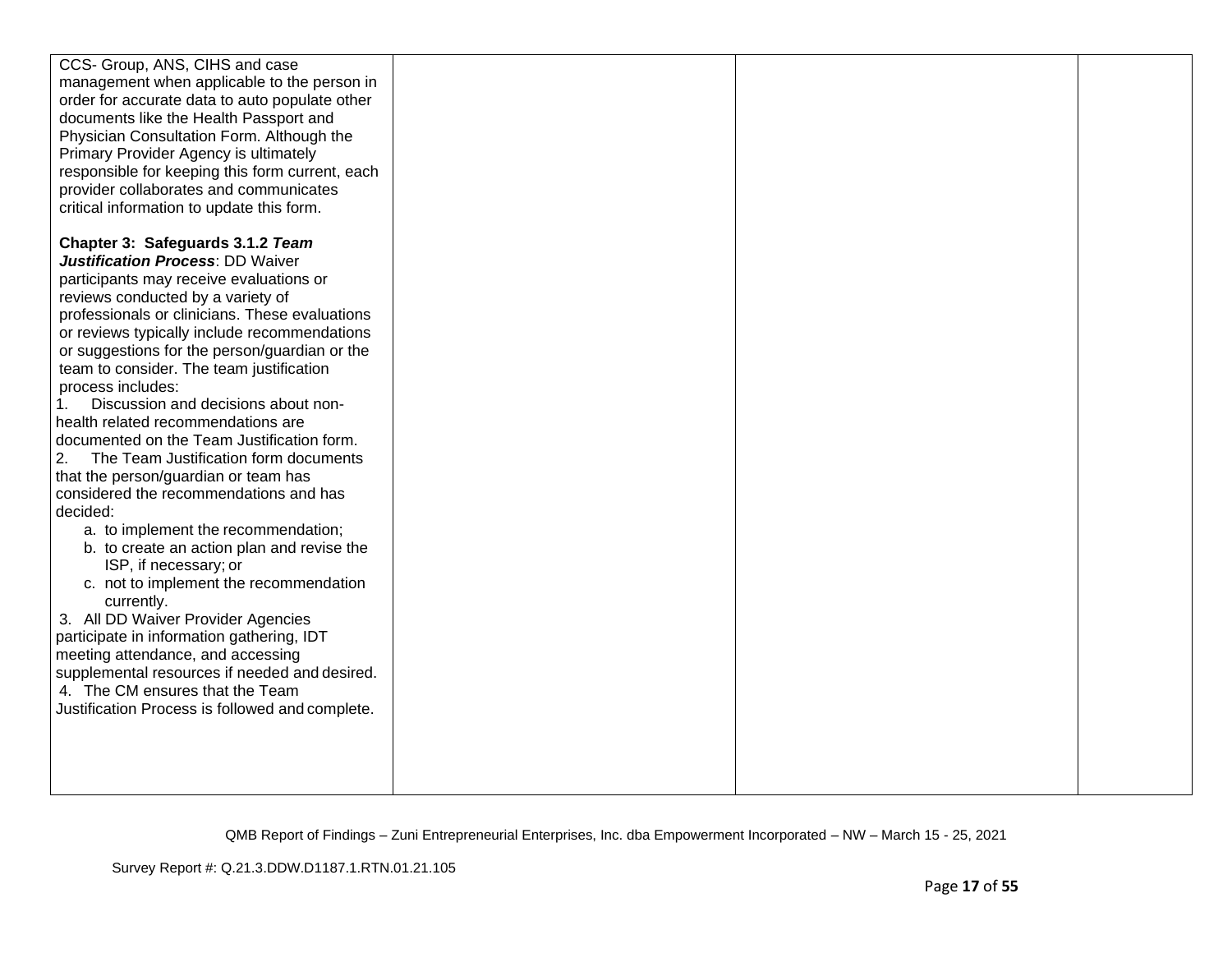| | | | |
|---|---|---|---|
| CCS- Group, ANS, CIHS and case management when applicable to the person in order for accurate data to auto populate other documents like the Health Passport and Physician Consultation Form. Although the Primary Provider Agency is ultimately responsible for keeping this form current, each provider collaborates and communicates critical information to update this form.<br><br>**Chapter 3: Safeguards 3.1.2 *Team Justification Process***: DD Waiver participants may receive evaluations or reviews conducted by a variety of professionals or clinicians. These evaluations or reviews typically include recommendations or suggestions for the person/guardian or the team to consider. The team justification process includes:<br>1. Discussion and decisions about non-health related recommendations are documented on the Team Justification form.<br>2. The Team Justification form documents that the person/guardian or team has considered the recommendations and has decided:<br>a. to implement the recommendation;<br>b. to create an action plan and revise the ISP, if necessary; or<br>c. not to implement the recommendation currently.<br>3. All DD Waiver Provider Agencies participate in information gathering, IDT meeting attendance, and accessing supplemental resources if needed and desired.<br>4. The CM ensures that the Team Justification Process is followed and complete. | | | |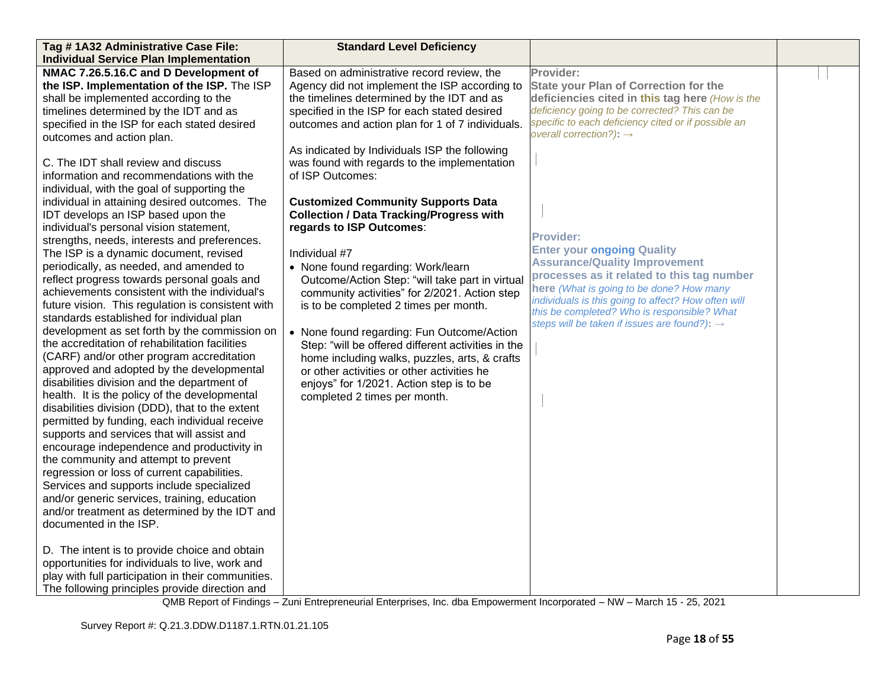| Tag # 1A32 Administrative Case File: Individual Service Plan Implementation | Standard Level Deficiency | | |
|---|---|---|---|
| **NMAC 7.26.5.16.C and D Development of the ISP. Implementation of the ISP.** The ISP shall be implemented according to the timelines determined by the IDT and as specified in the ISP for each stated desired outcomes and action plan.<br><br>C. The IDT shall review and discuss information and recommendations with the individual, with the goal of supporting the individual in attaining desired outcomes. The IDT develops an ISP based upon the individual's personal vision statement, strengths, needs, interests and preferences. The ISP is a dynamic document, revised periodically, as needed, and amended to reflect progress towards personal goals and achievements consistent with the individual's future vision. This regulation is consistent with standards established for individual plan development as set forth by the commission on the accreditation of rehabilitation facilities (CARF) and/or other program accreditation approved and adopted by the developmental disabilities division and the department of health. It is the policy of the developmental disabilities division (DDD), that to the extent permitted by funding, each individual receive supports and services that will assist and encourage independence and productivity in the community and attempt to prevent regression or loss of current capabilities. Services and supports include specialized and/or generic services, training, education and/or treatment as determined by the IDT and documented in the ISP.<br><br>D. The intent is to provide choice and obtain opportunities for individuals to live, work and play with full participation in their communities. The following principles provide direction and | Based on administrative record review, the Agency did not implement the ISP according to the timelines determined by the IDT and as specified in the ISP for each stated desired outcomes and action plan for 1 of 7 individuals.<br><br>As indicated by Individuals ISP the following was found with regards to the implementation of ISP Outcomes:<br><br>**Customized Community Supports Data Collection / Data Tracking/Progress with regards to ISP Outcomes**:<br><br>Individual #7<br>• None found regarding: Work/learn Outcome/Action Step: "will take part in virtual community activities" for 2/2021. Action step is to be completed 2 times per month.<br><br>• None found regarding: Fun Outcome/Action Step: "will be offered different activities in the home including walks, puzzles, arts, & crafts or other activities or other activities he enjoys" for 1/2021. Action step is to be completed 2 times per month. | **Provider:**<br>**State your Plan of Correction for the deficiencies cited in this tag here** *(How is the deficiency going to be corrected? This can be specific to each deficiency cited or if possible an overall correction?)*: →<br><br><br><br>**Provider:**<br>**Enter your ongoing Quality Assurance/Quality Improvement processes as it related to this tag number here** *(What is going to be done? How many individuals is this going to affect? How often will this be completed? Who is responsible? What steps will be taken if issues are found?)*: → | |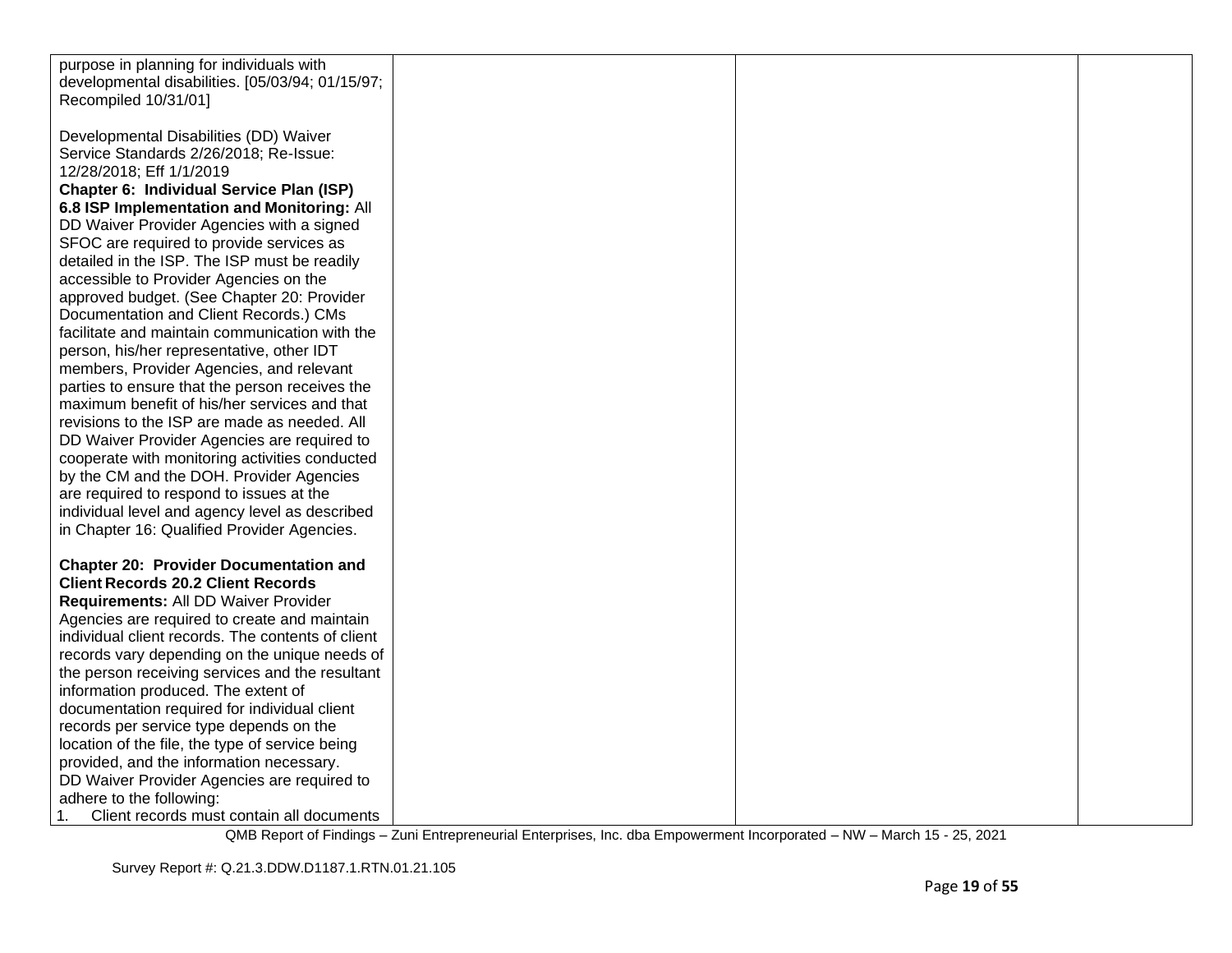| | | | |
|---|---|---|---|
| purpose in planning for individuals with developmental disabilities. [05/03/94; 01/15/97; Recompiled 10/31/01]<br><br>Developmental Disabilities (DD) Waiver Service Standards 2/26/2018; Re-Issue: 12/28/2018; Eff 1/1/2019<br>**Chapter 6: Individual Service Plan (ISP)**<br>**6.8 ISP Implementation and Monitoring:** All DD Waiver Provider Agencies with a signed SFOC are required to provide services as detailed in the ISP. The ISP must be readily accessible to Provider Agencies on the approved budget. (See Chapter 20: Provider Documentation and Client Records.) CMs facilitate and maintain communication with the person, his/her representative, other IDT members, Provider Agencies, and relevant parties to ensure that the person receives the maximum benefit of his/her services and that revisions to the ISP are made as needed. All DD Waiver Provider Agencies are required to cooperate with monitoring activities conducted by the CM and the DOH. Provider Agencies are required to respond to issues at the individual level and agency level as described in Chapter 16: Qualified Provider Agencies.<br><br>**Chapter 20: Provider Documentation and Client Records 20.2 Client Records Requirements:** All DD Waiver Provider Agencies are required to create and maintain individual client records. The contents of client records vary depending on the unique needs of the person receiving services and the resultant information produced. The extent of documentation required for individual client records per service type depends on the location of the file, the type of service being provided, and the information necessary.<br>DD Waiver Provider Agencies are required to adhere to the following:<br>1. Client records must contain all documents | | | |

QMB Report of Findings – Zuni Entrepreneurial Enterprises, Inc. dba Empowerment Incorporated – NW – March 15 - 25, 2021

Survey Report #: Q.21.3.DDW.D1187.1.RTN.01.21.105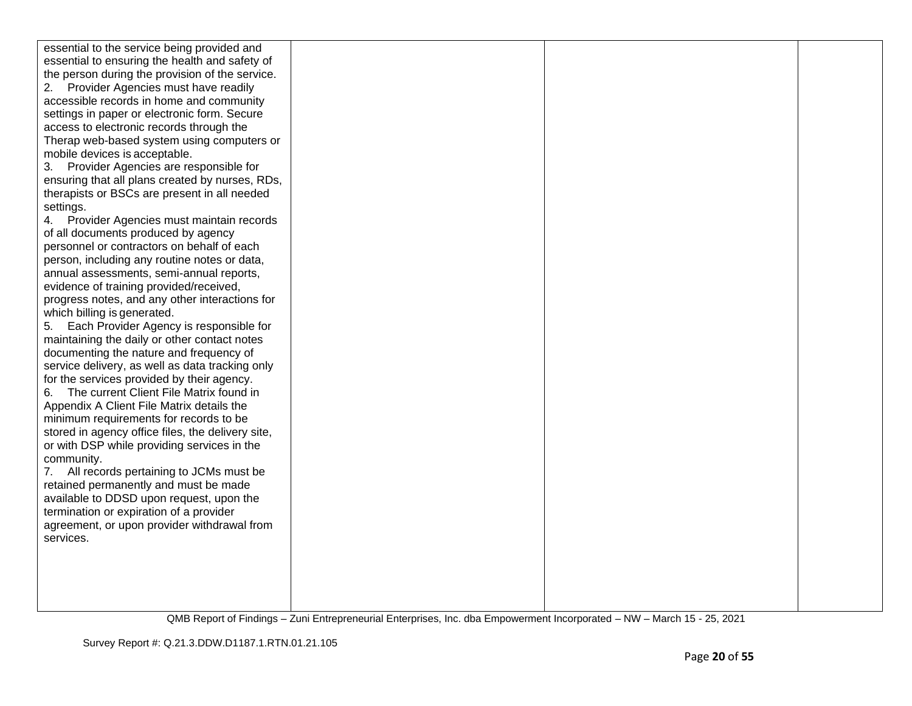| | | | |
|---|---|---|---|
| essential to the service being provided and essential to ensuring the health and safety of the person during the provision of the service.<br>2. Provider Agencies must have readily accessible records in home and community settings in paper or electronic form. Secure access to electronic records through the Therap web-based system using computers or mobile devices is acceptable.<br>3. Provider Agencies are responsible for ensuring that all plans created by nurses, RDs, therapists or BSCs are present in all needed settings.<br>4. Provider Agencies must maintain records of all documents produced by agency personnel or contractors on behalf of each person, including any routine notes or data, annual assessments, semi-annual reports, evidence of training provided/received, progress notes, and any other interactions for which billing is generated.<br>5. Each Provider Agency is responsible for maintaining the daily or other contact notes documenting the nature and frequency of service delivery, as well as data tracking only for the services provided by their agency.<br>6. The current Client File Matrix found in Appendix A Client File Matrix details the minimum requirements for records to be stored in agency office files, the delivery site, or with DSP while providing services in the community.<br>7. All records pertaining to JCMs must be retained permanently and must be made available to DDSD upon request, upon the termination or expiration of a provider agreement, or upon provider withdrawal from services. | | | |

QMB Report of Findings – Zuni Entrepreneurial Enterprises, Inc. dba Empowerment Incorporated – NW – March 15 - 25, 2021

Survey Report #: Q.21.3.DDW.D1187.1.RTN.01.21.105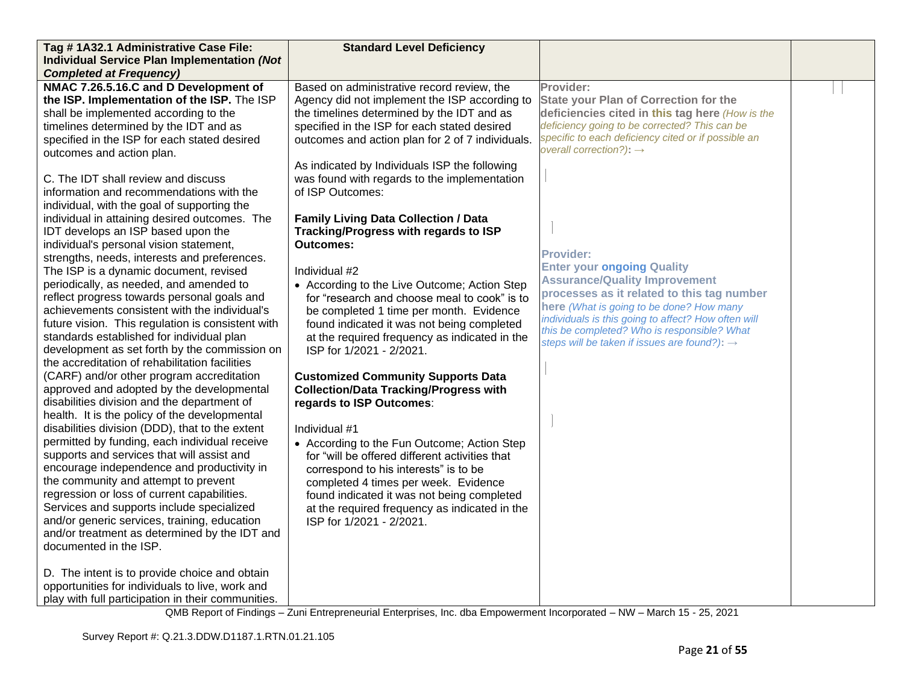| Tag # 1A32.1 Administrative Case File: Individual Service Plan Implementation *(Not Completed at Frequency)* | Standard Level Deficiency | | |
|---|---|---|---|
| **NMAC 7.26.5.16.C and D Development of the ISP. Implementation of the ISP.** The ISP shall be implemented according to the timelines determined by the IDT and as specified in the ISP for each stated desired outcomes and action plan.<br><br>C. The IDT shall review and discuss information and recommendations with the individual, with the goal of supporting the individual in attaining desired outcomes. The IDT develops an ISP based upon the individual's personal vision statement, strengths, needs, interests and preferences. The ISP is a dynamic document, revised periodically, as needed, and amended to reflect progress towards personal goals and achievements consistent with the individual's future vision. This regulation is consistent with standards established for individual plan development as set forth by the commission on the accreditation of rehabilitation facilities (CARF) and/or other program accreditation approved and adopted by the developmental disabilities division and the department of health. It is the policy of the developmental disabilities division (DDD), that to the extent permitted by funding, each individual receive supports and services that will assist and encourage independence and productivity in the community and attempt to prevent regression or loss of current capabilities. Services and supports include specialized and/or generic services, training, education and/or treatment as determined by the IDT and documented in the ISP.<br><br>D. The intent is to provide choice and obtain opportunities for individuals to live, work and play with full participation in their communities. | Based on administrative record review, the Agency did not implement the ISP according to the timelines determined by the IDT and as specified in the ISP for each stated desired outcomes and action plan for 2 of 7 individuals.<br><br>As indicated by Individuals ISP the following was found with regards to the implementation of ISP Outcomes:<br><br>**Family Living Data Collection / Data Tracking/Progress with regards to ISP Outcomes:**<br><br>Individual #2<br>• According to the Live Outcome; Action Step for "research and choose meal to cook" is to be completed 1 time per month. Evidence found indicated it was not being completed at the required frequency as indicated in the ISP for 1/2021 - 2/2021.<br><br>**Customized Community Supports Data Collection/Data Tracking/Progress with regards to ISP Outcomes**:<br><br>Individual #1<br>• According to the Fun Outcome; Action Step for "will be offered different activities that correspond to his interests" is to be completed 4 times per week. Evidence found indicated it was not being completed at the required frequency as indicated in the ISP for 1/2021 - 2/2021. | **Provider:**<br>**State your Plan of Correction for the deficiencies cited in this tag here** *(How is the deficiency going to be corrected? This can be specific to each deficiency cited or if possible an overall correction?)*: →<br><br>**Provider:**<br>**Enter your ongoing Quality Assurance/Quality Improvement processes as it related to this tag number here** *(What is going to be done? How many individuals is this going to affect? How often will this be completed? Who is responsible? What steps will be taken if issues are found?)*: → | |

QMB Report of Findings – Zuni Entrepreneurial Enterprises, Inc. dba Empowerment Incorporated – NW – March 15 - 25, 2021

Survey Report #: Q.21.3.DDW.D1187.1.RTN.01.21.105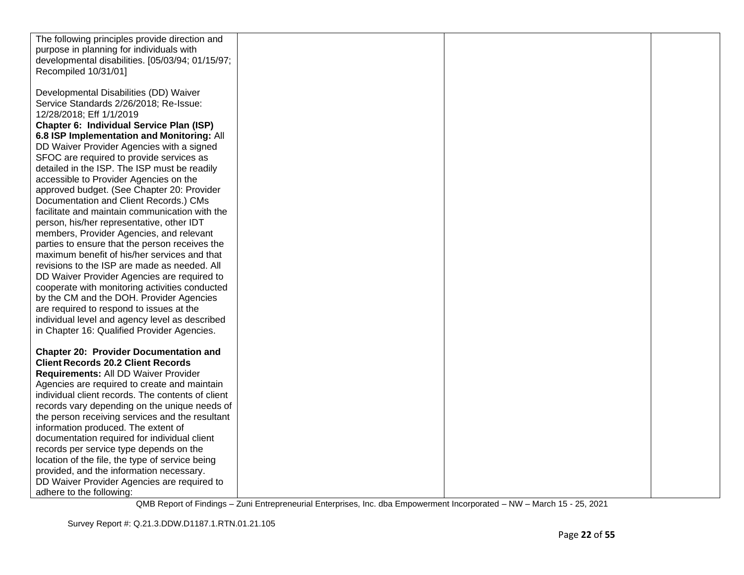| | | | |
|---|---|---|---|
| The following principles provide direction and purpose in planning for individuals with developmental disabilities. [05/03/94; 01/15/97; Recompiled 10/31/01]<br><br>Developmental Disabilities (DD) Waiver Service Standards 2/26/2018; Re-Issue: 12/28/2018; Eff 1/1/2019<br>**Chapter 6: Individual Service Plan (ISP)**<br>**6.8 ISP Implementation and Monitoring:** All DD Waiver Provider Agencies with a signed SFOC are required to provide services as detailed in the ISP. The ISP must be readily accessible to Provider Agencies on the approved budget. (See Chapter 20: Provider Documentation and Client Records.) CMs facilitate and maintain communication with the person, his/her representative, other IDT members, Provider Agencies, and relevant parties to ensure that the person receives the maximum benefit of his/her services and that revisions to the ISP are made as needed. All DD Waiver Provider Agencies are required to cooperate with monitoring activities conducted by the CM and the DOH. Provider Agencies are required to respond to issues at the individual level and agency level as described in Chapter 16: Qualified Provider Agencies.<br><br>**Chapter 20: Provider Documentation and Client Records 20.2 Client Records Requirements:** All DD Waiver Provider Agencies are required to create and maintain individual client records. The contents of client records vary depending on the unique needs of the person receiving services and the resultant information produced. The extent of documentation required for individual client records per service type depends on the location of the file, the type of service being provided, and the information necessary.<br>DD Waiver Provider Agencies are required to adhere to the following: | | | |

QMB Report of Findings – Zuni Entrepreneurial Enterprises, Inc. dba Empowerment Incorporated – NW – March 15 - 25, 2021

Survey Report #: Q.21.3.DDW.D1187.1.RTN.01.21.105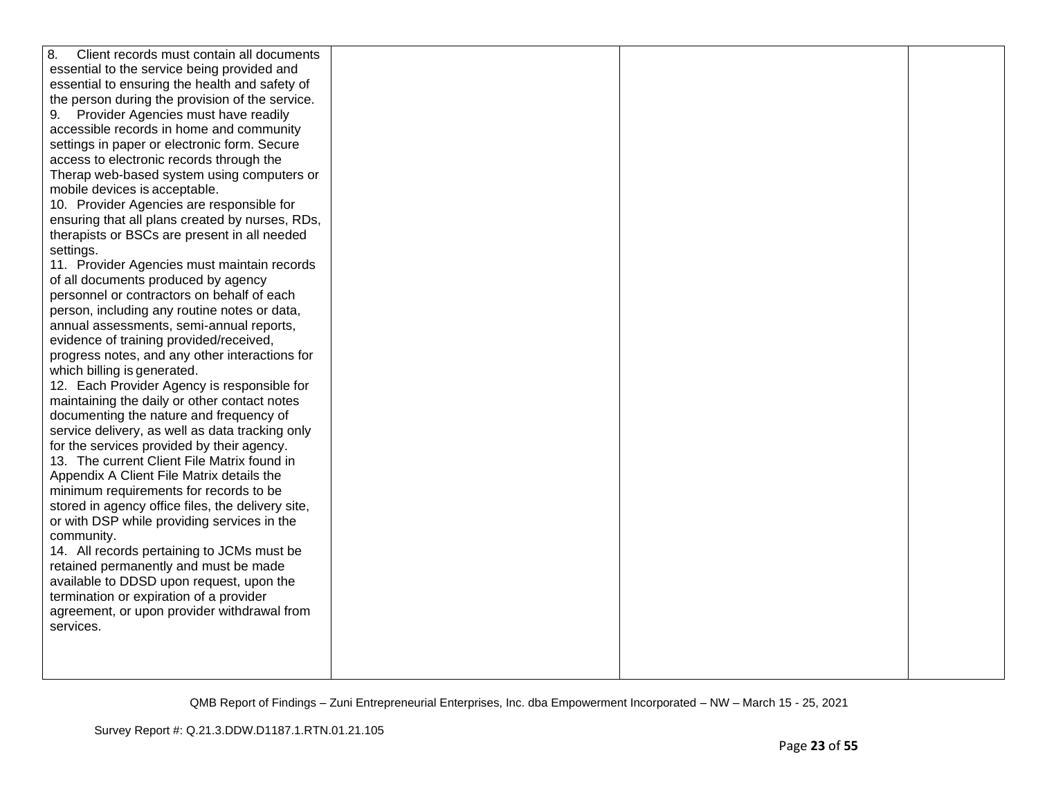| | | | |
|---|---|---|---|
| 8. Client records must contain all documents essential to the service being provided and essential to ensuring the health and safety of the person during the provision of the service.<br>9. Provider Agencies must have readily accessible records in home and community settings in paper or electronic form. Secure access to electronic records through the Therap web-based system using computers or mobile devices is acceptable.<br>10. Provider Agencies are responsible for ensuring that all plans created by nurses, RDs, therapists or BSCs are present in all needed settings.<br>11. Provider Agencies must maintain records of all documents produced by agency personnel or contractors on behalf of each person, including any routine notes or data, annual assessments, semi-annual reports, evidence of training provided/received, progress notes, and any other interactions for which billing is generated.<br>12. Each Provider Agency is responsible for maintaining the daily or other contact notes documenting the nature and frequency of service delivery, as well as data tracking only for the services provided by their agency.<br>13. The current Client File Matrix found in Appendix A Client File Matrix details the minimum requirements for records to be stored in agency office files, the delivery site, or with DSP while providing services in the community.<br>14. All records pertaining to JCMs must be retained permanently and must be made available to DDSD upon request, upon the termination or expiration of a provider agreement, or upon provider withdrawal from services. | | | |

QMB Report of Findings – Zuni Entrepreneurial Enterprises, Inc. dba Empowerment Incorporated – NW – March 15 - 25, 2021

Survey Report #: Q.21.3.DDW.D1187.1.RTN.01.21.105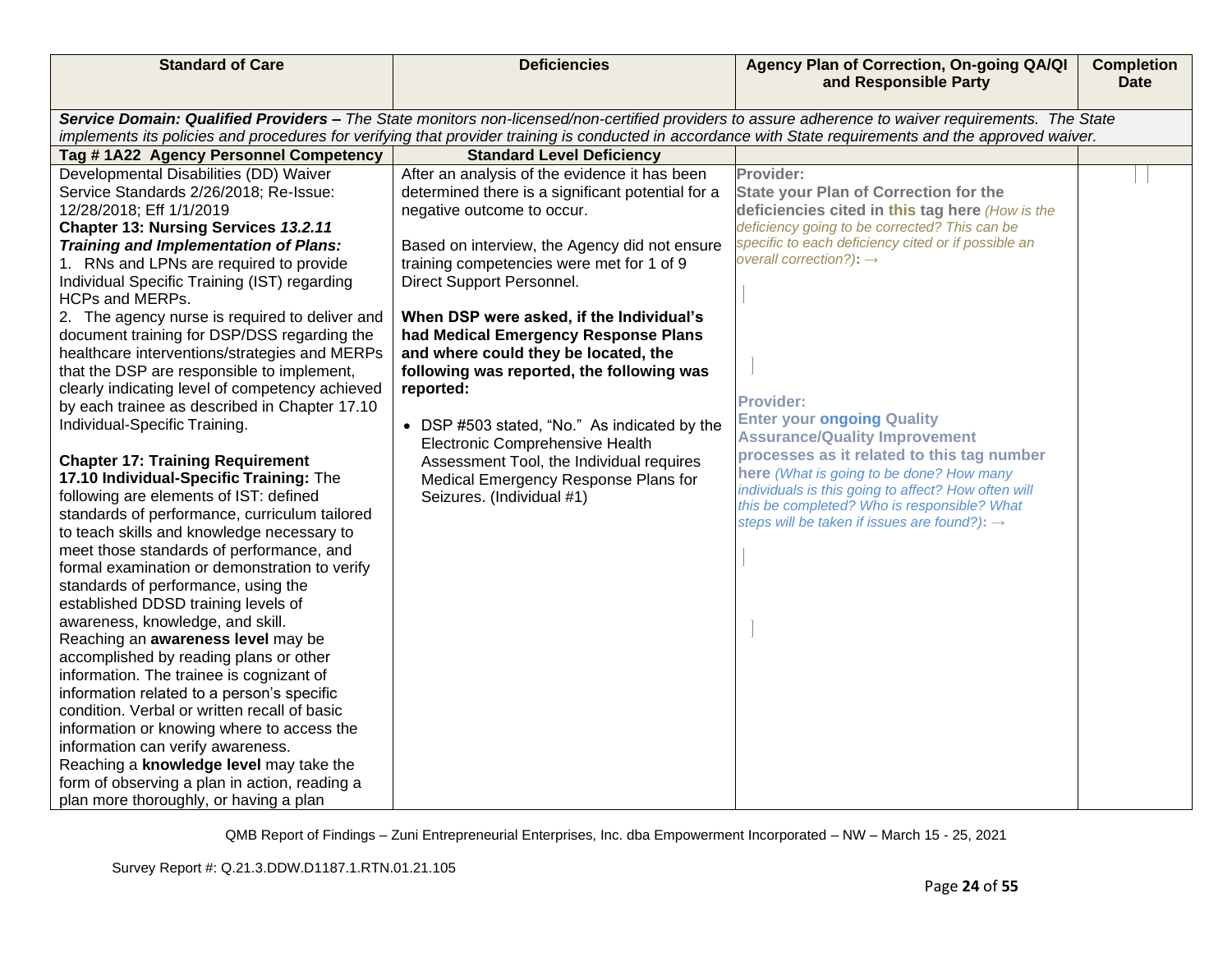| Standard of Care | Deficiencies | Agency Plan of Correction, On-going QA/QI and Responsible Party | Completion Date |
|---|---|---|---|
| ***Service Domain: Qualified Providers –*** *The State monitors non-licensed/non-certified providers to assure adherence to waiver requirements. The State implements its policies and procedures for verifying that provider training is conducted in accordance with State requirements and the approved waiver.* | | | |
| **Tag # 1A22 Agency Personnel Competency** | **Standard Level Deficiency** | | |
| Developmental Disabilities (DD) Waiver Service Standards 2/26/2018; Re-Issue: 12/28/2018; Eff 1/1/2019<br>**Chapter 13: Nursing Services *13.2.11 Training and Implementation of Plans:***<br>1. RNs and LPNs are required to provide Individual Specific Training (IST) regarding HCPs and MERPs.<br>2. The agency nurse is required to deliver and document training for DSP/DSS regarding the healthcare interventions/strategies and MERPs that the DSP are responsible to implement, clearly indicating level of competency achieved by each trainee as described in Chapter 17.10 Individual-Specific Training.<br><br>**Chapter 17: Training Requirement**<br>**17.10 Individual-Specific Training:** The following are elements of IST: defined standards of performance, curriculum tailored to teach skills and knowledge necessary to meet those standards of performance, and formal examination or demonstration to verify standards of performance, using the established DDSD training levels of awareness, knowledge, and skill.<br>Reaching an **awareness level** may be accomplished by reading plans or other information. The trainee is cognizant of information related to a person's specific condition. Verbal or written recall of basic information or knowing where to access the information can verify awareness.<br>Reaching a **knowledge level** may take the form of observing a plan in action, reading a plan more thoroughly, or having a plan | After an analysis of the evidence it has been determined there is a significant potential for a negative outcome to occur.<br><br>Based on interview, the Agency did not ensure training competencies were met for 1 of 9 Direct Support Personnel.<br><br>**When DSP were asked, if the Individual's had Medical Emergency Response Plans and where could they be located, the following was reported:**<br><br>• DSP #503 stated, "No." As indicated by the Electronic Comprehensive Health Assessment Tool, the Individual requires Medical Emergency Response Plans for Seizures. (Individual #1) | **Provider:**<br>**State your Plan of Correction for the deficiencies cited in this tag here** *(How is the deficiency going to be corrected? This can be specific to each deficiency cited or if possible an overall correction?)*: →<br><br><br><br>**Provider:**<br>**Enter your ongoing Quality Assurance/Quality Improvement processes as it related to this tag number here** *(What is going to be done? How many individuals is this going to affect? How often will this be completed? Who is responsible? What steps will be taken if issues are found?)*: → | |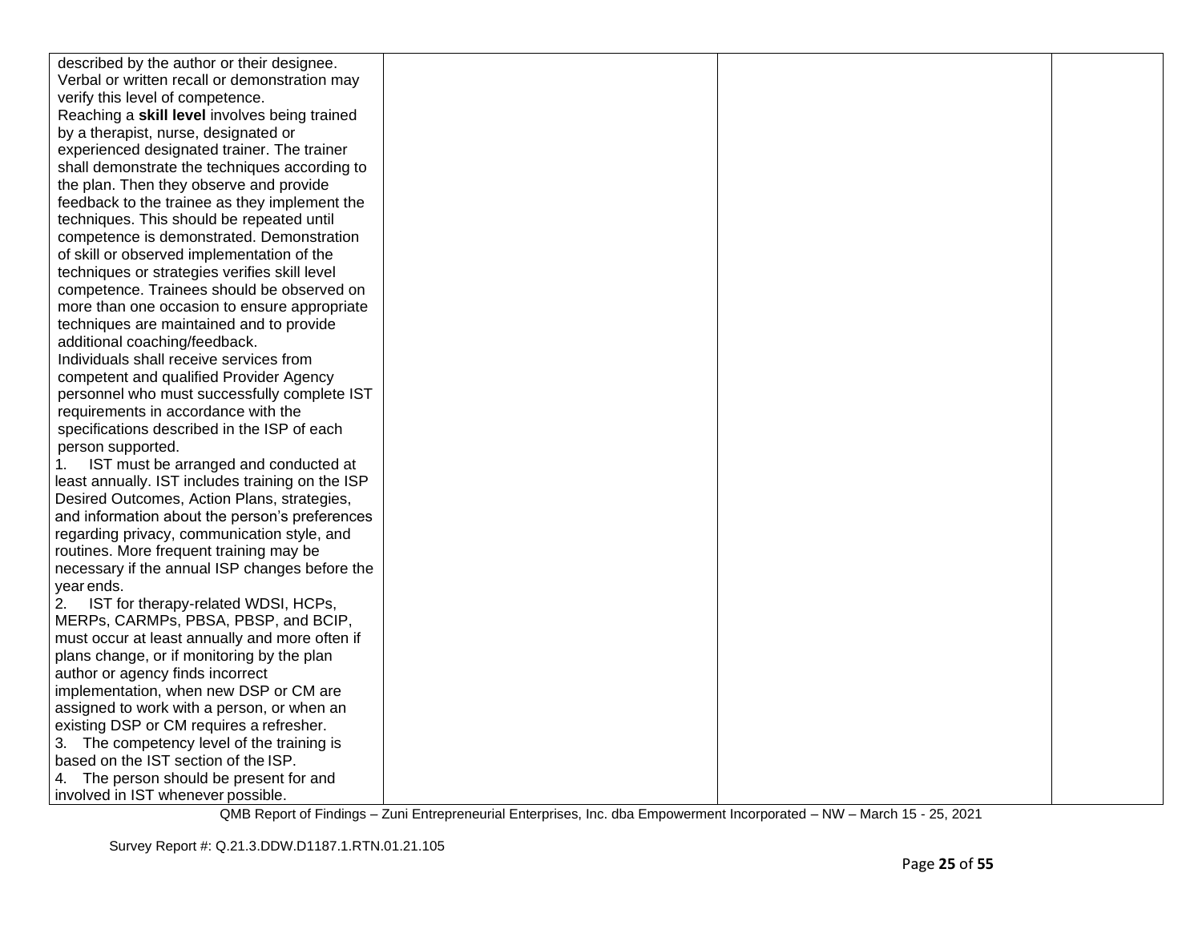| | | | |
|---|---|---|---|
| described by the author or their designee. Verbal or written recall or demonstration may verify this level of competence.<br>Reaching a **skill level** involves being trained by a therapist, nurse, designated or experienced designated trainer. The trainer shall demonstrate the techniques according to the plan. Then they observe and provide feedback to the trainee as they implement the techniques. This should be repeated until competence is demonstrated. Demonstration of skill or observed implementation of the techniques or strategies verifies skill level competence. Trainees should be observed on more than one occasion to ensure appropriate techniques are maintained and to provide additional coaching/feedback.<br>Individuals shall receive services from competent and qualified Provider Agency personnel who must successfully complete IST requirements in accordance with the specifications described in the ISP of each person supported.<br>1. IST must be arranged and conducted at least annually. IST includes training on the ISP Desired Outcomes, Action Plans, strategies, and information about the person's preferences regarding privacy, communication style, and routines. More frequent training may be necessary if the annual ISP changes before the year ends.<br>2. IST for therapy-related WDSI, HCPs, MERPs, CARMPs, PBSA, PBSP, and BCIP, must occur at least annually and more often if plans change, or if monitoring by the plan author or agency finds incorrect implementation, when new DSP or CM are assigned to work with a person, or when an existing DSP or CM requires a refresher.<br>3. The competency level of the training is based on the IST section of the ISP.<br>4. The person should be present for and involved in IST whenever possible. | | | |

QMB Report of Findings – Zuni Entrepreneurial Enterprises, Inc. dba Empowerment Incorporated – NW – March 15 - 25, 2021

Survey Report #: Q.21.3.DDW.D1187.1.RTN.01.21.105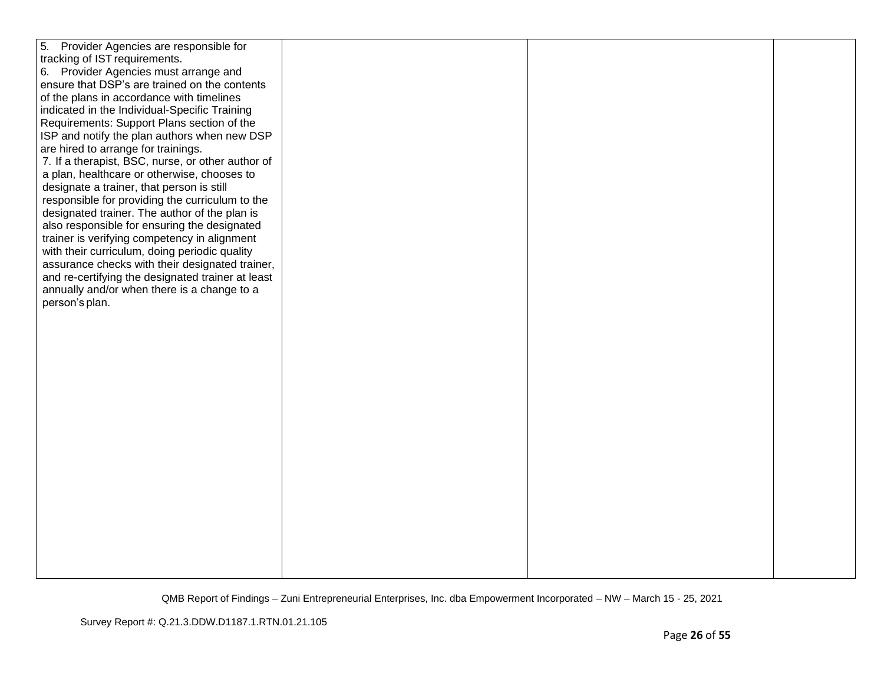| | | | |
|---|---|---|---|
| 5. Provider Agencies are responsible for tracking of IST requirements.<br>6. Provider Agencies must arrange and ensure that DSP's are trained on the contents of the plans in accordance with timelines indicated in the Individual-Specific Training Requirements: Support Plans section of the ISP and notify the plan authors when new DSP are hired to arrange for trainings.<br>7. If a therapist, BSC, nurse, or other author of a plan, healthcare or otherwise, chooses to designate a trainer, that person is still responsible for providing the curriculum to the designated trainer. The author of the plan is also responsible for ensuring the designated trainer is verifying competency in alignment with their curriculum, doing periodic quality assurance checks with their designated trainer, and re-certifying the designated trainer at least annually and/or when there is a change to a person's plan. | | | |

QMB Report of Findings – Zuni Entrepreneurial Enterprises, Inc. dba Empowerment Incorporated – NW – March 15 - 25, 2021

Survey Report #: Q.21.3.DDW.D1187.1.RTN.01.21.105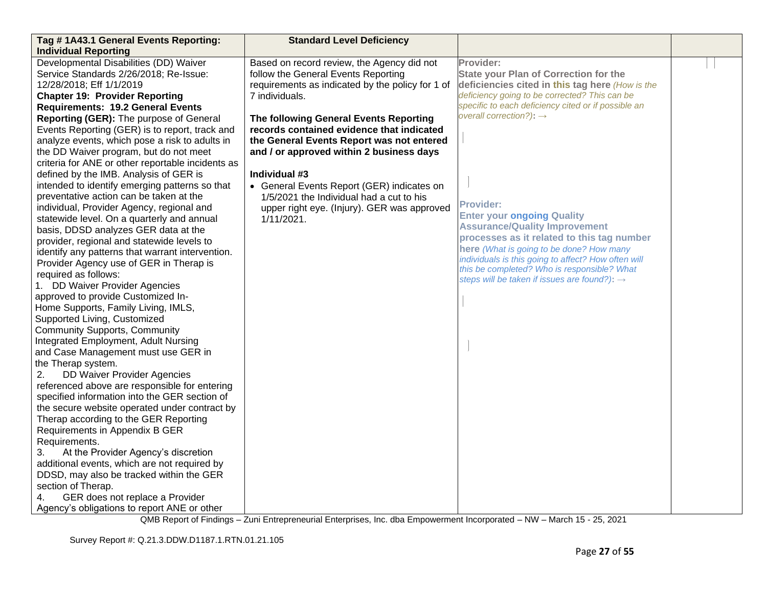| Tag # 1A43.1 General Events Reporting: Individual Reporting | Standard Level Deficiency | | |
|---|---|---|---|
| Developmental Disabilities (DD) Waiver Service Standards 2/26/2018; Re-Issue: 12/28/2018; Eff 1/1/2019<br>**Chapter 19: Provider Reporting Requirements: 19.2 General Events Reporting (GER):** The purpose of General Events Reporting (GER) is to report, track and analyze events, which pose a risk to adults in the DD Waiver program, but do not meet criteria for ANE or other reportable incidents as defined by the IMB. Analysis of GER is intended to identify emerging patterns so that preventative action can be taken at the individual, Provider Agency, regional and statewide level. On a quarterly and annual basis, DDSD analyzes GER data at the provider, regional and statewide levels to identify any patterns that warrant intervention. Provider Agency use of GER in Therap is required as follows:<br>1. DD Waiver Provider Agencies approved to provide Customized In-Home Supports, Family Living, IMLS, Supported Living, Customized Community Supports, Community Integrated Employment, Adult Nursing and Case Management must use GER in the Therap system.<br>2. DD Waiver Provider Agencies referenced above are responsible for entering specified information into the GER section of the secure website operated under contract by Therap according to the GER Reporting Requirements in Appendix B GER Requirements.<br>3. At the Provider Agency's discretion additional events, which are not required by DDSD, may also be tracked within the GER section of Therap.<br>4. GER does not replace a Provider Agency's obligations to report ANE or other | Based on record review, the Agency did not follow the General Events Reporting requirements as indicated by the policy for 1 of 7 individuals.<br><br>**The following General Events Reporting records contained evidence that indicated the General Events Report was not entered and / or approved within 2 business days**<br><br>**Individual #3**<br>• General Events Report (GER) indicates on 1/5/2021 the Individual had a cut to his upper right eye. (Injury). GER was approved 1/11/2021. | **Provider:**<br>**State your Plan of Correction for the deficiencies cited in this tag here** *(How is the deficiency going to be corrected? This can be specific to each deficiency cited or if possible an overall correction?)*: →<br><br><br><br>**Provider:**<br>**Enter your ongoing Quality Assurance/Quality Improvement processes as it related to this tag number here** *(What is going to be done? How many individuals is this going to affect? How often will this be completed? Who is responsible? What steps will be taken if issues are found?)*: → | |

QMB Report of Findings – Zuni Entrepreneurial Enterprises, Inc. dba Empowerment Incorporated – NW – March 15 - 25, 2021

Survey Report #: Q.21.3.DDW.D1187.1.RTN.01.21.105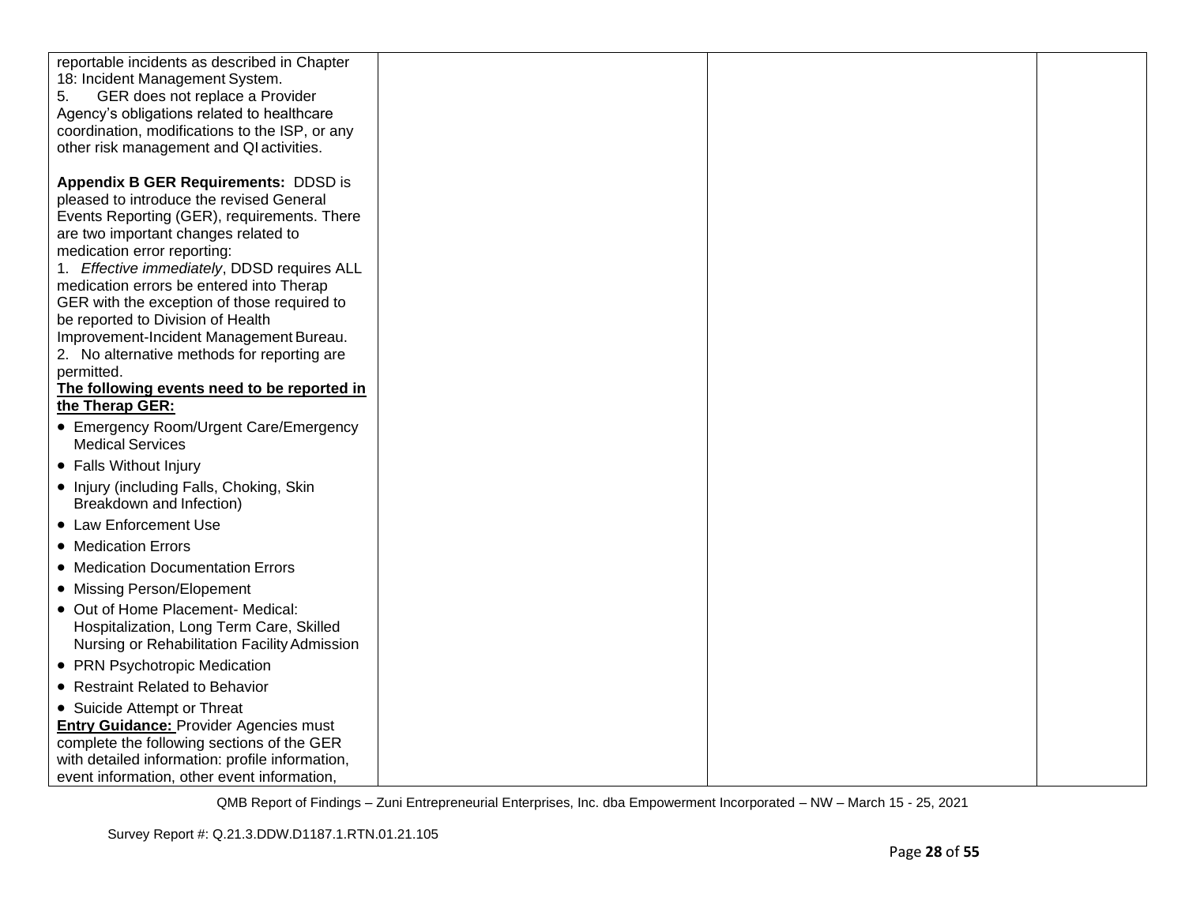| | | | |
|---|---|---|---|
| reportable incidents as described in Chapter 18: Incident Management System.<br>5. GER does not replace a Provider Agency's obligations related to healthcare coordination, modifications to the ISP, or any other risk management and QI activities.<br><br>**Appendix B GER Requirements:** DDSD is pleased to introduce the revised General Events Reporting (GER), requirements. There are two important changes related to medication error reporting:<br>1. *Effective immediately*, DDSD requires ALL medication errors be entered into Therap GER with the exception of those required to be reported to Division of Health Improvement-Incident Management Bureau.<br>2. No alternative methods for reporting are permitted.<br>**The following events need to be reported in the Therap GER:**<br>• Emergency Room/Urgent Care/Emergency Medical Services<br>• Falls Without Injury<br>• Injury (including Falls, Choking, Skin Breakdown and Infection)<br>• Law Enforcement Use<br>• Medication Errors<br>• Medication Documentation Errors<br>• Missing Person/Elopement<br>• Out of Home Placement- Medical: Hospitalization, Long Term Care, Skilled Nursing or Rehabilitation Facility Admission<br>• PRN Psychotropic Medication<br>• Restraint Related to Behavior<br>• Suicide Attempt or Threat<br>**Entry Guidance:** Provider Agencies must complete the following sections of the GER with detailed information: profile information, event information, other event information, | | | |

QMB Report of Findings – Zuni Entrepreneurial Enterprises, Inc. dba Empowerment Incorporated – NW – March 15 - 25, 2021

Survey Report #: Q.21.3.DDW.D1187.1.RTN.01.21.105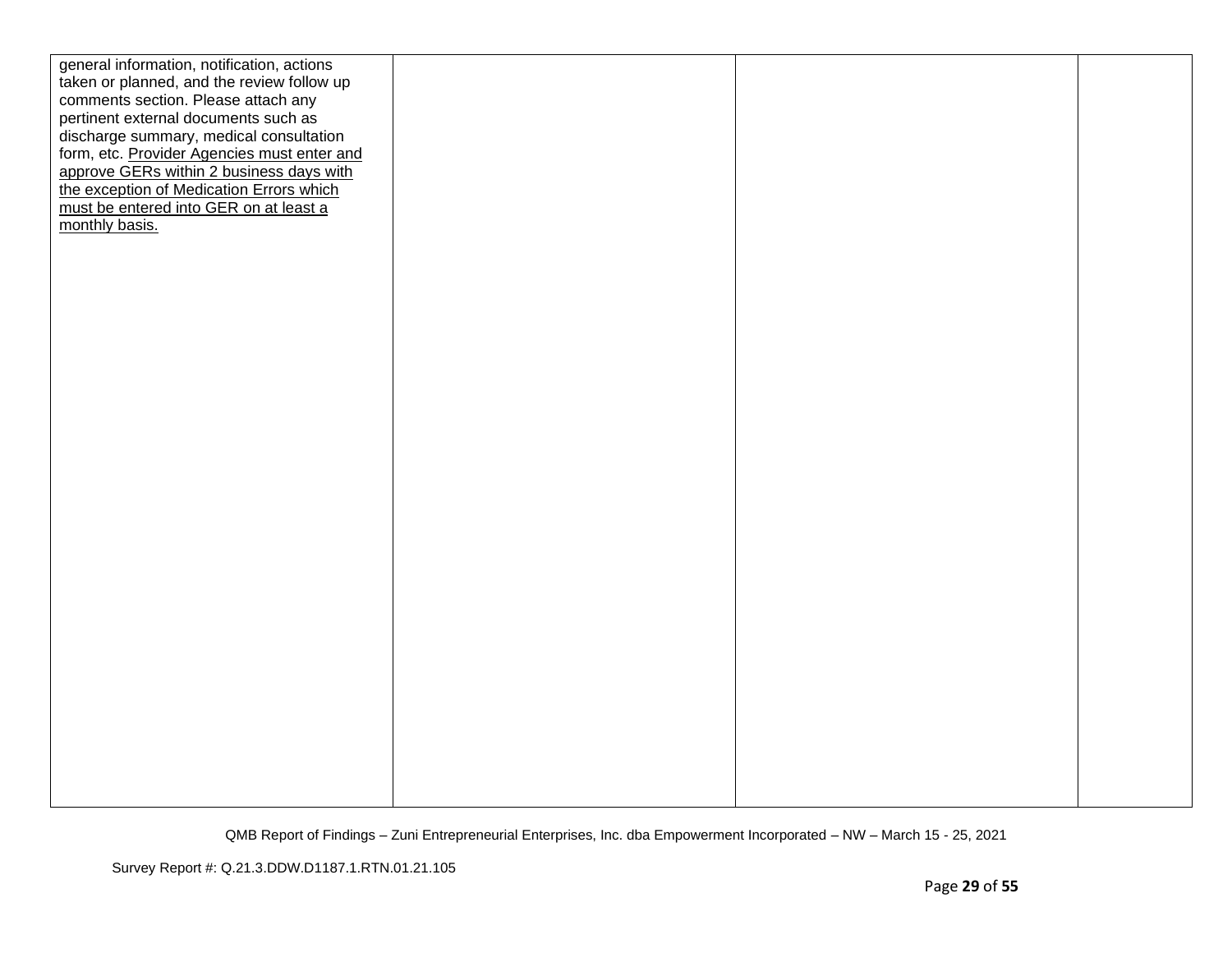| | | | |
|---|---|---|---|
| general information, notification, actions taken or planned, and the review follow up comments section. Please attach any pertinent external documents such as discharge summary, medical consultation form, etc. <u>Provider Agencies must enter and approve GERs within 2 business days with the exception of Medication Errors which must be entered into GER on at least a monthly basis.</u> | | | |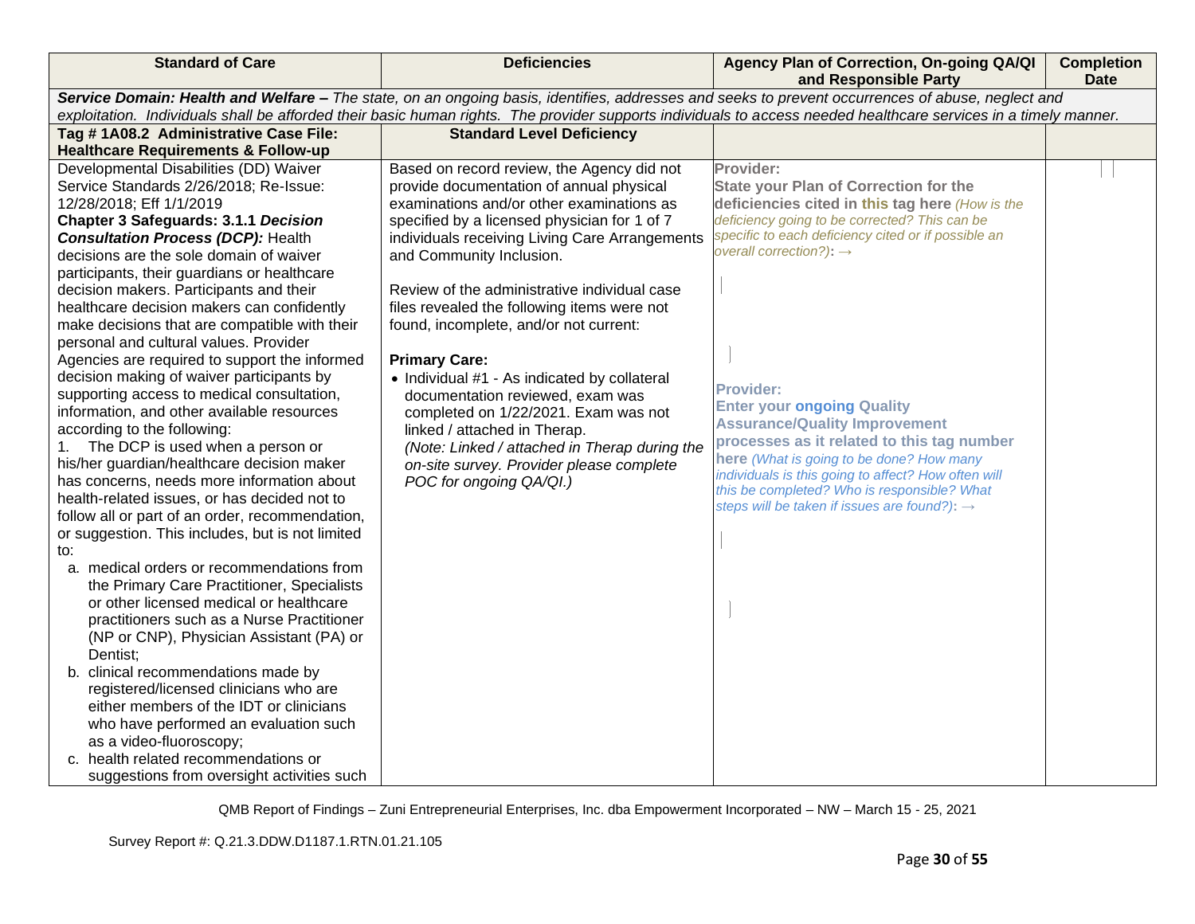| Standard of Care | Deficiencies | Agency Plan of Correction, On-going QA/QI and Responsible Party | Completion Date |
|---|---|---|---|
| ***Service Domain: Health and Welfare –*** *The state, on an ongoing basis, identifies, addresses and seeks to prevent occurrences of abuse, neglect and exploitation. Individuals shall be afforded their basic human rights. The provider supports individuals to access needed healthcare services in a timely manner.* | | | |
| **Tag # 1A08.2 Administrative Case File: Healthcare Requirements & Follow-up** | **Standard Level Deficiency** | | |
| Developmental Disabilities (DD) Waiver Service Standards 2/26/2018; Re-Issue: 12/28/2018; Eff 1/1/2019<br>**Chapter 3 Safeguards: 3.1.1 *Decision Consultation Process (DCP):*** Health decisions are the sole domain of waiver participants, their guardians or healthcare decision makers. Participants and their healthcare decision makers can confidently make decisions that are compatible with their personal and cultural values. Provider Agencies are required to support the informed decision making of waiver participants by supporting access to medical consultation, information, and other available resources according to the following:<br>1. The DCP is used when a person or his/her guardian/healthcare decision maker has concerns, needs more information about health-related issues, or has decided not to follow all or part of an order, recommendation, or suggestion. This includes, but is not limited to:<br>a. medical orders or recommendations from the Primary Care Practitioner, Specialists or other licensed medical or healthcare practitioners such as a Nurse Practitioner (NP or CNP), Physician Assistant (PA) or Dentist;<br>b. clinical recommendations made by registered/licensed clinicians who are either members of the IDT or clinicians who have performed an evaluation such as a video-fluoroscopy;<br>c. health related recommendations or suggestions from oversight activities such | Based on record review, the Agency did not provide documentation of annual physical examinations and/or other examinations as specified by a licensed physician for 1 of 7 individuals receiving Living Care Arrangements and Community Inclusion.<br><br>Review of the administrative individual case files revealed the following items were not found, incomplete, and/or not current:<br><br>**Primary Care:**<br>• Individual #1 - As indicated by collateral documentation reviewed, exam was completed on 1/22/2021. Exam was not linked / attached in Therap.<br>*(Note: Linked / attached in Therap during the on-site survey. Provider please complete POC for ongoing QA/QI.)* | **Provider:**<br>**State your Plan of Correction for the deficiencies cited in this tag here** *(How is the deficiency going to be corrected? This can be specific to each deficiency cited or if possible an overall correction?)*: →<br><br>**Provider:**<br>**Enter your ongoing Quality Assurance/Quality Improvement processes as it related to this tag number here** *(What is going to be done? How many individuals is this going to affect? How often will this be completed? Who is responsible? What steps will be taken if issues are found?)*: → | |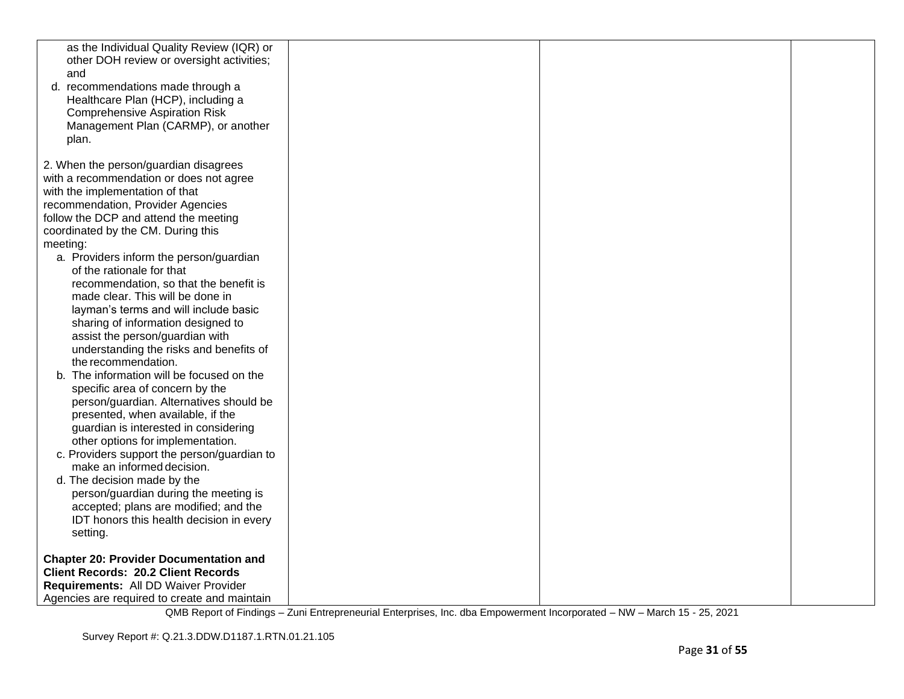| | | | |
|---|---|---|---|
| as the Individual Quality Review (IQR) or other DOH review or oversight activities; and<br>d. recommendations made through a Healthcare Plan (HCP), including a Comprehensive Aspiration Risk Management Plan (CARMP), or another plan.<br><br>2. When the person/guardian disagrees with a recommendation or does not agree with the implementation of that recommendation, Provider Agencies follow the DCP and attend the meeting coordinated by the CM. During this meeting:<br>a. Providers inform the person/guardian of the rationale for that recommendation, so that the benefit is made clear. This will be done in layman's terms and will include basic sharing of information designed to assist the person/guardian with understanding the risks and benefits of the recommendation.<br>b. The information will be focused on the specific area of concern by the person/guardian. Alternatives should be presented, when available, if the guardian is interested in considering other options for implementation.<br>c. Providers support the person/guardian to make an informed decision.<br>d. The decision made by the person/guardian during the meeting is accepted; plans are modified; and the IDT honors this health decision in every setting.<br><br>**Chapter 20: Provider Documentation and Client Records: 20.2 Client Records Requirements:** All DD Waiver Provider Agencies are required to create and maintain | | | |

QMB Report of Findings – Zuni Entrepreneurial Enterprises, Inc. dba Empowerment Incorporated – NW – March 15 - 25, 2021

Survey Report #: Q.21.3.DDW.D1187.1.RTN.01.21.105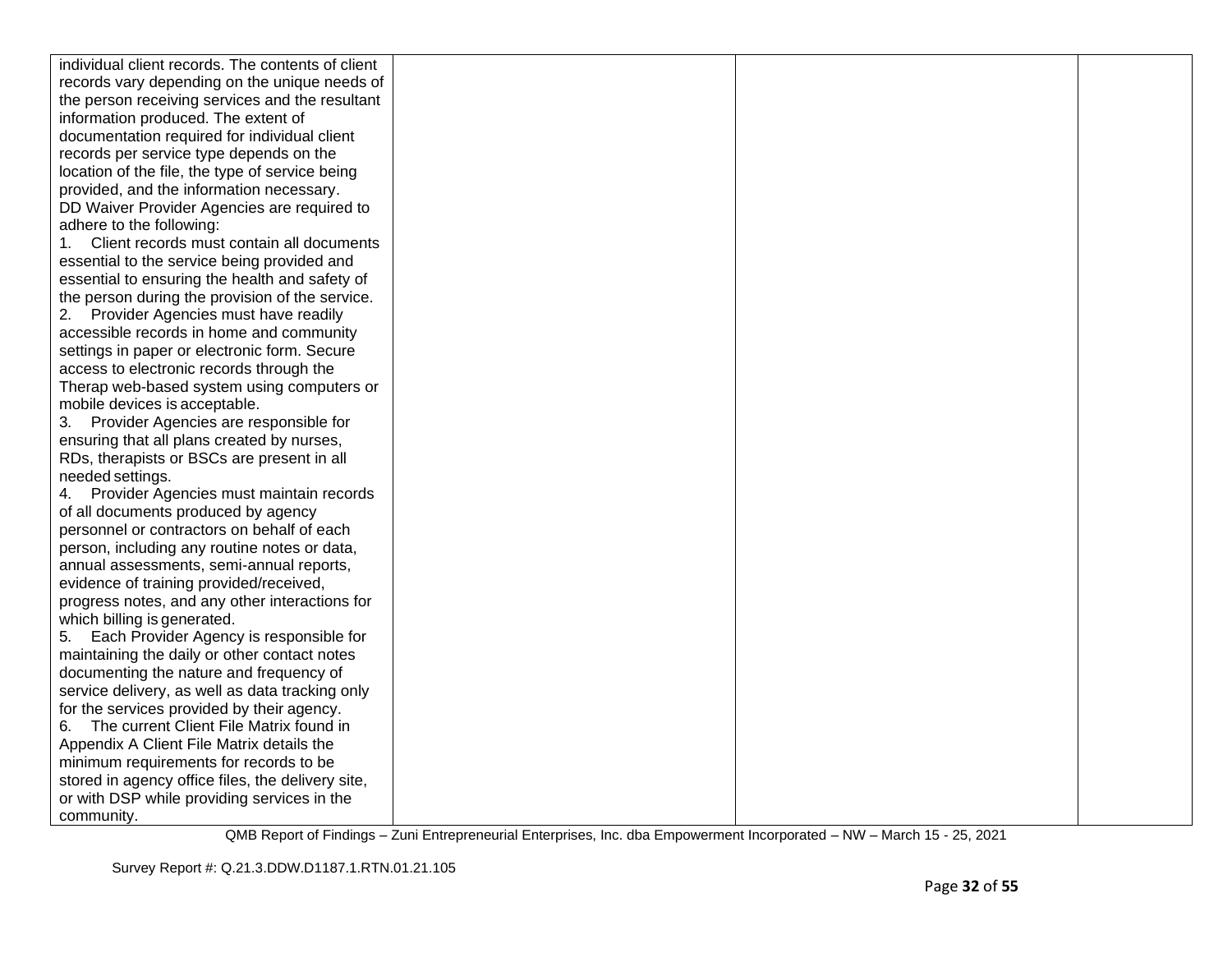| | | | |
|---|---|---|---|
| individual client records. The contents of client records vary depending on the unique needs of the person receiving services and the resultant information produced. The extent of documentation required for individual client records per service type depends on the location of the file, the type of service being provided, and the information necessary.<br>DD Waiver Provider Agencies are required to adhere to the following:<br>1. Client records must contain all documents essential to the service being provided and essential to ensuring the health and safety of the person during the provision of the service.<br>2. Provider Agencies must have readily accessible records in home and community settings in paper or electronic form. Secure access to electronic records through the Therap web-based system using computers or mobile devices is acceptable.<br>3. Provider Agencies are responsible for ensuring that all plans created by nurses, RDs, therapists or BSCs are present in all needed settings.<br>4. Provider Agencies must maintain records of all documents produced by agency personnel or contractors on behalf of each person, including any routine notes or data, annual assessments, semi-annual reports, evidence of training provided/received, progress notes, and any other interactions for which billing is generated.<br>5. Each Provider Agency is responsible for maintaining the daily or other contact notes documenting the nature and frequency of service delivery, as well as data tracking only for the services provided by their agency.<br>6. The current Client File Matrix found in Appendix A Client File Matrix details the minimum requirements for records to be stored in agency office files, the delivery site, or with DSP while providing services in the community. | | | |

QMB Report of Findings – Zuni Entrepreneurial Enterprises, Inc. dba Empowerment Incorporated – NW – March 15 - 25, 2021

Survey Report #: Q.21.3.DDW.D1187.1.RTN.01.21.105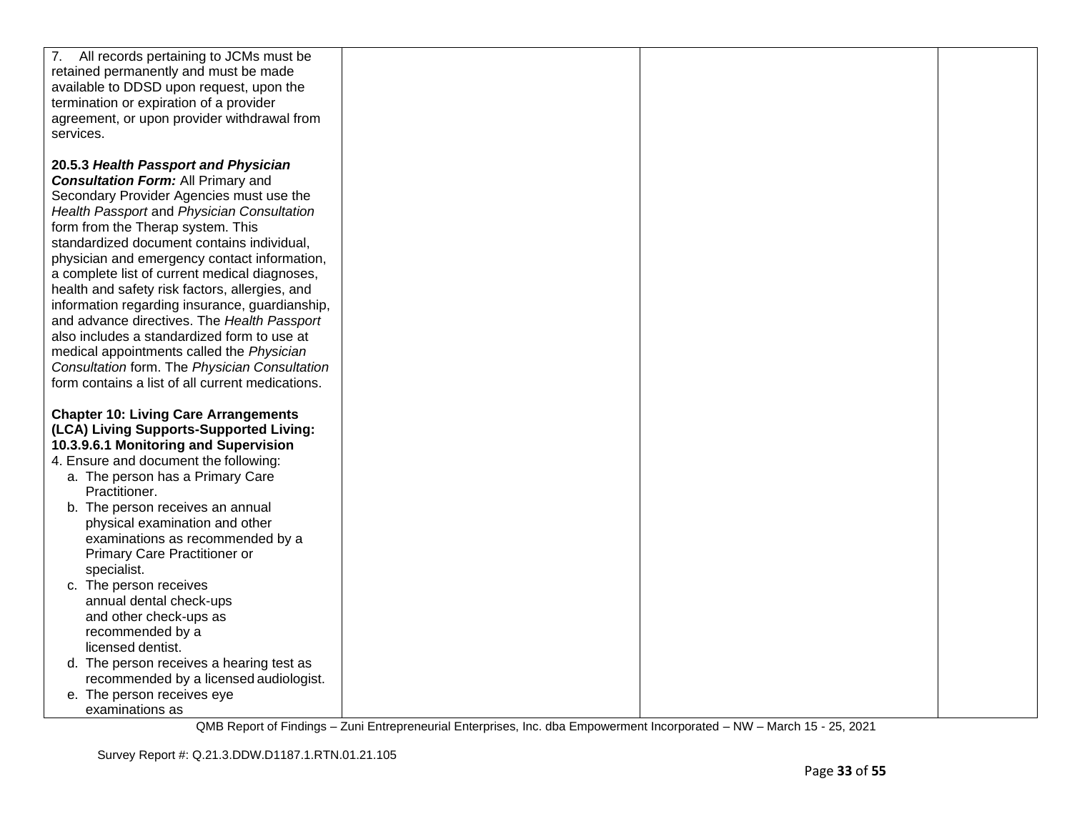| | | | |
|---|---|---|---|
| 7. All records pertaining to JCMs must be retained permanently and must be made available to DDSD upon request, upon the termination or expiration of a provider agreement, or upon provider withdrawal from services.<br><br>**20.5.3 *Health Passport and Physician Consultation Form:*** All Primary and Secondary Provider Agencies must use the *Health Passport* and *Physician Consultation* form from the Therap system. This standardized document contains individual, physician and emergency contact information, a complete list of current medical diagnoses, health and safety risk factors, allergies, and information regarding insurance, guardianship, and advance directives. The *Health Passport* also includes a standardized form to use at medical appointments called the *Physician Consultation* form. The *Physician Consultation* form contains a list of all current medications.<br><br>**Chapter 10: Living Care Arrangements (LCA) Living Supports-Supported Living: 10.3.9.6.1 Monitoring and Supervision**<br>4. Ensure and document the following:<br>a. The person has a Primary Care Practitioner.<br>b. The person receives an annual physical examination and other examinations as recommended by a Primary Care Practitioner or specialist.<br>c. The person receives annual dental check-ups and other check-ups as recommended by a licensed dentist.<br>d. The person receives a hearing test as recommended by a licensed audiologist.<br>e. The person receives eye examinations as | | | |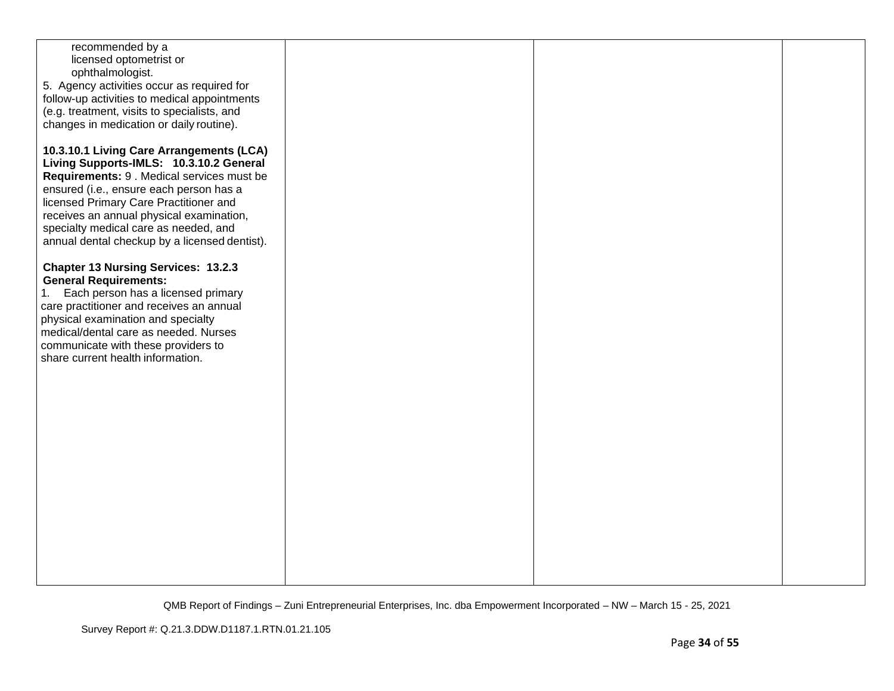| | | | |
|---|---|---|---|
| recommended by a licensed optometrist or ophthalmologist.<br>5. Agency activities occur as required for follow-up activities to medical appointments (e.g. treatment, visits to specialists, and changes in medication or daily routine).<br><br>**10.3.10.1 Living Care Arrangements (LCA) Living Supports-IMLS: 10.3.10.2 General Requirements:** 9 . Medical services must be ensured (i.e., ensure each person has a licensed Primary Care Practitioner and receives an annual physical examination, specialty medical care as needed, and annual dental checkup by a licensed dentist).<br><br>**Chapter 13 Nursing Services: 13.2.3 General Requirements:**<br>1. Each person has a licensed primary care practitioner and receives an annual physical examination and specialty medical/dental care as needed. Nurses communicate with these providers to share current health information. | | | |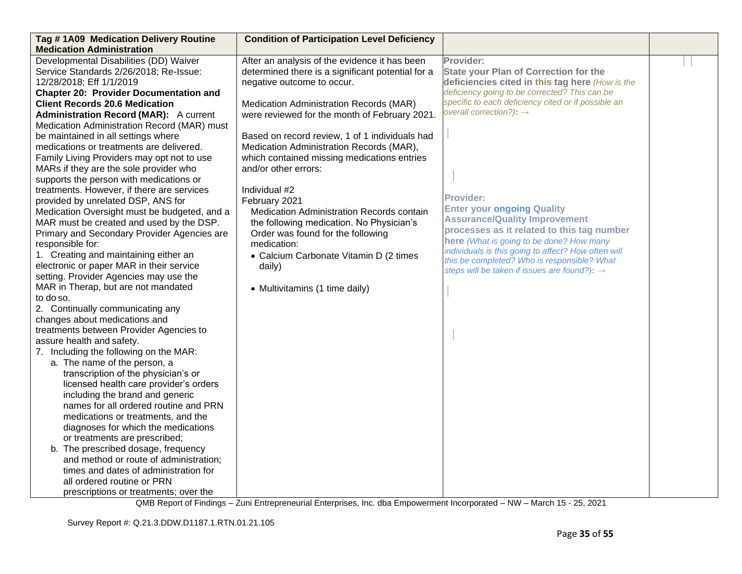| **Tag # 1A09 Medication Delivery Routine Medication Administration** | **Condition of Participation Level Deficiency** | | |
|---|---|---|---|
| Developmental Disabilities (DD) Waiver Service Standards 2/26/2018; Re-Issue: 12/28/2018; Eff 1/1/2019<br>**Chapter 20: Provider Documentation and Client Records 20.6 Medication Administration Record (MAR):** A current Medication Administration Record (MAR) must be maintained in all settings where medications or treatments are delivered. Family Living Providers may opt not to use MARs if they are the sole provider who supports the person with medications or treatments. However, if there are services provided by unrelated DSP, ANS for Medication Oversight must be budgeted, and a MAR must be created and used by the DSP. Primary and Secondary Provider Agencies are responsible for:<br>1. Creating and maintaining either an electronic or paper MAR in their service setting. Provider Agencies may use the MAR in Therap, but are not mandated to do so.<br>2. Continually communicating any changes about medications and treatments between Provider Agencies to assure health and safety.<br>7. Including the following on the MAR:<br>a. The name of the person, a transcription of the physician's or licensed health care provider's orders including the brand and generic names for all ordered routine and PRN medications or treatments, and the diagnoses for which the medications or treatments are prescribed;<br>b. The prescribed dosage, frequency and method or route of administration; times and dates of administration for all ordered routine or PRN prescriptions or treatments; over the | After an analysis of the evidence it has been determined there is a significant potential for a negative outcome to occur.<br><br>Medication Administration Records (MAR) were reviewed for the month of February 2021.<br><br>Based on record review, 1 of 1 individuals had Medication Administration Records (MAR), which contained missing medications entries and/or other errors:<br><br>Individual #2<br>February 2021<br>Medication Administration Records contain the following medication. No Physician's Order was found for the following medication:<br>• Calcium Carbonate Vitamin D (2 times daily)<br><br>• Multivitamins (1 time daily) | **Provider:**<br>**State your Plan of Correction for the deficiencies cited in this tag here** *(How is the deficiency going to be corrected? This can be specific to each deficiency cited or if possible an overall correction?)*: →<br><br>**Provider:**<br>**Enter your ongoing Quality Assurance/Quality Improvement processes as it related to this tag number here** *(What is going to be done? How many individuals is this going to affect? How often will this be completed? Who is responsible? What steps will be taken if issues are found?)*: → | |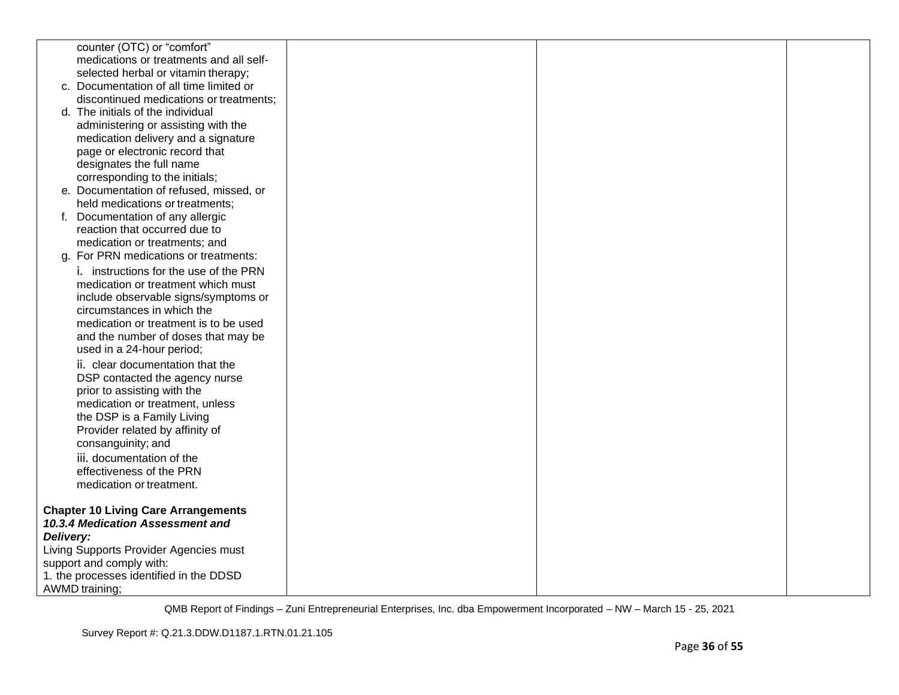| | | | |
|---|---|---|---|
| counter (OTC) or "comfort" medications or treatments and all self-selected herbal or vitamin therapy;<br>c. Documentation of all time limited or discontinued medications or treatments;<br>d. The initials of the individual administering or assisting with the medication delivery and a signature page or electronic record that designates the full name corresponding to the initials;<br>e. Documentation of refused, missed, or held medications or treatments;<br>f. Documentation of any allergic reaction that occurred due to medication or treatments; and<br>g. For PRN medications or treatments:<br>i. instructions for the use of the PRN medication or treatment which must include observable signs/symptoms or circumstances in which the medication or treatment is to be used and the number of doses that may be used in a 24-hour period;<br>ii. clear documentation that the DSP contacted the agency nurse prior to assisting with the medication or treatment, unless the DSP is a Family Living Provider related by affinity of consanguinity; and<br>iii. documentation of the effectiveness of the PRN medication or treatment.<br><br>**Chapter 10 Living Care Arrangements**<br>***10.3.4 Medication Assessment and Delivery:***<br>Living Supports Provider Agencies must support and comply with:<br>1. the processes identified in the DDSD AWMD training; | | | |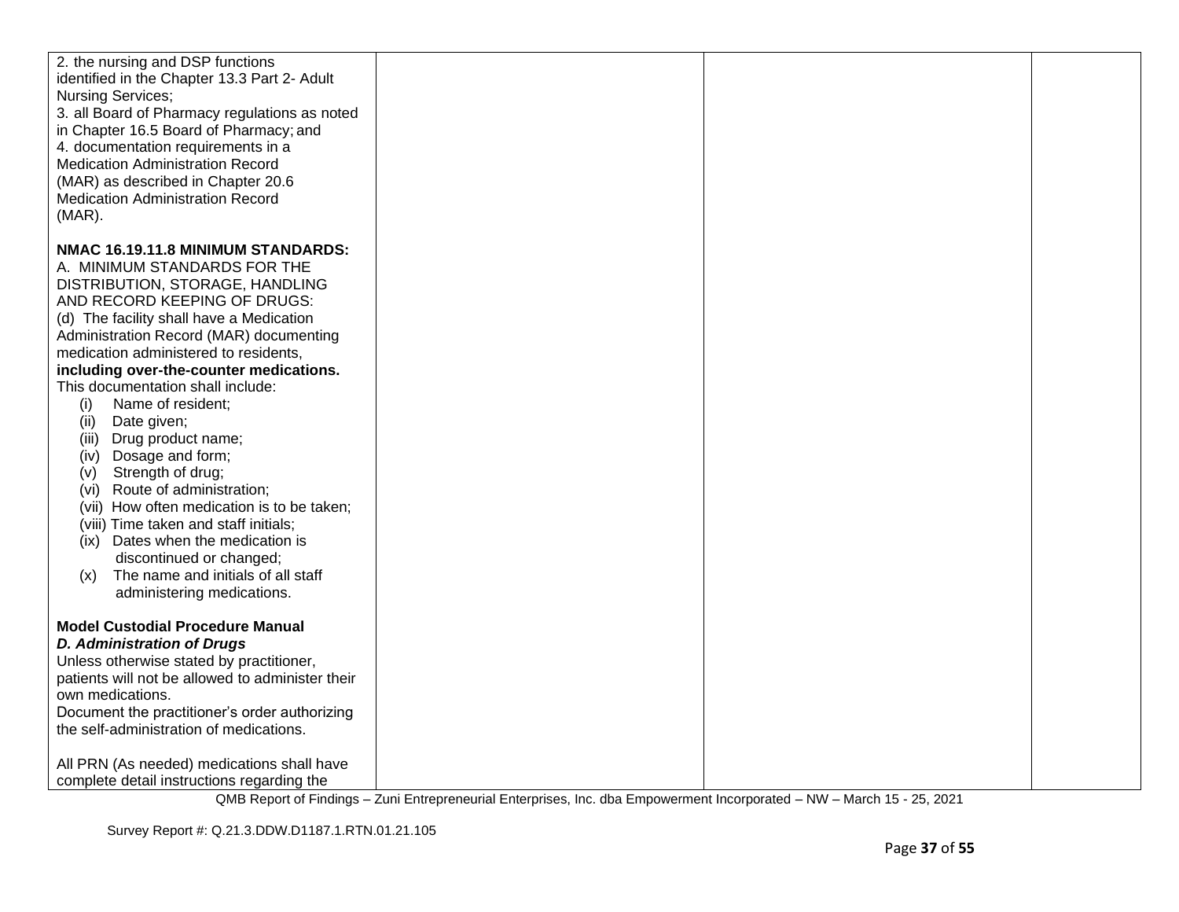| | | | |
|---|---|---|---|
| 2. the nursing and DSP functions identified in the Chapter 13.3 Part 2- Adult Nursing Services;<br>3. all Board of Pharmacy regulations as noted in Chapter 16.5 Board of Pharmacy; and<br>4. documentation requirements in a Medication Administration Record (MAR) as described in Chapter 20.6 Medication Administration Record (MAR).<br><br>**NMAC 16.19.11.8 MINIMUM STANDARDS:**<br>A. MINIMUM STANDARDS FOR THE DISTRIBUTION, STORAGE, HANDLING AND RECORD KEEPING OF DRUGS:<br>(d) The facility shall have a Medication Administration Record (MAR) documenting medication administered to residents, **including over-the-counter medications.** This documentation shall include:<br>(i) Name of resident;<br>(ii) Date given;<br>(iii) Drug product name;<br>(iv) Dosage and form;<br>(v) Strength of drug;<br>(vi) Route of administration;<br>(vii) How often medication is to be taken;<br>(viii) Time taken and staff initials;<br>(ix) Dates when the medication is discontinued or changed;<br>(x) The name and initials of all staff administering medications.<br><br>**Model Custodial Procedure Manual**<br>***D. Administration of Drugs***<br>Unless otherwise stated by practitioner, patients will not be allowed to administer their own medications.<br>Document the practitioner's order authorizing the self-administration of medications.<br><br>All PRN (As needed) medications shall have complete detail instructions regarding the | | | |

QMB Report of Findings – Zuni Entrepreneurial Enterprises, Inc. dba Empowerment Incorporated – NW – March 15 - 25, 2021

Survey Report #: Q.21.3.DDW.D1187.1.RTN.01.21.105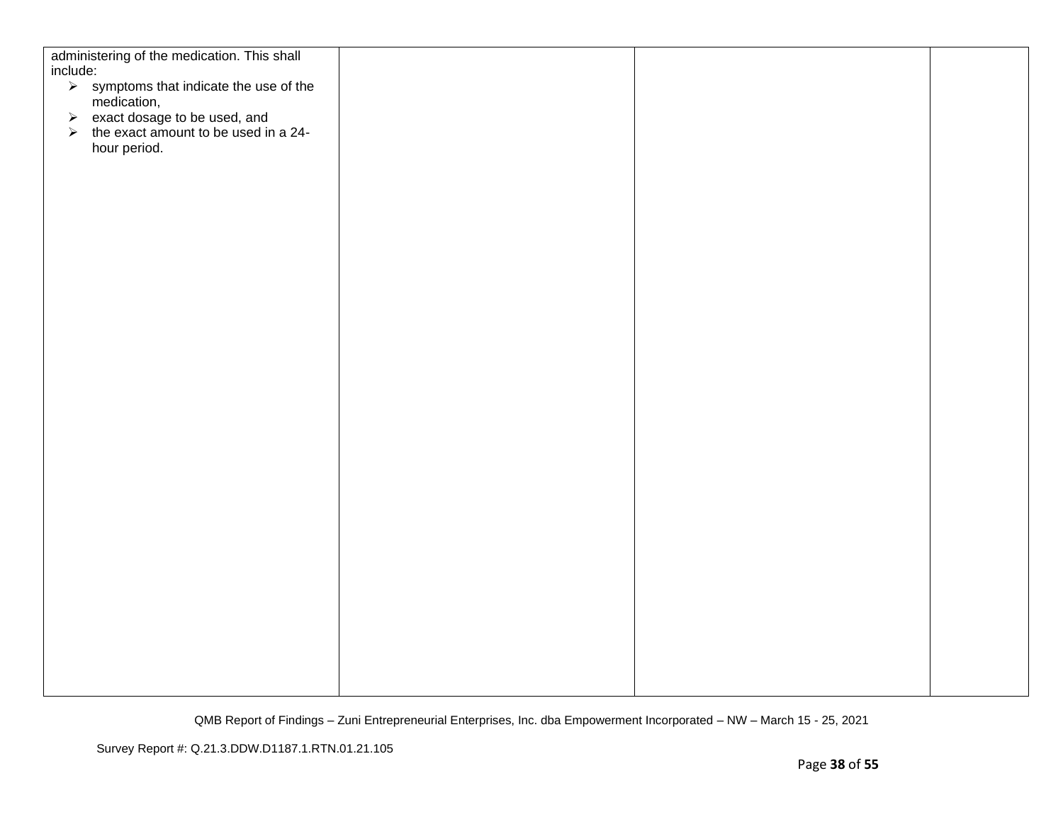| | | | |
|---|---|---|---|
| administering of the medication. This shall include:<br>➢ symptoms that indicate the use of the medication,<br>➢ exact dosage to be used, and<br>➢ the exact amount to be used in a 24-hour period. | | | |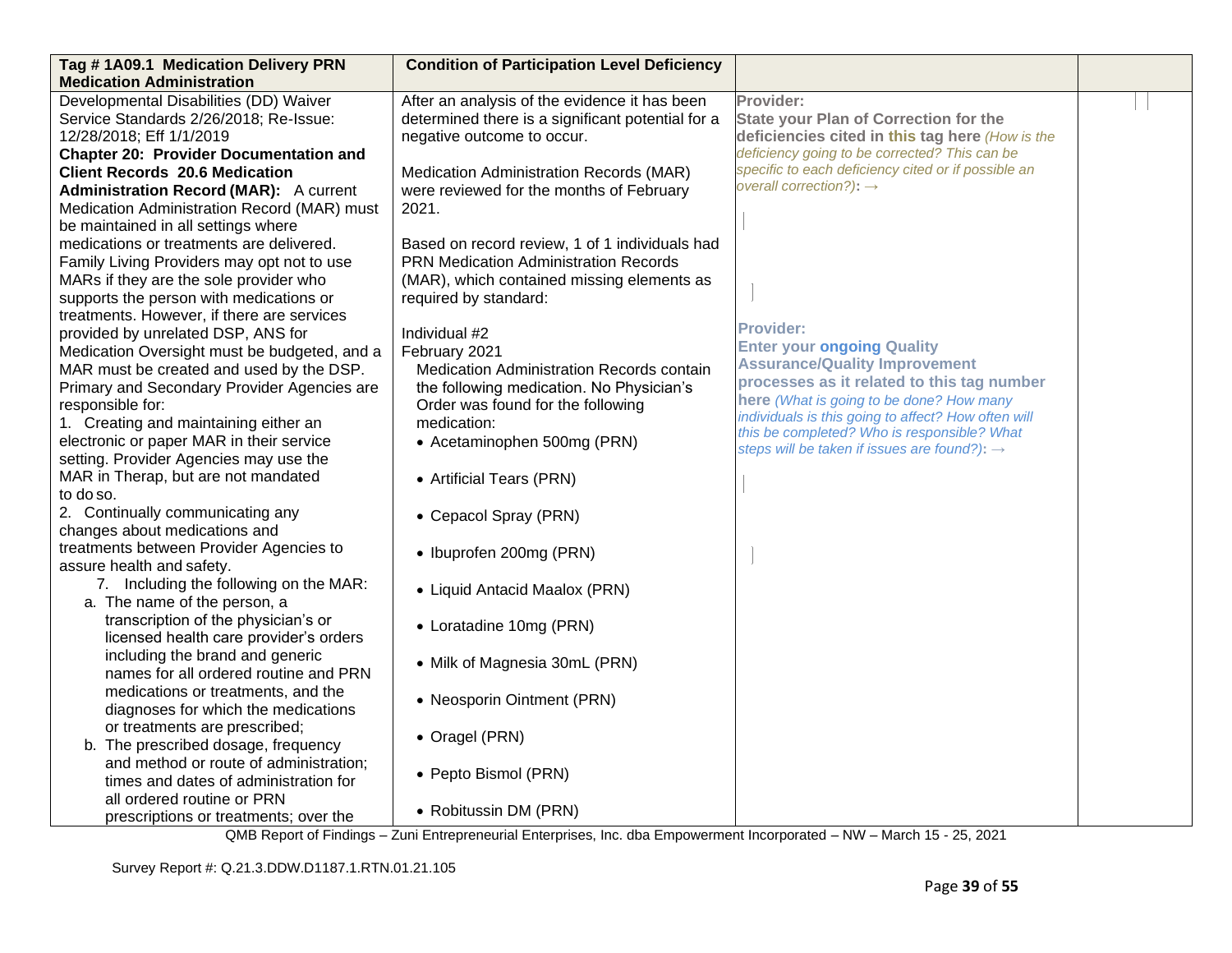| Tag # 1A09.1 Medication Delivery PRN Medication Administration | Condition of Participation Level Deficiency | | |
|---|---|---|---|
| Developmental Disabilities (DD) Waiver Service Standards 2/26/2018; Re-Issue: 12/28/2018; Eff 1/1/2019<br>**Chapter 20: Provider Documentation and Client Records 20.6 Medication Administration Record (MAR):** A current Medication Administration Record (MAR) must be maintained in all settings where medications or treatments are delivered. Family Living Providers may opt not to use MARs if they are the sole provider who supports the person with medications or treatments. However, if there are services provided by unrelated DSP, ANS for Medication Oversight must be budgeted, and a MAR must be created and used by the DSP. Primary and Secondary Provider Agencies are responsible for:<br>1. Creating and maintaining either an electronic or paper MAR in their service setting. Provider Agencies may use the MAR in Therap, but are not mandated to do so.<br>2. Continually communicating any changes about medications and treatments between Provider Agencies to assure health and safety.<br>7. Including the following on the MAR:<br>a. The name of the person, a transcription of the physician's or licensed health care provider's orders including the brand and generic names for all ordered routine and PRN medications or treatments, and the diagnoses for which the medications or treatments are prescribed;<br>b. The prescribed dosage, frequency and method or route of administration; times and dates of administration for all ordered routine or PRN prescriptions or treatments; over the | After an analysis of the evidence it has been determined there is a significant potential for a negative outcome to occur.<br><br>Medication Administration Records (MAR) were reviewed for the months of February 2021.<br><br>Based on record review, 1 of 1 individuals had PRN Medication Administration Records (MAR), which contained missing elements as required by standard:<br><br>Individual #2<br>February 2021<br>Medication Administration Records contain the following medication. No Physician's Order was found for the following medication:<br>• Acetaminophen 500mg (PRN)<br>• Artificial Tears (PRN)<br>• Cepacol Spray (PRN)<br>• Ibuprofen 200mg (PRN)<br>• Liquid Antacid Maalox (PRN)<br>• Loratadine 10mg (PRN)<br>• Milk of Magnesia 30mL (PRN)<br>• Neosporin Ointment (PRN)<br>• Oragel (PRN)<br>• Pepto Bismol (PRN)<br>• Robitussin DM (PRN) | **Provider:**<br>**State your Plan of Correction for the deficiencies cited in this tag here** *(How is the deficiency going to be corrected? This can be specific to each deficiency cited or if possible an overall correction?)*: →<br><br>**Provider:**<br>**Enter your ongoing Quality Assurance/Quality Improvement processes as it related to this tag number here** *(What is going to be done? How many individuals is this going to affect? How often will this be completed? Who is responsible? What steps will be taken if issues are found?)*: → | |

QMB Report of Findings – Zuni Entrepreneurial Enterprises, Inc. dba Empowerment Incorporated – NW – March 15 - 25, 2021

Survey Report #: Q.21.3.DDW.D1187.1.RTN.01.21.105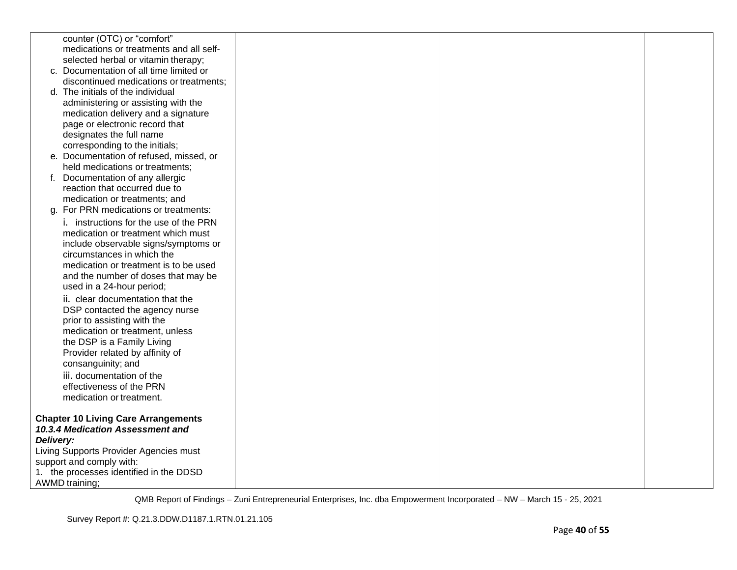| | | | |
|---|---|---|---|
| counter (OTC) or "comfort" medications or treatments and all self-selected herbal or vitamin therapy;<br>c. Documentation of all time limited or discontinued medications or treatments;<br>d. The initials of the individual administering or assisting with the medication delivery and a signature page or electronic record that designates the full name corresponding to the initials;<br>e. Documentation of refused, missed, or held medications or treatments;<br>f. Documentation of any allergic reaction that occurred due to medication or treatments; and<br>g. For PRN medications or treatments:<br>i. instructions for the use of the PRN medication or treatment which must include observable signs/symptoms or circumstances in which the medication or treatment is to be used and the number of doses that may be used in a 24-hour period;<br>ii. clear documentation that the DSP contacted the agency nurse prior to assisting with the medication or treatment, unless the DSP is a Family Living Provider related by affinity of consanguinity; and<br>iii. documentation of the effectiveness of the PRN medication or treatment.<br><br>**Chapter 10 Living Care Arrangements**<br>***10.3.4 Medication Assessment and Delivery:***<br>Living Supports Provider Agencies must support and comply with:<br>1. the processes identified in the DDSD AWMD training; | | | |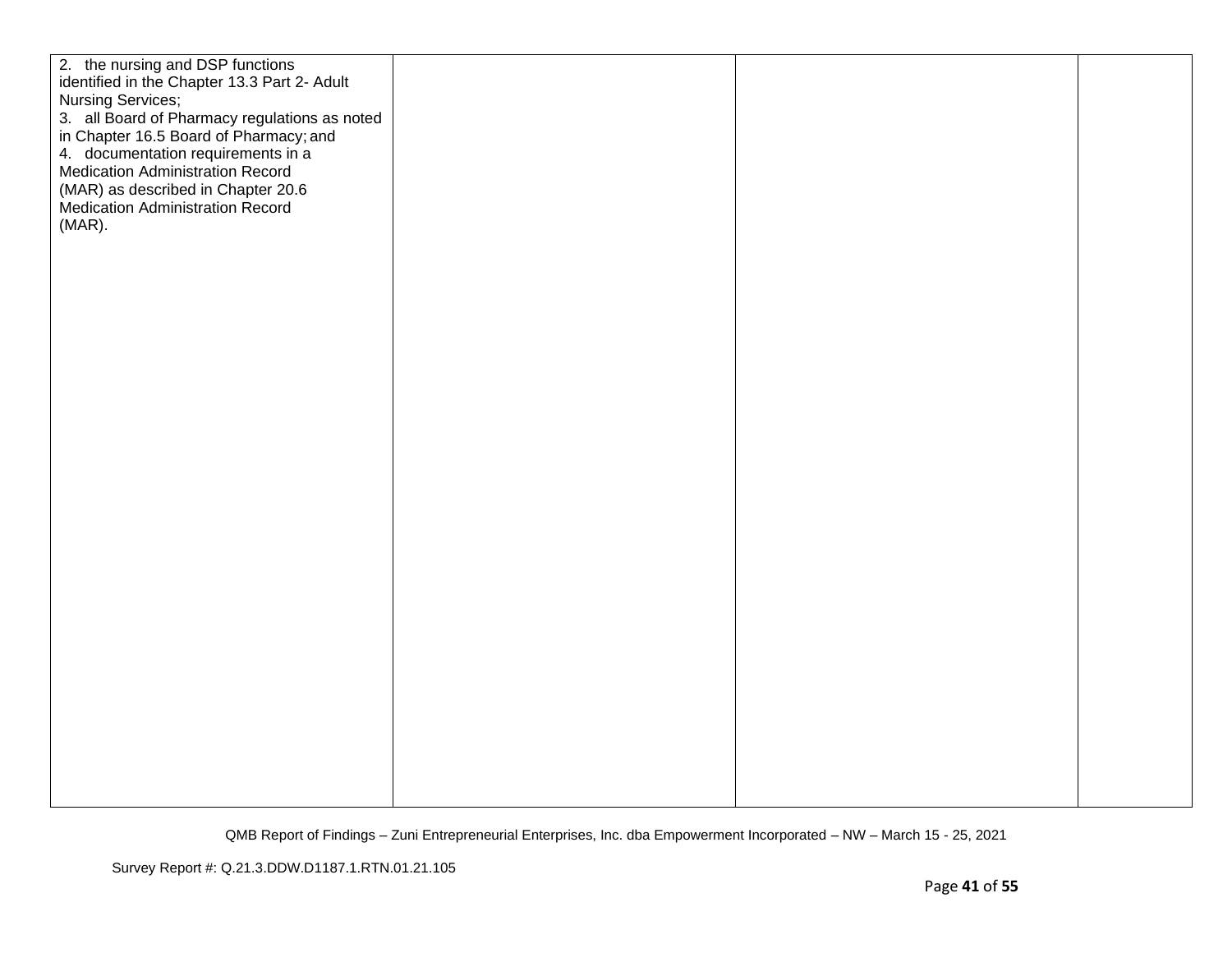| | | | |
|---|---|---|---|
| 2. the nursing and DSP functions identified in the Chapter 13.3 Part 2- Adult Nursing Services;<br>3. all Board of Pharmacy regulations as noted in Chapter 16.5 Board of Pharmacy; and<br>4. documentation requirements in a Medication Administration Record (MAR) as described in Chapter 20.6 Medication Administration Record (MAR). | | | |

QMB Report of Findings – Zuni Entrepreneurial Enterprises, Inc. dba Empowerment Incorporated – NW – March 15 - 25, 2021

Survey Report #: Q.21.3.DDW.D1187.1.RTN.01.21.105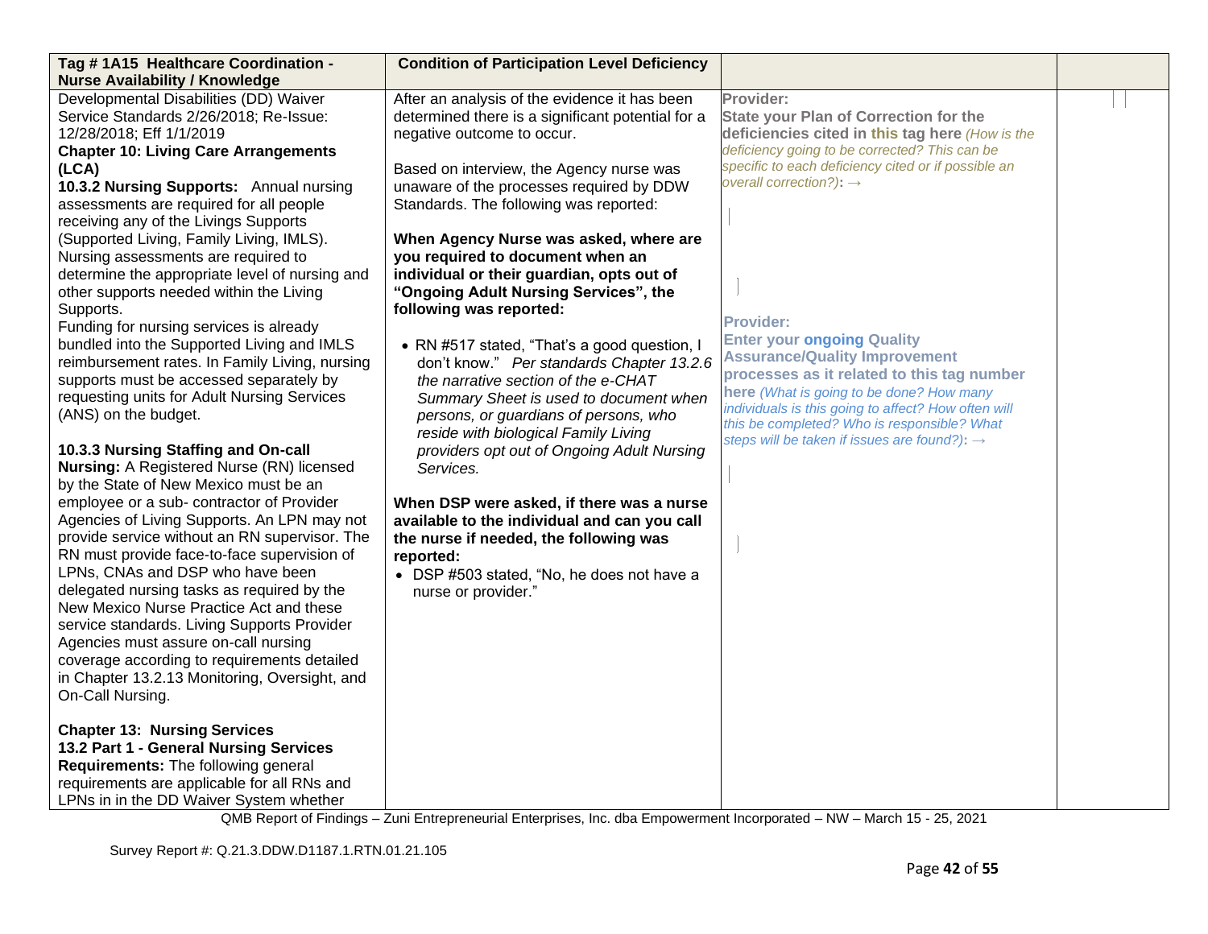| **Tag # 1A15 Healthcare Coordination - Nurse Availability / Knowledge** | **Condition of Participation Level Deficiency** | | |
|---|---|---|---|
| Developmental Disabilities (DD) Waiver Service Standards 2/26/2018; Re-Issue: 12/28/2018; Eff 1/1/2019<br>**Chapter 10: Living Care Arrangements (LCA)**<br>**10.3.2 Nursing Supports:** Annual nursing assessments are required for all people receiving any of the Livings Supports (Supported Living, Family Living, IMLS). Nursing assessments are required to determine the appropriate level of nursing and other supports needed within the Living Supports.<br>Funding for nursing services is already bundled into the Supported Living and IMLS reimbursement rates. In Family Living, nursing supports must be accessed separately by requesting units for Adult Nursing Services (ANS) on the budget.<br><br>**10.3.3 Nursing Staffing and On-call Nursing:** A Registered Nurse (RN) licensed by the State of New Mexico must be an employee or a sub- contractor of Provider Agencies of Living Supports. An LPN may not provide service without an RN supervisor. The RN must provide face-to-face supervision of LPNs, CNAs and DSP who have been delegated nursing tasks as required by the New Mexico Nurse Practice Act and these service standards. Living Supports Provider Agencies must assure on-call nursing coverage according to requirements detailed in Chapter 13.2.13 Monitoring, Oversight, and On-Call Nursing.<br><br>**Chapter 13: Nursing Services**<br>**13.2 Part 1 - General Nursing Services Requirements:** The following general requirements are applicable for all RNs and LPNs in in the DD Waiver System whether | After an analysis of the evidence it has been determined there is a significant potential for a negative outcome to occur.<br><br>Based on interview, the Agency nurse was unaware of the processes required by DDW Standards. The following was reported:<br><br>**When Agency Nurse was asked, where are you required to document when an individual or their guardian, opts out of "Ongoing Adult Nursing Services", the following was reported:**<br><br>• RN #517 stated, "That's a good question, I don't know." *Per standards Chapter 13.2.6 the narrative section of the e-CHAT Summary Sheet is used to document when persons, or guardians of persons, who reside with biological Family Living providers opt out of Ongoing Adult Nursing Services.*<br><br>**When DSP were asked, if there was a nurse available to the individual and can you call the nurse if needed, the following was reported:**<br>• DSP #503 stated, "No, he does not have a nurse or provider." | Provider:<br>**State your Plan of Correction for the deficiencies cited in this tag here** *(How is the deficiency going to be corrected? This can be specific to each deficiency cited or if possible an overall correction?)*: →<br><br>Provider:<br>**Enter your ongoing Quality Assurance/Quality Improvement processes as it related to this tag number here** *(What is going to be done? How many individuals is this going to affect? How often will this be completed? Who is responsible? What steps will be taken if issues are found?)*: → | |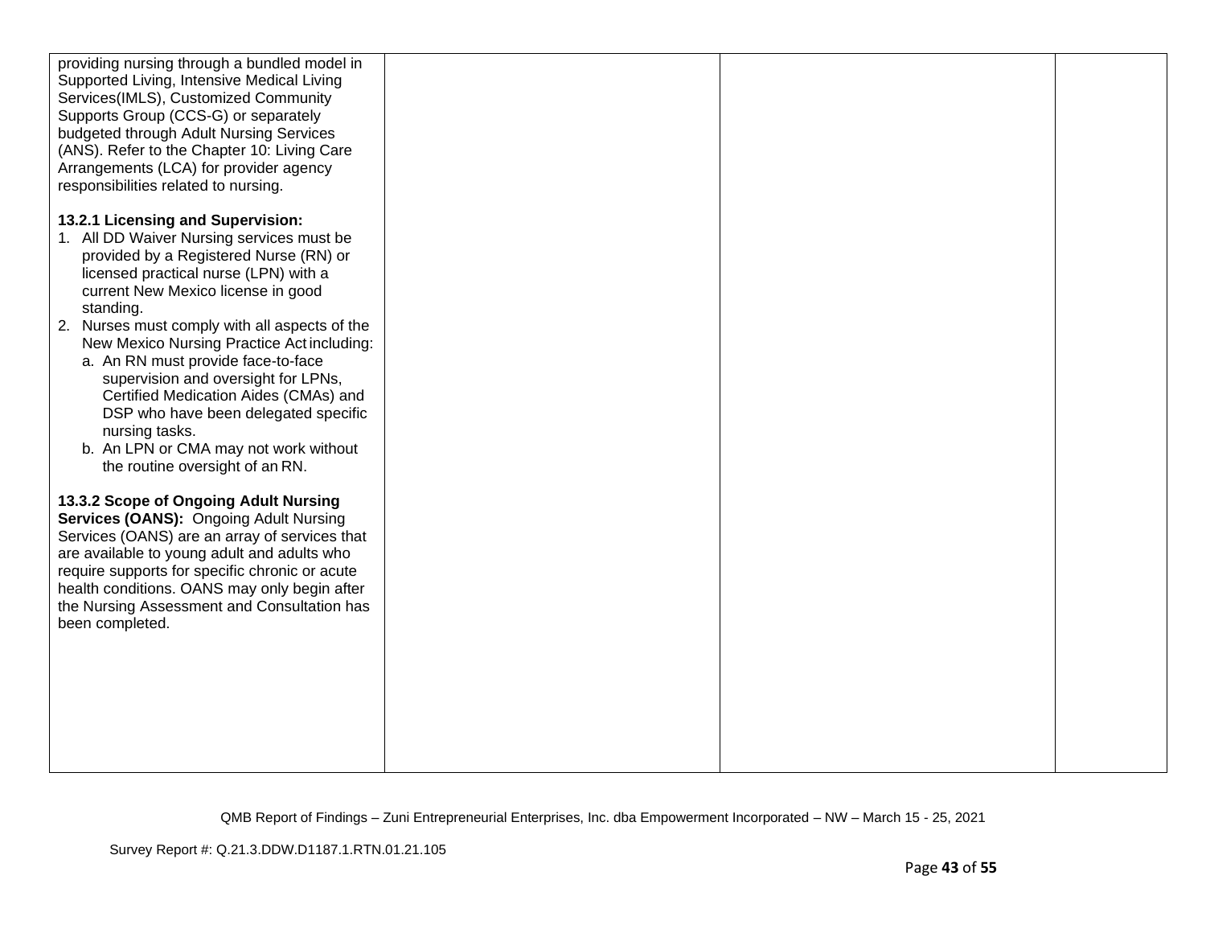| | | | |
|---|---|---|---|
| providing nursing through a bundled model in Supported Living, Intensive Medical Living Services(IMLS), Customized Community Supports Group (CCS-G) or separately budgeted through Adult Nursing Services (ANS). Refer to the Chapter 10: Living Care Arrangements (LCA) for provider agency responsibilities related to nursing.<br><br>**13.2.1 Licensing and Supervision:**<br>1. All DD Waiver Nursing services must be provided by a Registered Nurse (RN) or licensed practical nurse (LPN) with a current New Mexico license in good standing.<br>2. Nurses must comply with all aspects of the New Mexico Nursing Practice Act including:<br>a. An RN must provide face-to-face supervision and oversight for LPNs, Certified Medication Aides (CMAs) and DSP who have been delegated specific nursing tasks.<br>b. An LPN or CMA may not work without the routine oversight of an RN.<br><br>**13.3.2 Scope of Ongoing Adult Nursing Services (OANS):** Ongoing Adult Nursing Services (OANS) are an array of services that are available to young adult and adults who require supports for specific chronic or acute health conditions. OANS may only begin after the Nursing Assessment and Consultation has been completed. | | | |

QMB Report of Findings – Zuni Entrepreneurial Enterprises, Inc. dba Empowerment Incorporated – NW – March 15 - 25, 2021

Survey Report #: Q.21.3.DDW.D1187.1.RTN.01.21.105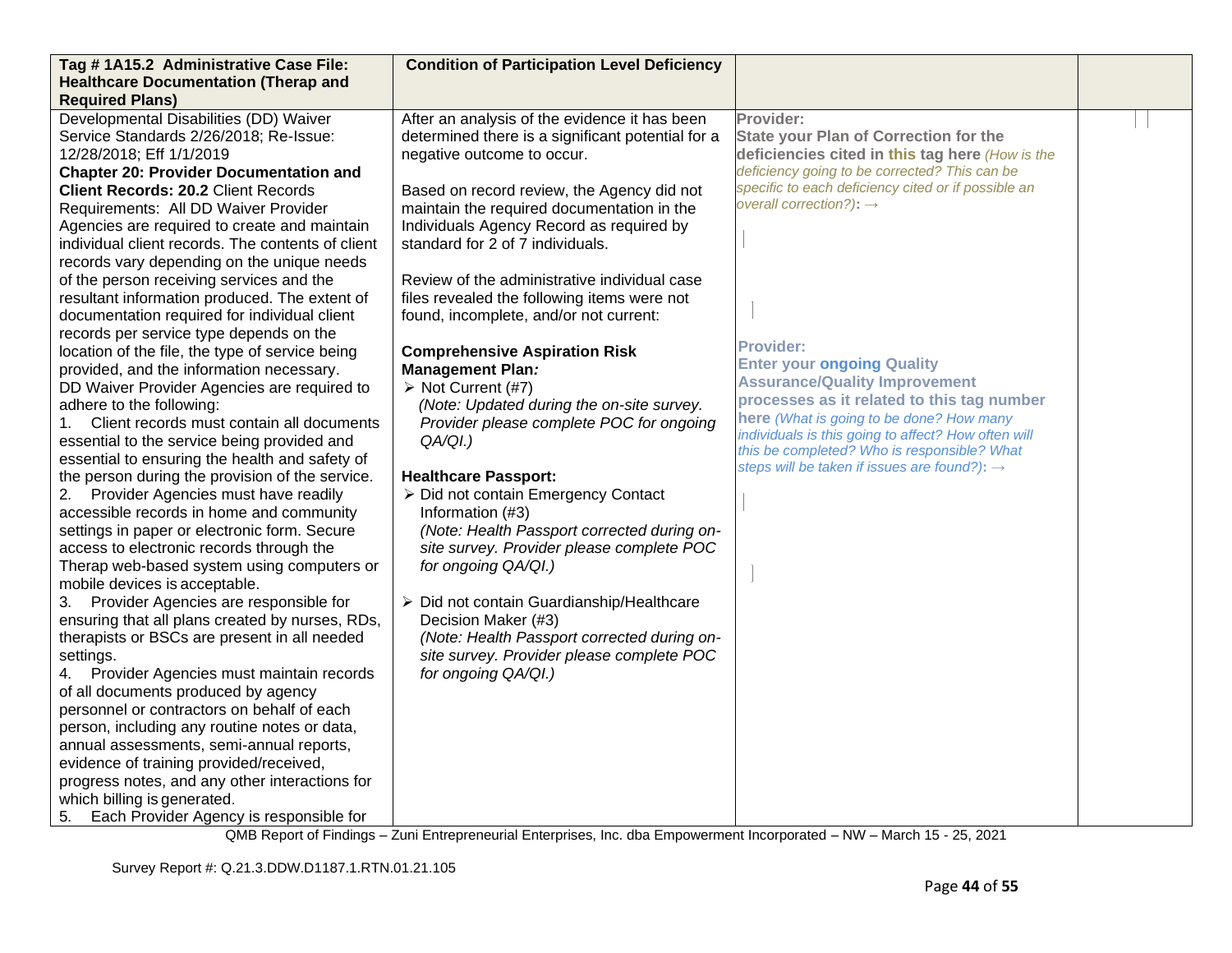| Tag # 1A15.2 Administrative Case File: Healthcare Documentation (Therap and Required Plans) | Condition of Participation Level Deficiency | | |
|---|---|---|---|
| Developmental Disabilities (DD) Waiver Service Standards 2/26/2018; Re-Issue: 12/28/2018; Eff 1/1/2019<br>**Chapter 20: Provider Documentation and Client Records: 20.2** Client Records Requirements: All DD Waiver Provider Agencies are required to create and maintain individual client records. The contents of client records vary depending on the unique needs of the person receiving services and the resultant information produced. The extent of documentation required for individual client records per service type depends on the location of the file, the type of service being provided, and the information necessary.<br>DD Waiver Provider Agencies are required to adhere to the following:<br>1. Client records must contain all documents essential to the service being provided and essential to ensuring the health and safety of the person during the provision of the service.<br>2. Provider Agencies must have readily accessible records in home and community settings in paper or electronic form. Secure access to electronic records through the Therap web-based system using computers or mobile devices is acceptable.<br>3. Provider Agencies are responsible for ensuring that all plans created by nurses, RDs, therapists or BSCs are present in all needed settings.<br>4. Provider Agencies must maintain records of all documents produced by agency personnel or contractors on behalf of each person, including any routine notes or data, annual assessments, semi-annual reports, evidence of training provided/received, progress notes, and any other interactions for which billing is generated.<br>5. Each Provider Agency is responsible for | After an analysis of the evidence it has been determined there is a significant potential for a negative outcome to occur.<br><br>Based on record review, the Agency did not maintain the required documentation in the Individuals Agency Record as required by standard for 2 of 7 individuals.<br><br>Review of the administrative individual case files revealed the following items were not found, incomplete, and/or not current:<br><br>**Comprehensive Aspiration Risk Management Plan*:***<br>➢ Not Current (#7)<br>*(Note: Updated during the on-site survey. Provider please complete POC for ongoing QA/QI.)*<br><br>**Healthcare Passport:**<br>➢ Did not contain Emergency Contact Information (#3)<br>*(Note: Health Passport corrected during on-site survey. Provider please complete POC for ongoing QA/QI.)*<br><br>➢ Did not contain Guardianship/Healthcare Decision Maker (#3)<br>*(Note: Health Passport corrected during on-site survey. Provider please complete POC for ongoing QA/QI.)* | **Provider:**<br>**State your Plan of Correction for the deficiencies cited in this tag here** *(How is the deficiency going to be corrected? This can be specific to each deficiency cited or if possible an overall correction?)*: →<br><br>**Provider:**<br>**Enter your ongoing Quality Assurance/Quality Improvement processes as it related to this tag number here** *(What is going to be done? How many individuals is this going to affect? How often will this be completed? Who is responsible? What steps will be taken if issues are found?)*: → | |

QMB Report of Findings – Zuni Entrepreneurial Enterprises, Inc. dba Empowerment Incorporated – NW – March 15 - 25, 2021

Survey Report #: Q.21.3.DDW.D1187.1.RTN.01.21.105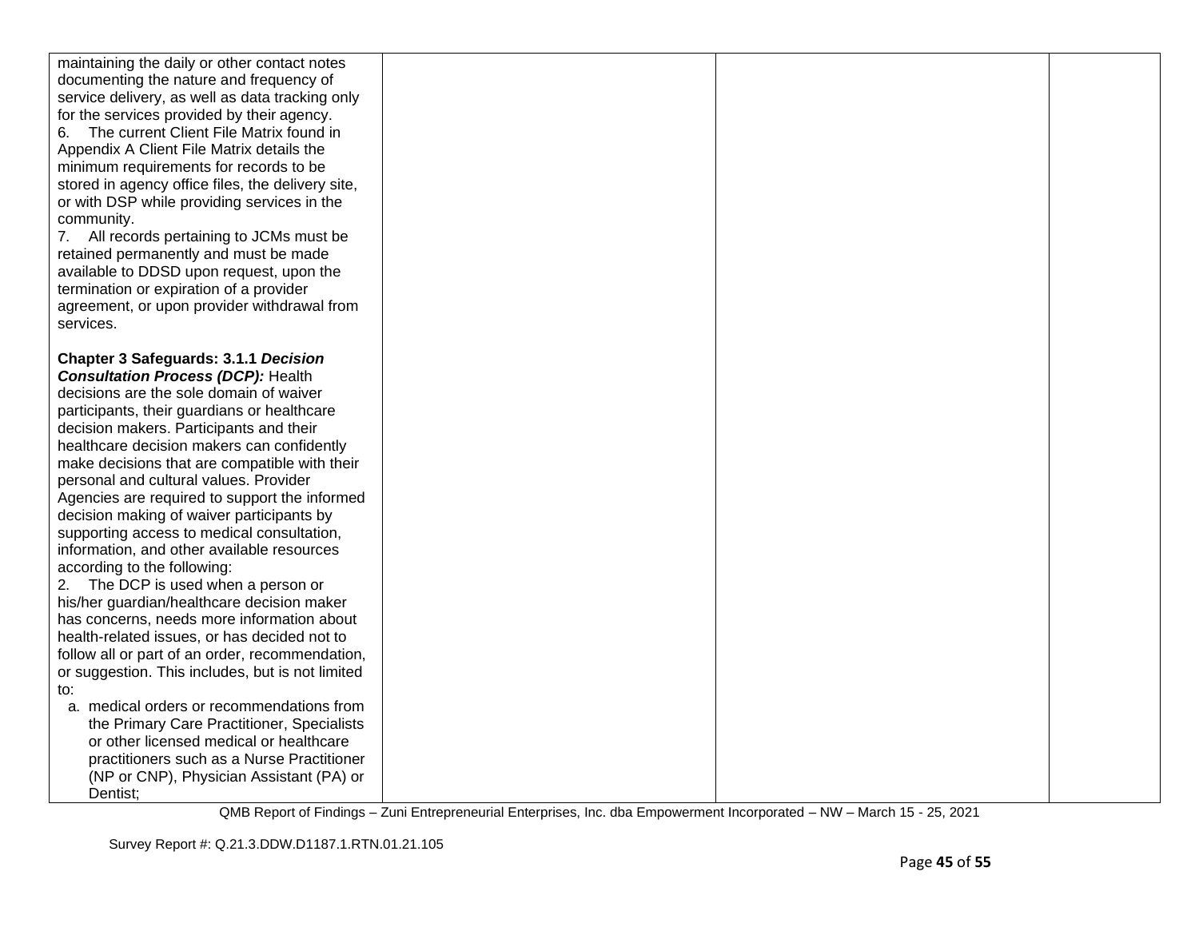| | | | |
|---|---|---|---|
| maintaining the daily or other contact notes documenting the nature and frequency of service delivery, as well as data tracking only for the services provided by their agency.<br>6. The current Client File Matrix found in Appendix A Client File Matrix details the minimum requirements for records to be stored in agency office files, the delivery site, or with DSP while providing services in the community.<br>7. All records pertaining to JCMs must be retained permanently and must be made available to DDSD upon request, upon the termination or expiration of a provider agreement, or upon provider withdrawal from services.<br><br>**Chapter 3 Safeguards: 3.1.1 *Decision Consultation Process (DCP):*** Health decisions are the sole domain of waiver participants, their guardians or healthcare decision makers. Participants and their healthcare decision makers can confidently make decisions that are compatible with their personal and cultural values. Provider Agencies are required to support the informed decision making of waiver participants by supporting access to medical consultation, information, and other available resources according to the following:<br>2. The DCP is used when a person or his/her guardian/healthcare decision maker has concerns, needs more information about health-related issues, or has decided not to follow all or part of an order, recommendation, or suggestion. This includes, but is not limited to:<br>a. medical orders or recommendations from the Primary Care Practitioner, Specialists or other licensed medical or healthcare practitioners such as a Nurse Practitioner (NP or CNP), Physician Assistant (PA) or Dentist; | | | |

QMB Report of Findings – Zuni Entrepreneurial Enterprises, Inc. dba Empowerment Incorporated – NW – March 15 - 25, 2021

Survey Report #: Q.21.3.DDW.D1187.1.RTN.01.21.105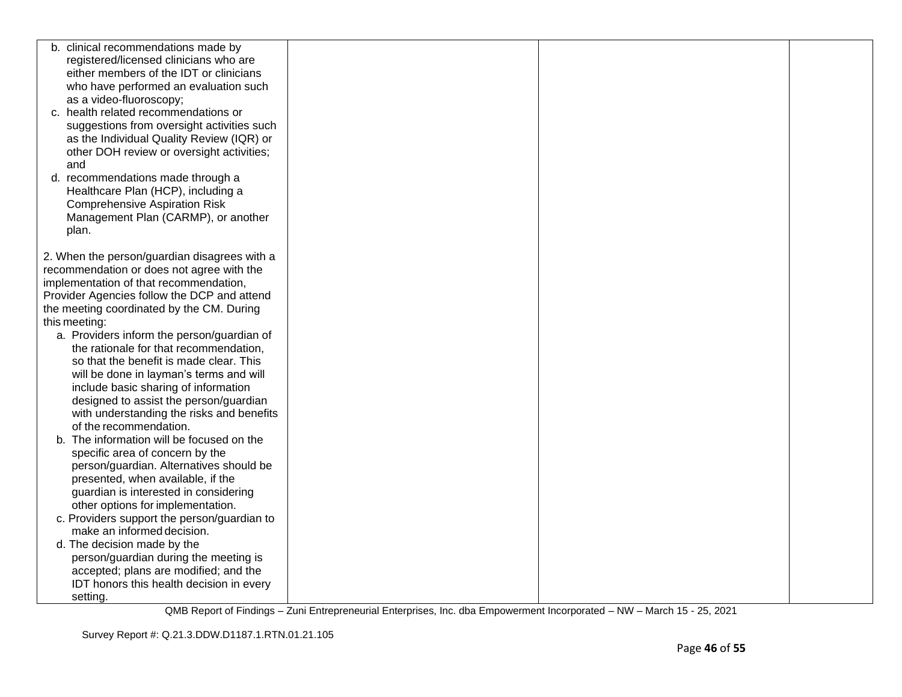| | | | |
|---|---|---|---|
| b. clinical recommendations made by registered/licensed clinicians who are either members of the IDT or clinicians who have performed an evaluation such as a video-fluoroscopy;<br>c. health related recommendations or suggestions from oversight activities such as the Individual Quality Review (IQR) or other DOH review or oversight activities; and<br>d. recommendations made through a Healthcare Plan (HCP), including a Comprehensive Aspiration Risk Management Plan (CARMP), or another plan.<br><br>2. When the person/guardian disagrees with a recommendation or does not agree with the implementation of that recommendation, Provider Agencies follow the DCP and attend the meeting coordinated by the CM. During this meeting:<br>a. Providers inform the person/guardian of the rationale for that recommendation, so that the benefit is made clear. This will be done in layman's terms and will include basic sharing of information designed to assist the person/guardian with understanding the risks and benefits of the recommendation.<br>b. The information will be focused on the specific area of concern by the person/guardian. Alternatives should be presented, when available, if the guardian is interested in considering other options for implementation.<br>c. Providers support the person/guardian to make an informed decision.<br>d. The decision made by the person/guardian during the meeting is accepted; plans are modified; and the IDT honors this health decision in every setting. | | | |

QMB Report of Findings – Zuni Entrepreneurial Enterprises, Inc. dba Empowerment Incorporated – NW – March 15 - 25, 2021

Survey Report #: Q.21.3.DDW.D1187.1.RTN.01.21.105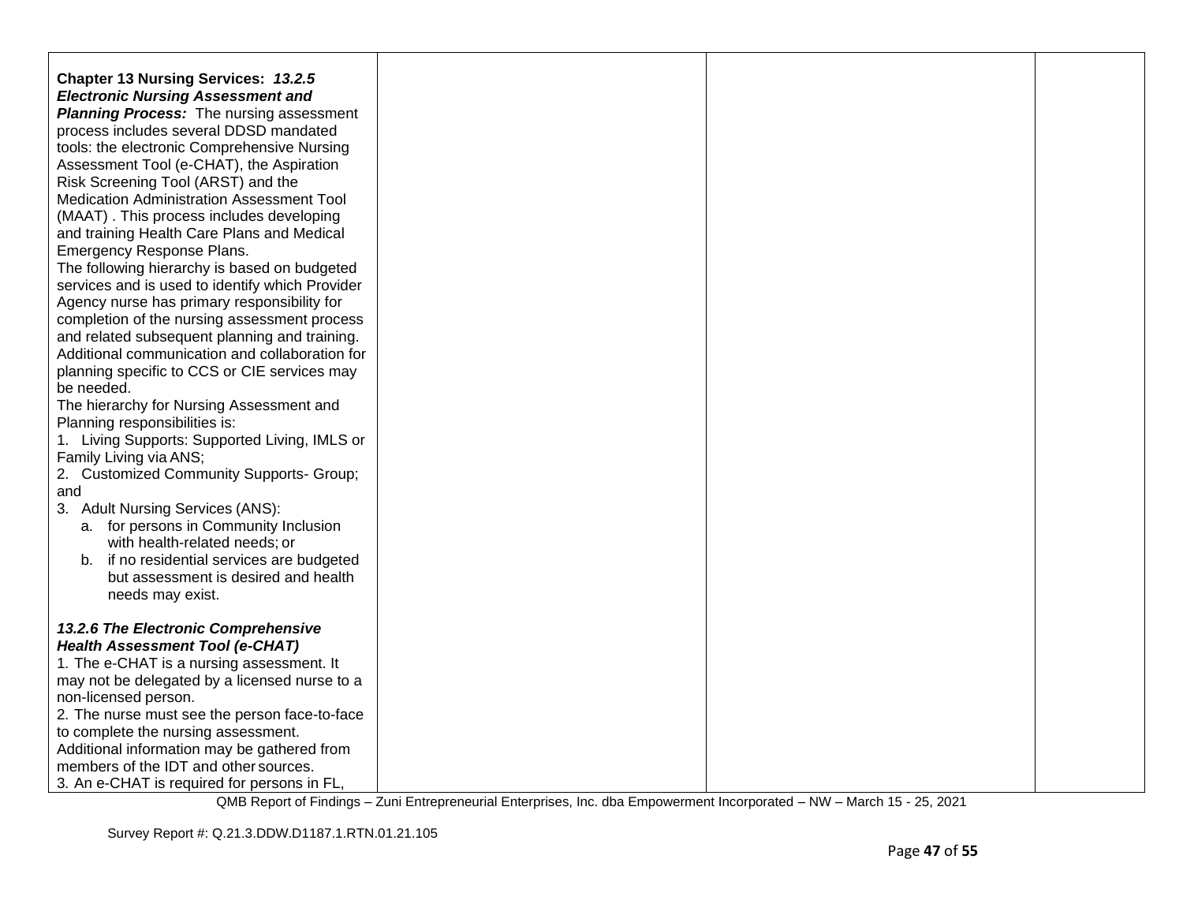| | | | |
|---|---|---|---|
| **Chapter 13 Nursing Services:** ***13.2.5 Electronic Nursing Assessment and Planning Process:*** The nursing assessment process includes several DDSD mandated tools: the electronic Comprehensive Nursing Assessment Tool (e-CHAT), the Aspiration Risk Screening Tool (ARST) and the Medication Administration Assessment Tool (MAAT) . This process includes developing and training Health Care Plans and Medical Emergency Response Plans.<br>The following hierarchy is based on budgeted services and is used to identify which Provider Agency nurse has primary responsibility for completion of the nursing assessment process and related subsequent planning and training. Additional communication and collaboration for planning specific to CCS or CIE services may be needed.<br>The hierarchy for Nursing Assessment and Planning responsibilities is:<br>1. Living Supports: Supported Living, IMLS or Family Living via ANS;<br>2. Customized Community Supports- Group; and<br>3. Adult Nursing Services (ANS):<br>a. for persons in Community Inclusion with health-related needs; or<br>b. if no residential services are budgeted but assessment is desired and health needs may exist.<br><br>***13.2.6 The Electronic Comprehensive Health Assessment Tool (e-CHAT)***<br>1. The e-CHAT is a nursing assessment. It may not be delegated by a licensed nurse to a non-licensed person.<br>2. The nurse must see the person face-to-face to complete the nursing assessment. Additional information may be gathered from members of the IDT and other sources.<br>3. An e-CHAT is required for persons in FL, | | | |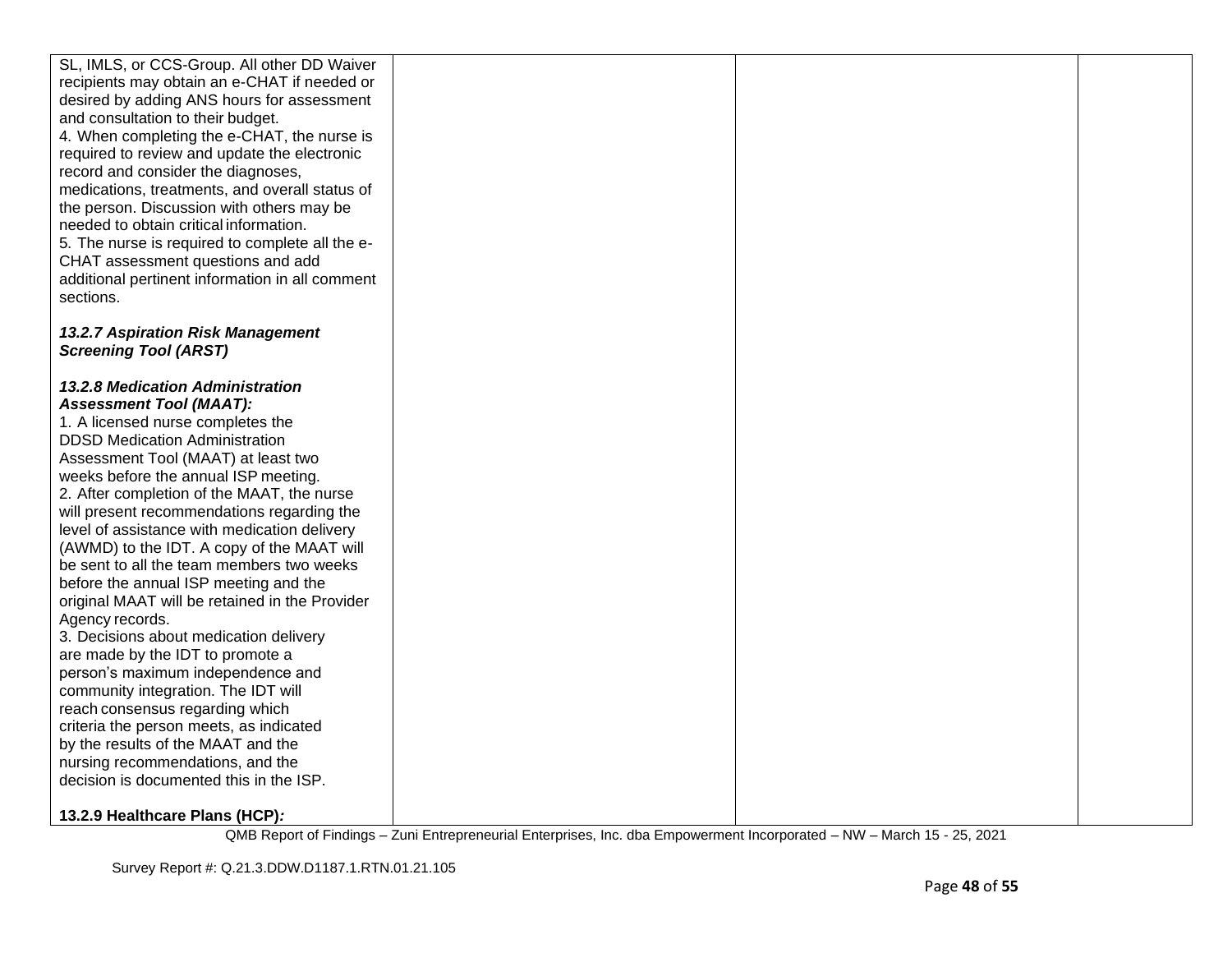| | | | |
|---|---|---|---|
| SL, IMLS, or CCS-Group. All other DD Waiver recipients may obtain an e-CHAT if needed or desired by adding ANS hours for assessment and consultation to their budget.<br>4. When completing the e-CHAT, the nurse is required to review and update the electronic record and consider the diagnoses, medications, treatments, and overall status of the person. Discussion with others may be needed to obtain critical information.<br>5. The nurse is required to complete all the e-CHAT assessment questions and add additional pertinent information in all comment sections.<br><br>***13.2.7 Aspiration Risk Management Screening Tool (ARST)***<br><br>***13.2.8 Medication Administration Assessment Tool (MAAT):***<br>1. A licensed nurse completes the DDSD Medication Administration Assessment Tool (MAAT) at least two weeks before the annual ISP meeting.<br>2. After completion of the MAAT, the nurse will present recommendations regarding the level of assistance with medication delivery (AWMD) to the IDT. A copy of the MAAT will be sent to all the team members two weeks before the annual ISP meeting and the original MAAT will be retained in the Provider Agency records.<br>3. Decisions about medication delivery are made by the IDT to promote a person's maximum independence and community integration. The IDT will reach consensus regarding which criteria the person meets, as indicated by the results of the MAAT and the nursing recommendations, and the decision is documented this in the ISP.<br><br>**13.2.9 Healthcare Plans (HCP)*:*** | | | |

QMB Report of Findings – Zuni Entrepreneurial Enterprises, Inc. dba Empowerment Incorporated – NW – March 15 - 25, 2021

Survey Report #: Q.21.3.DDW.D1187.1.RTN.01.21.105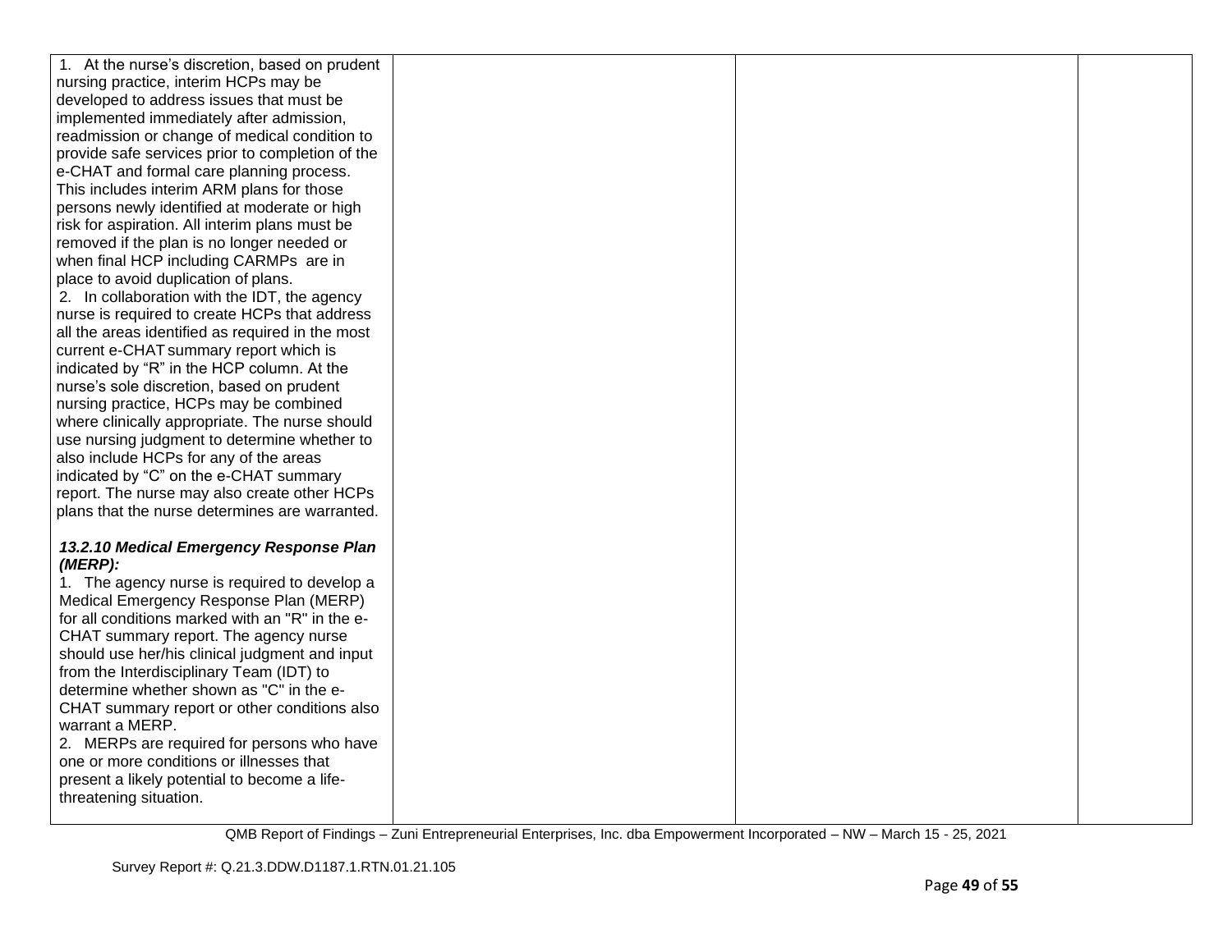| | | | |
|---|---|---|---|
| 1. At the nurse's discretion, based on prudent nursing practice, interim HCPs may be developed to address issues that must be implemented immediately after admission, readmission or change of medical condition to provide safe services prior to completion of the e-CHAT and formal care planning process. This includes interim ARM plans for those persons newly identified at moderate or high risk for aspiration. All interim plans must be removed if the plan is no longer needed or when final HCP including CARMPs are in place to avoid duplication of plans.<br>2. In collaboration with the IDT, the agency nurse is required to create HCPs that address all the areas identified as required in the most current e-CHAT summary report which is indicated by "R" in the HCP column. At the nurse's sole discretion, based on prudent nursing practice, HCPs may be combined where clinically appropriate. The nurse should use nursing judgment to determine whether to also include HCPs for any of the areas indicated by "C" on the e-CHAT summary report. The nurse may also create other HCPs plans that the nurse determines are warranted.<br><br>***13.2.10 Medical Emergency Response Plan (MERP):***<br>1. The agency nurse is required to develop a Medical Emergency Response Plan (MERP) for all conditions marked with an "R" in the e-CHAT summary report. The agency nurse should use her/his clinical judgment and input from the Interdisciplinary Team (IDT) to determine whether shown as "C" in the e-CHAT summary report or other conditions also warrant a MERP.<br>2. MERPs are required for persons who have one or more conditions or illnesses that present a likely potential to become a life-threatening situation. | | | |

QMB Report of Findings – Zuni Entrepreneurial Enterprises, Inc. dba Empowerment Incorporated – NW – March 15 - 25, 2021

Survey Report #: Q.21.3.DDW.D1187.1.RTN.01.21.105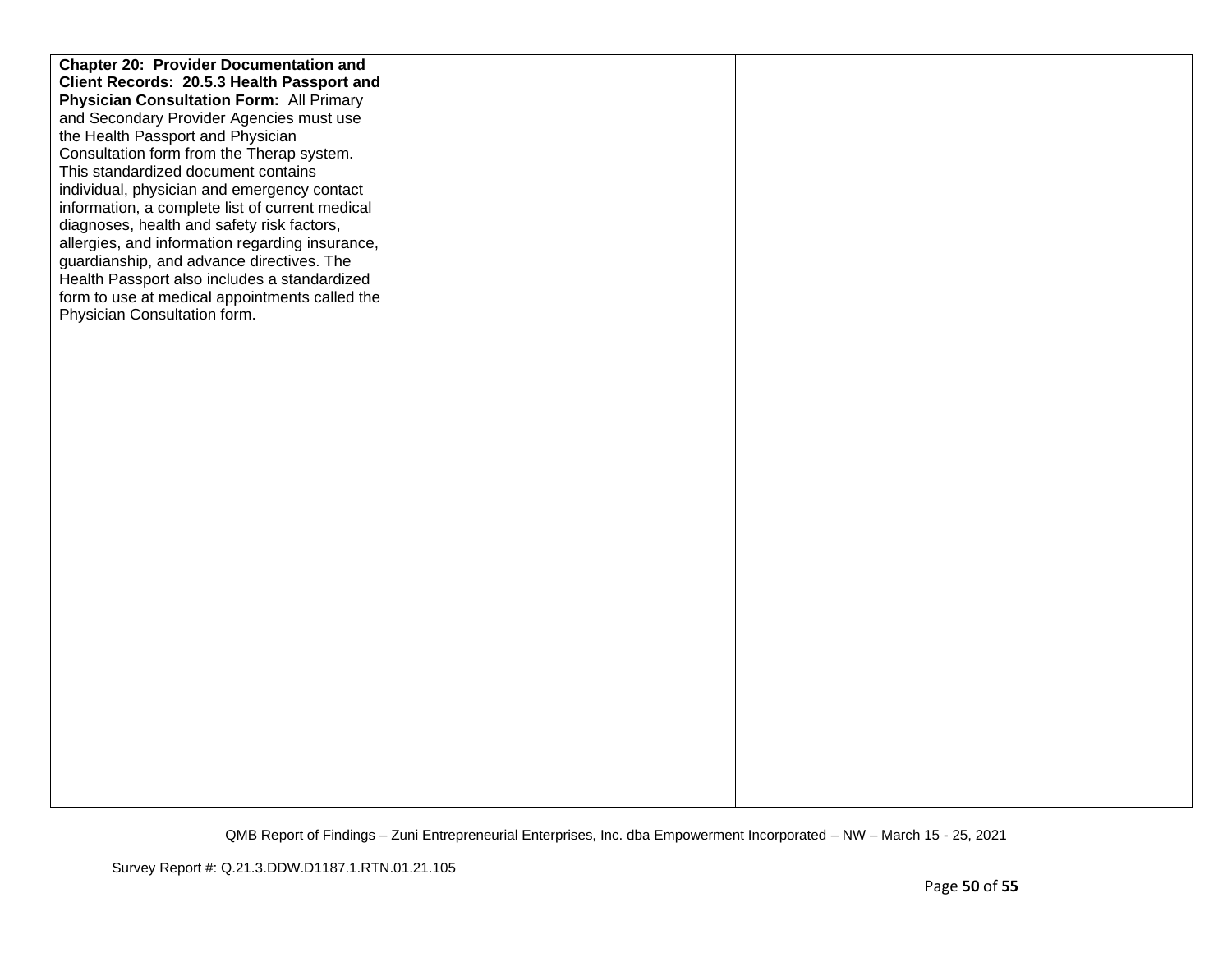| | | | |
|---|---|---|---|
| **Chapter 20: Provider Documentation and Client Records: 20.5.3 Health Passport and Physician Consultation Form:** All Primary and Secondary Provider Agencies must use the Health Passport and Physician Consultation form from the Therap system. This standardized document contains individual, physician and emergency contact information, a complete list of current medical diagnoses, health and safety risk factors, allergies, and information regarding insurance, guardianship, and advance directives. The Health Passport also includes a standardized form to use at medical appointments called the Physician Consultation form. | | | |

QMB Report of Findings – Zuni Entrepreneurial Enterprises, Inc. dba Empowerment Incorporated – NW – March 15 - 25, 2021

Survey Report #: Q.21.3.DDW.D1187.1.RTN.01.21.105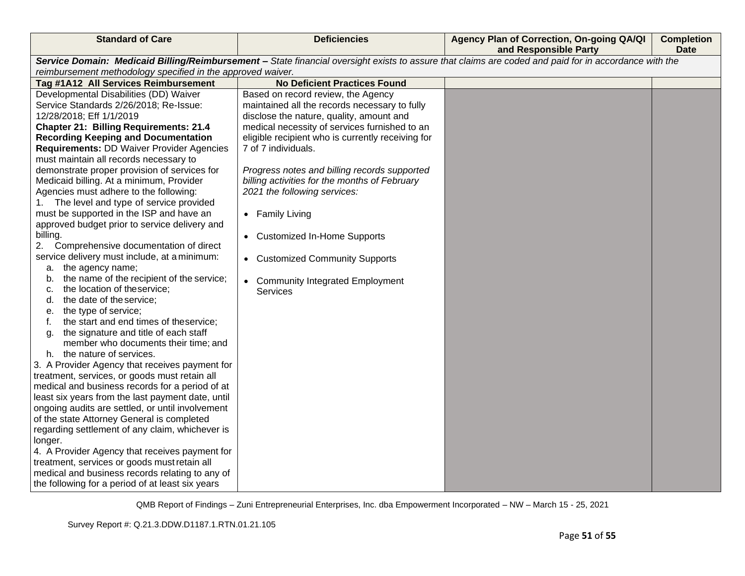| Standard of Care | Deficiencies | Agency Plan of Correction, On-going QA/QI and Responsible Party | Completion Date |
|---|---|---|---|
| ***Service Domain: Medicaid Billing/Reimbursement –*** *State financial oversight exists to assure that claims are coded and paid for in accordance with the reimbursement methodology specified in the approved waiver.* | | | |
| **Tag #1A12 All Services Reimbursement** | **No Deficient Practices Found** | | |
| Developmental Disabilities (DD) Waiver Service Standards 2/26/2018; Re-Issue: 12/28/2018; Eff 1/1/2019<br>**Chapter 21: Billing Requirements: 21.4 Recording Keeping and Documentation Requirements:** DD Waiver Provider Agencies must maintain all records necessary to demonstrate proper provision of services for Medicaid billing. At a minimum, Provider Agencies must adhere to the following:<br>1. The level and type of service provided must be supported in the ISP and have an approved budget prior to service delivery and billing.<br>2. Comprehensive documentation of direct service delivery must include, at a minimum:<br>a. the agency name;<br>b. the name of the recipient of the service;<br>c. the location of the service;<br>d. the date of the service;<br>e. the type of service;<br>f. the start and end times of the service;<br>g. the signature and title of each staff member who documents their time; and<br>h. the nature of services.<br>3. A Provider Agency that receives payment for treatment, services, or goods must retain all medical and business records for a period of at least six years from the last payment date, until ongoing audits are settled, or until involvement of the state Attorney General is completed regarding settlement of any claim, whichever is longer.<br>4. A Provider Agency that receives payment for treatment, services or goods must retain all medical and business records relating to any of the following for a period of at least six years | Based on record review, the Agency maintained all the records necessary to fully disclose the nature, quality, amount and medical necessity of services furnished to an eligible recipient who is currently receiving for 7 of 7 individuals.<br><br>*Progress notes and billing records supported billing activities for the months of February 2021 the following services:*<br><br>• Family Living<br><br>• Customized In-Home Supports<br><br>• Customized Community Supports<br><br>• Community Integrated Employment Services | | |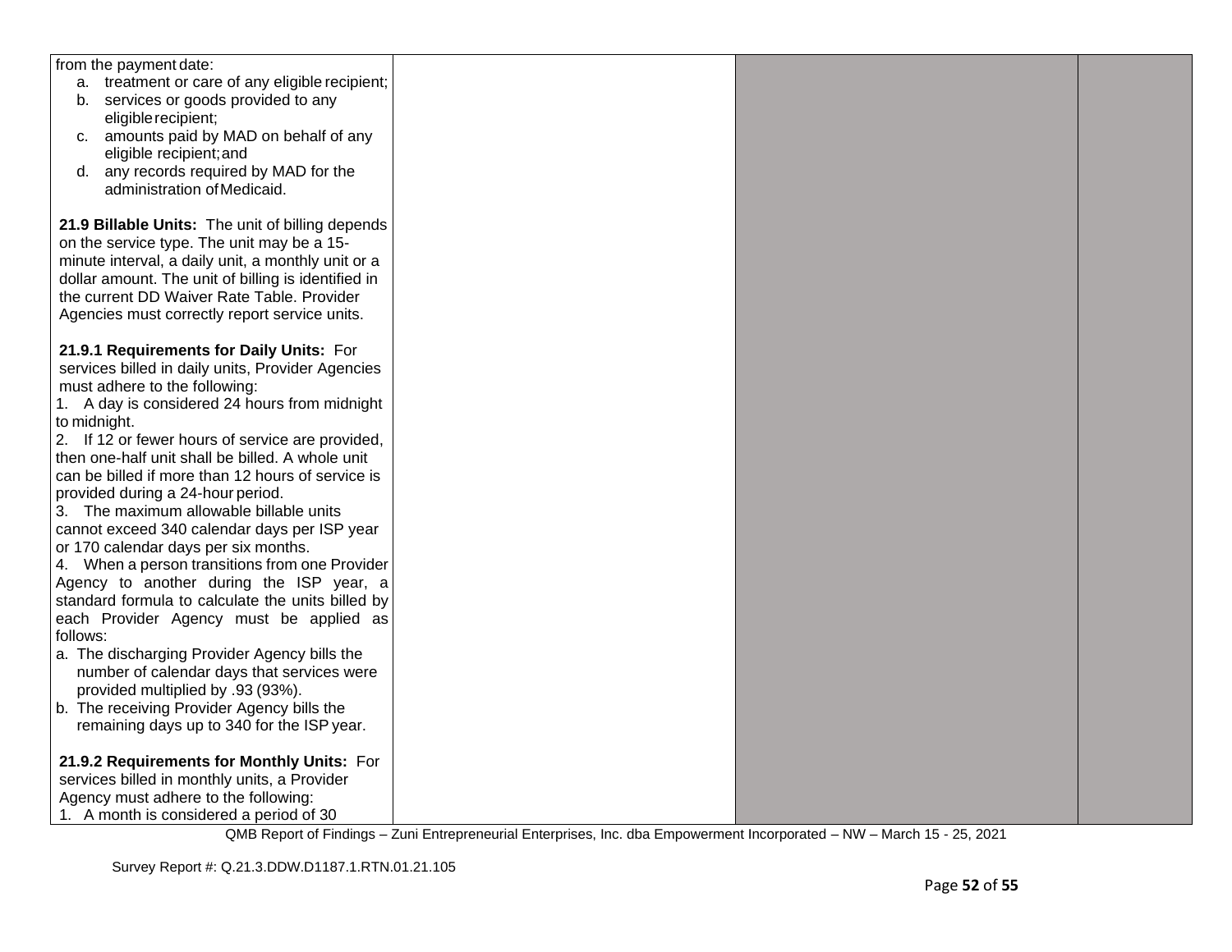| | | | |
|---|---|---|---|
| from the payment date:<br>a. treatment or care of any eligible recipient;<br>b. services or goods provided to any eligible recipient;<br>c. amounts paid by MAD on behalf of any eligible recipient; and<br>d. any records required by MAD for the administration of Medicaid.<br><br>**21.9 Billable Units:** The unit of billing depends on the service type. The unit may be a 15-minute interval, a daily unit, a monthly unit or a dollar amount. The unit of billing is identified in the current DD Waiver Rate Table. Provider Agencies must correctly report service units.<br><br>**21.9.1 Requirements for Daily Units:** For services billed in daily units, Provider Agencies must adhere to the following:<br>1. A day is considered 24 hours from midnight to midnight.<br>2. If 12 or fewer hours of service are provided, then one-half unit shall be billed. A whole unit can be billed if more than 12 hours of service is provided during a 24-hour period.<br>3. The maximum allowable billable units cannot exceed 340 calendar days per ISP year or 170 calendar days per six months.<br>4. When a person transitions from one Provider Agency to another during the ISP year, a standard formula to calculate the units billed by each Provider Agency must be applied as follows:<br>a. The discharging Provider Agency bills the number of calendar days that services were provided multiplied by .93 (93%).<br>b. The receiving Provider Agency bills the remaining days up to 340 for the ISP year.<br><br>**21.9.2 Requirements for Monthly Units:** For services billed in monthly units, a Provider Agency must adhere to the following:<br>1. A month is considered a period of 30 | | | |

QMB Report of Findings – Zuni Entrepreneurial Enterprises, Inc. dba Empowerment Incorporated – NW – March 15 - 25, 2021

Survey Report #: Q.21.3.DDW.D1187.1.RTN.01.21.105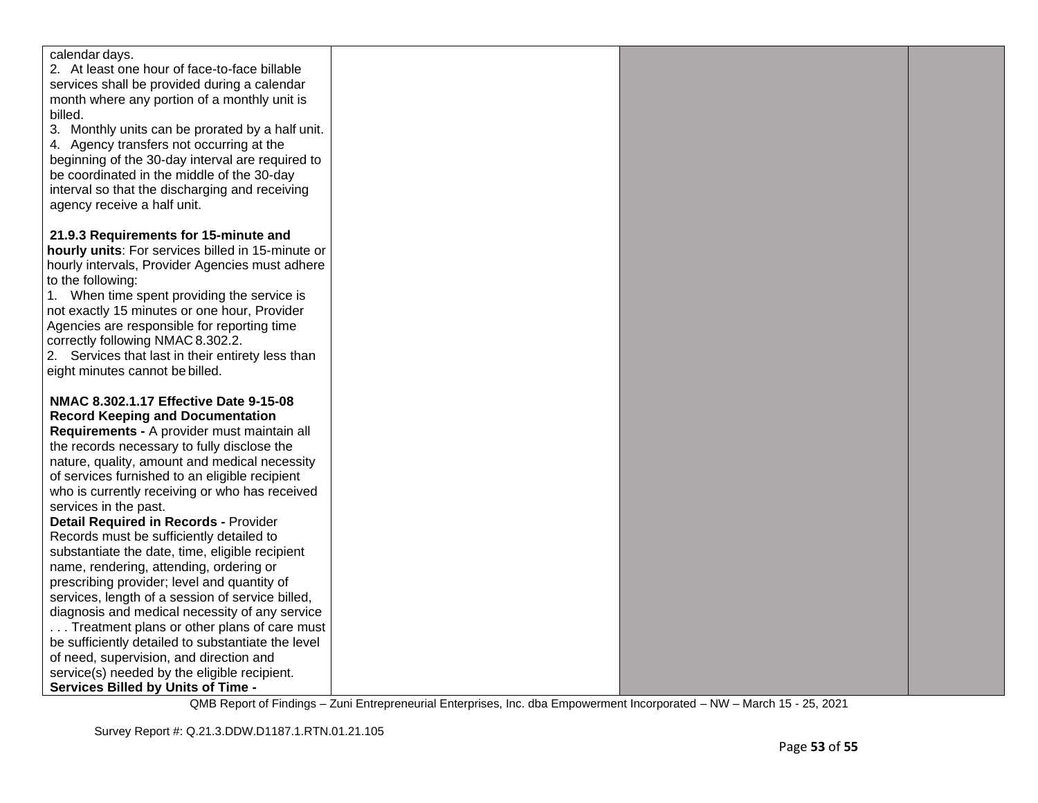| | | | |
|---|---|---|---|
| calendar days.<br>2. At least one hour of face-to-face billable services shall be provided during a calendar month where any portion of a monthly unit is billed.<br>3. Monthly units can be prorated by a half unit.<br>4. Agency transfers not occurring at the beginning of the 30-day interval are required to be coordinated in the middle of the 30-day interval so that the discharging and receiving agency receive a half unit.<br><br>**21.9.3 Requirements for 15-minute and hourly units**: For services billed in 15-minute or hourly intervals, Provider Agencies must adhere to the following:<br>1. When time spent providing the service is not exactly 15 minutes or one hour, Provider Agencies are responsible for reporting time correctly following NMAC 8.302.2.<br>2. Services that last in their entirety less than eight minutes cannot be billed.<br><br>**NMAC 8.302.1.17 Effective Date 9-15-08 Record Keeping and Documentation Requirements -** A provider must maintain all the records necessary to fully disclose the nature, quality, amount and medical necessity of services furnished to an eligible recipient who is currently receiving or who has received services in the past.<br>**Detail Required in Records -** Provider Records must be sufficiently detailed to substantiate the date, time, eligible recipient name, rendering, attending, ordering or prescribing provider; level and quantity of services, length of a session of service billed, diagnosis and medical necessity of any service . . . Treatment plans or other plans of care must be sufficiently detailed to substantiate the level of need, supervision, and direction and service(s) needed by the eligible recipient.<br>**Services Billed by Units of Time -** | | | |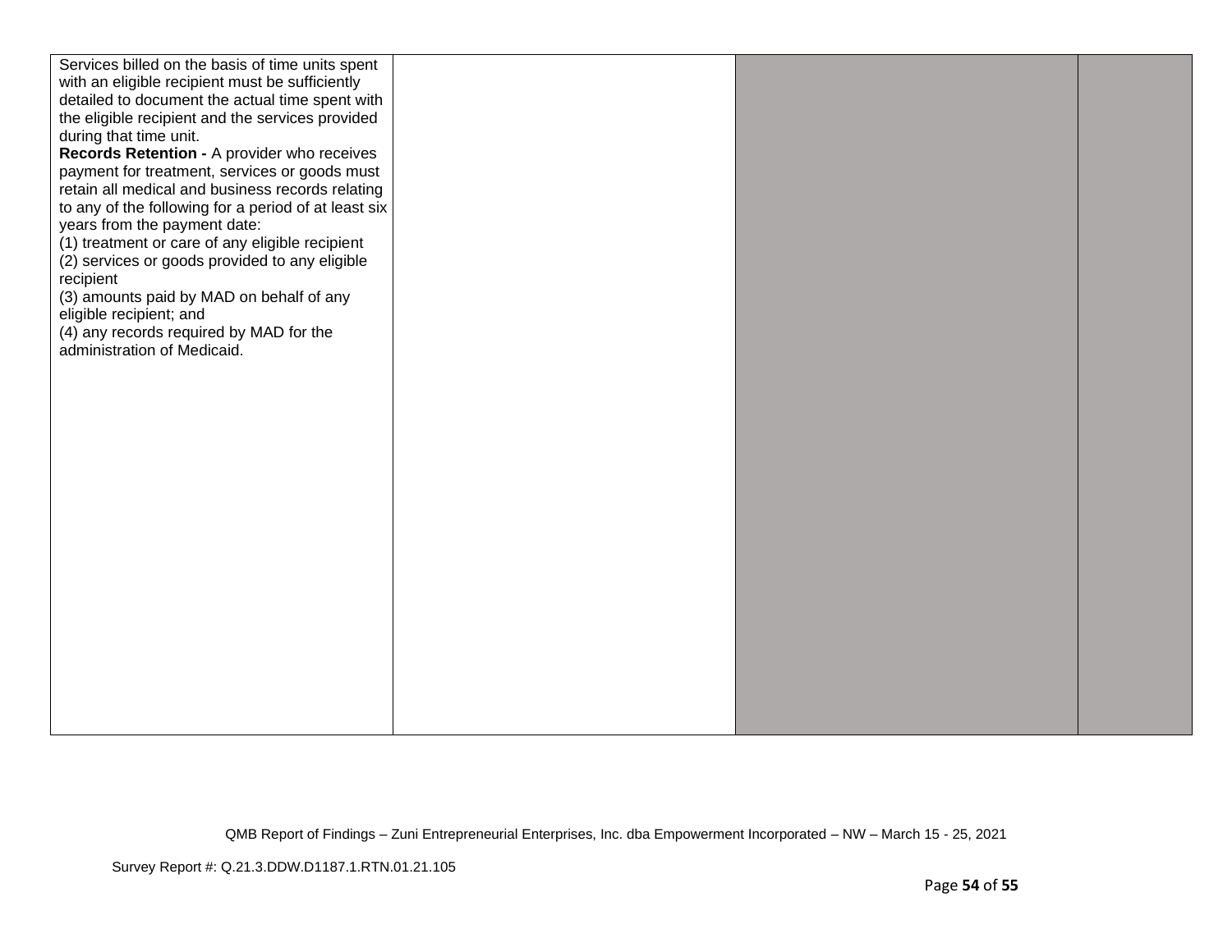| | | | |
|---|---|---|---|
| Services billed on the basis of time units spent with an eligible recipient must be sufficiently detailed to document the actual time spent with the eligible recipient and the services provided during that time unit.<br>**Records Retention -** A provider who receives payment for treatment, services or goods must retain all medical and business records relating to any of the following for a period of at least six years from the payment date:<br>(1) treatment or care of any eligible recipient<br>(2) services or goods provided to any eligible recipient<br>(3) amounts paid by MAD on behalf of any eligible recipient; and<br>(4) any records required by MAD for the administration of Medicaid. | | | |

QMB Report of Findings – Zuni Entrepreneurial Enterprises, Inc. dba Empowerment Incorporated – NW – March 15 - 25, 2021

Survey Report #: Q.21.3.DDW.D1187.1.RTN.01.21.105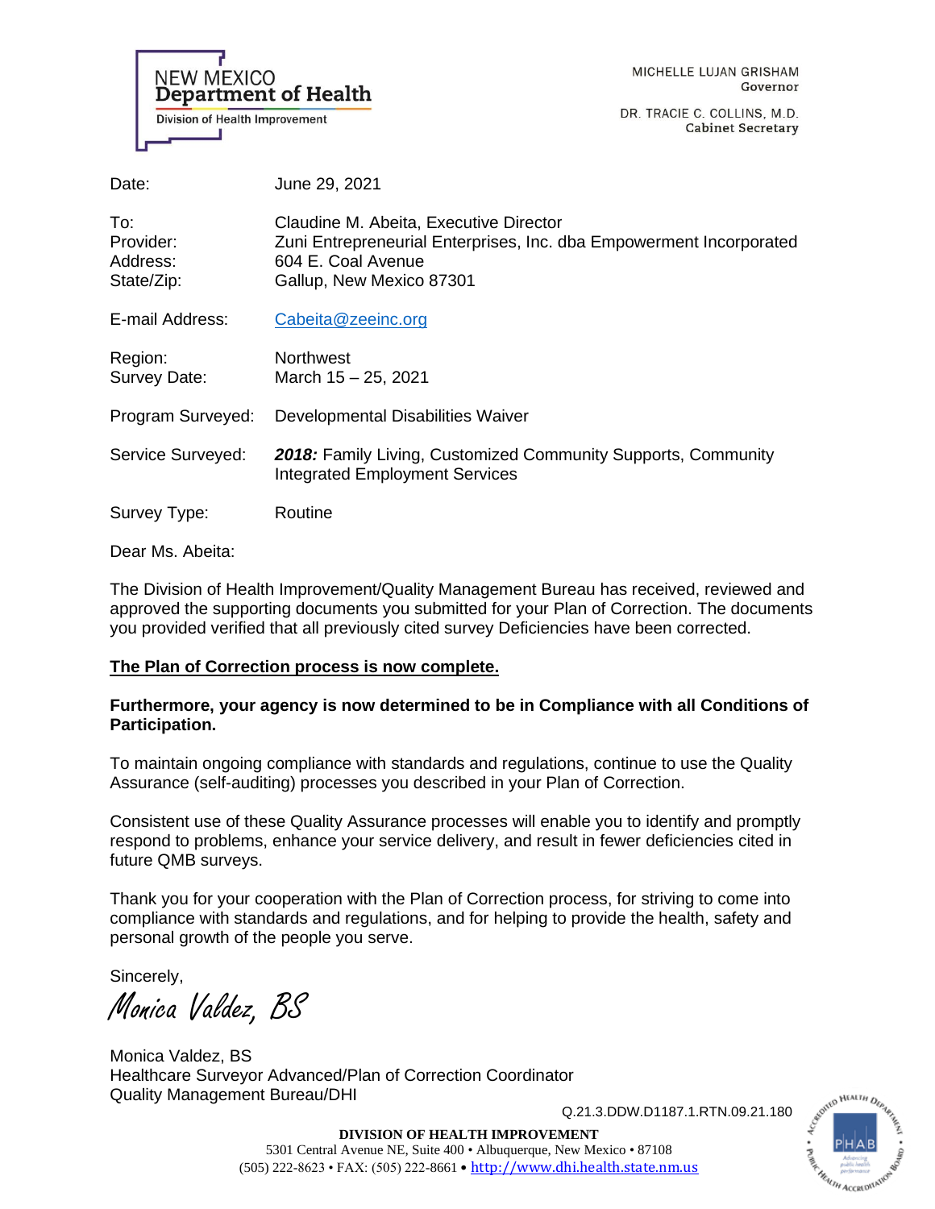NEW MEXICO
**Department of Health**
Division of Health Improvement

MICHELLE LUJAN GRISHAM
Governor

DR. TRACIE C. COLLINS, M.D.
Cabinet Secretary

| | |
|---|---|
| Date: | June 29, 2021 |
| To: | Claudine M. Abeita, Executive Director |
| Provider: | Zuni Entrepreneurial Enterprises, Inc. dba Empowerment Incorporated |
| Address: | 604 E. Coal Avenue |
| State/Zip: | Gallup, New Mexico 87301 |
| E-mail Address: | Cabeita@zeeinc.org |
| Region: | Northwest |
| Survey Date: | March 15 – 25, 2021 |
| Program Surveyed: | Developmental Disabilities Waiver |
| Service Surveyed: | ***2018:*** Family Living, Customized Community Supports, Community Integrated Employment Services |
| Survey Type: | Routine |

Dear Ms. Abeita:

The Division of Health Improvement/Quality Management Bureau has received, reviewed and approved the supporting documents you submitted for your Plan of Correction. The documents you provided verified that all previously cited survey Deficiencies have been corrected.

**The Plan of Correction process is now complete.**

**Furthermore, your agency is now determined to be in Compliance with all Conditions of Participation.**

To maintain ongoing compliance with standards and regulations, continue to use the Quality Assurance (self-auditing) processes you described in your Plan of Correction.

Consistent use of these Quality Assurance processes will enable you to identify and promptly respond to problems, enhance your service delivery, and result in fewer deficiencies cited in future QMB surveys.

Thank you for your cooperation with the Plan of Correction process, for striving to come into compliance with standards and regulations, and for helping to provide the health, safety and personal growth of the people you serve.

Sincerely,

*Monica Valdez, BS*

Monica Valdez, BS
Healthcare Surveyor Advanced/Plan of Correction Coordinator
Quality Management Bureau/DHI

Q.21.3.DDW.D1187.1.RTN.09.21.180

**DIVISION OF HEALTH IMPROVEMENT**
5301 Central Avenue NE, Suite 400 • Albuquerque, New Mexico • 87108
(505) 222-8623 • FAX: (505) 222-8661 • http://www.dhi.health.state.nm.us